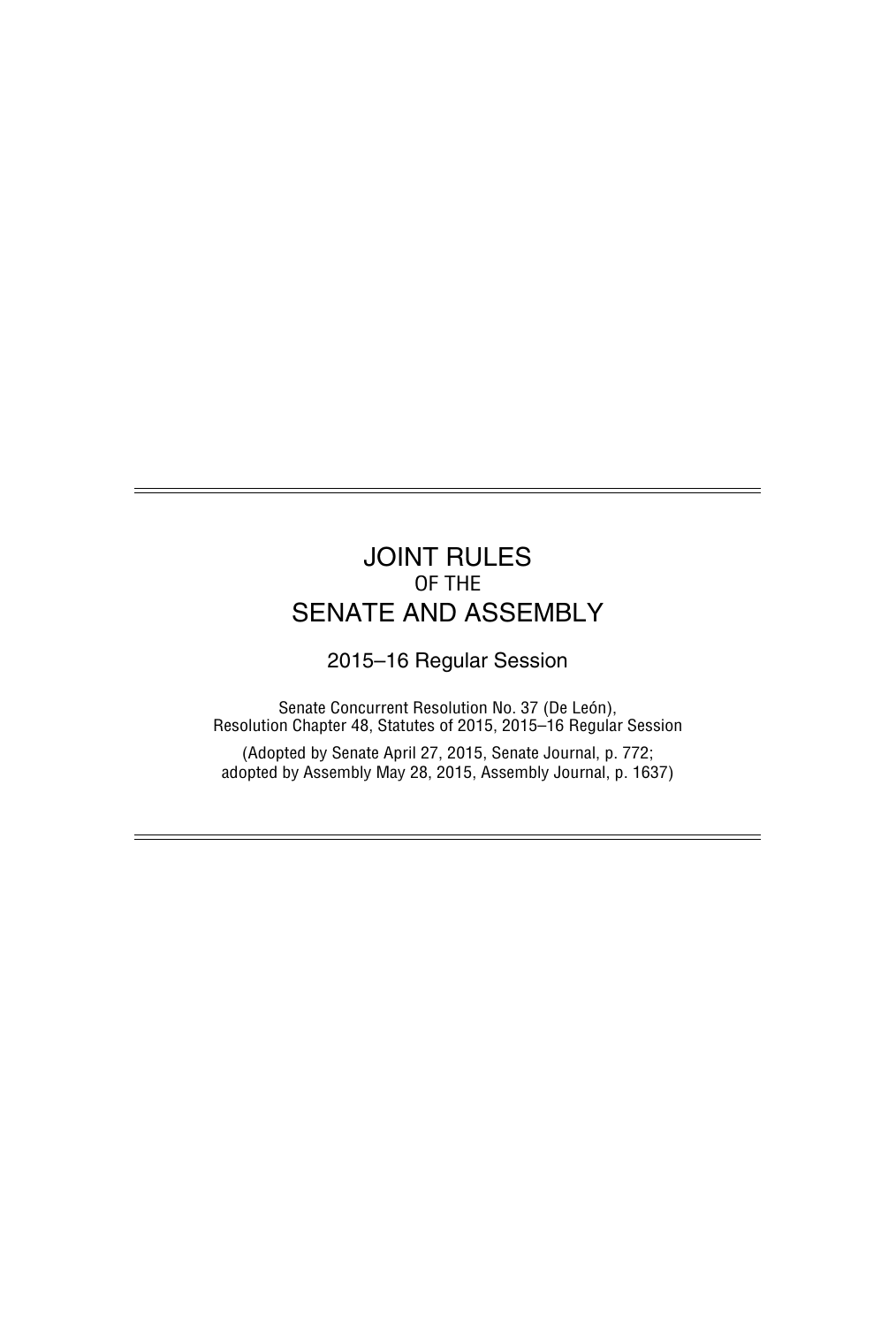# JOINT RULES
OF THE
# SENATE AND ASSEMBLY

2015–16 Regular Session

Senate Concurrent Resolution No. 37 (De León),
Resolution Chapter 48, Statutes of 2015, 2015–16 Regular Session

(Adopted by Senate April 27, 2015, Senate Journal, p. 772;
adopted by Assembly May 28, 2015, Assembly Journal, p. 1637)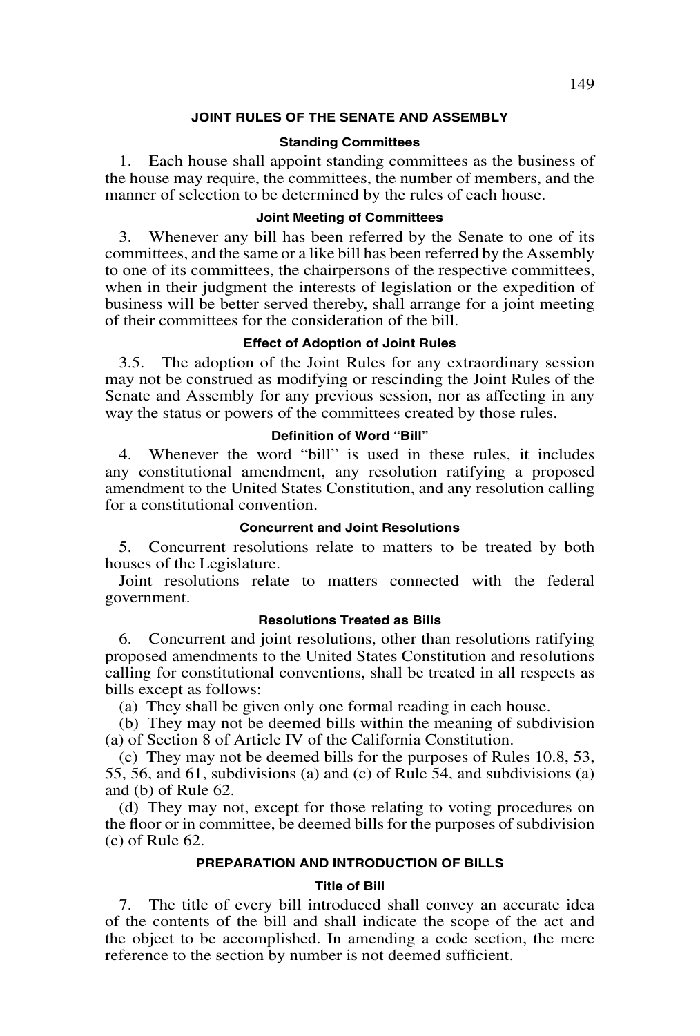## JOINT RULES OF THE SENATE AND ASSEMBLY

### Standing Committees

1. Each house shall appoint standing committees as the business of the house may require, the committees, the number of members, and the manner of selection to be determined by the rules of each house.

### Joint Meeting of Committees

3. Whenever any bill has been referred by the Senate to one of its committees, and the same or a like bill has been referred by the Assembly to one of its committees, the chairpersons of the respective committees, when in their judgment the interests of legislation or the expedition of business will be better served thereby, shall arrange for a joint meeting of their committees for the consideration of the bill.

### Effect of Adoption of Joint Rules

3.5. The adoption of the Joint Rules for any extraordinary session may not be construed as modifying or rescinding the Joint Rules of the Senate and Assembly for any previous session, nor as affecting in any way the status or powers of the committees created by those rules.

### Definition of Word "Bill"

4. Whenever the word "bill" is used in these rules, it includes any constitutional amendment, any resolution ratifying a proposed amendment to the United States Constitution, and any resolution calling for a constitutional convention.

### Concurrent and Joint Resolutions

5. Concurrent resolutions relate to matters to be treated by both houses of the Legislature.

Joint resolutions relate to matters connected with the federal government.

### Resolutions Treated as Bills

6. Concurrent and joint resolutions, other than resolutions ratifying proposed amendments to the United States Constitution and resolutions calling for constitutional conventions, shall be treated in all respects as bills except as follows:

(a) They shall be given only one formal reading in each house.

(b) They may not be deemed bills within the meaning of subdivision (a) of Section 8 of Article IV of the California Constitution.

(c) They may not be deemed bills for the purposes of Rules 10.8, 53, 55, 56, and 61, subdivisions (a) and (c) of Rule 54, and subdivisions (a) and (b) of Rule 62.

(d) They may not, except for those relating to voting procedures on the floor or in committee, be deemed bills for the purposes of subdivision (c) of Rule 62.

## PREPARATION AND INTRODUCTION OF BILLS

### Title of Bill

7. The title of every bill introduced shall convey an accurate idea of the contents of the bill and shall indicate the scope of the act and the object to be accomplished. In amending a code section, the mere reference to the section by number is not deemed sufficient.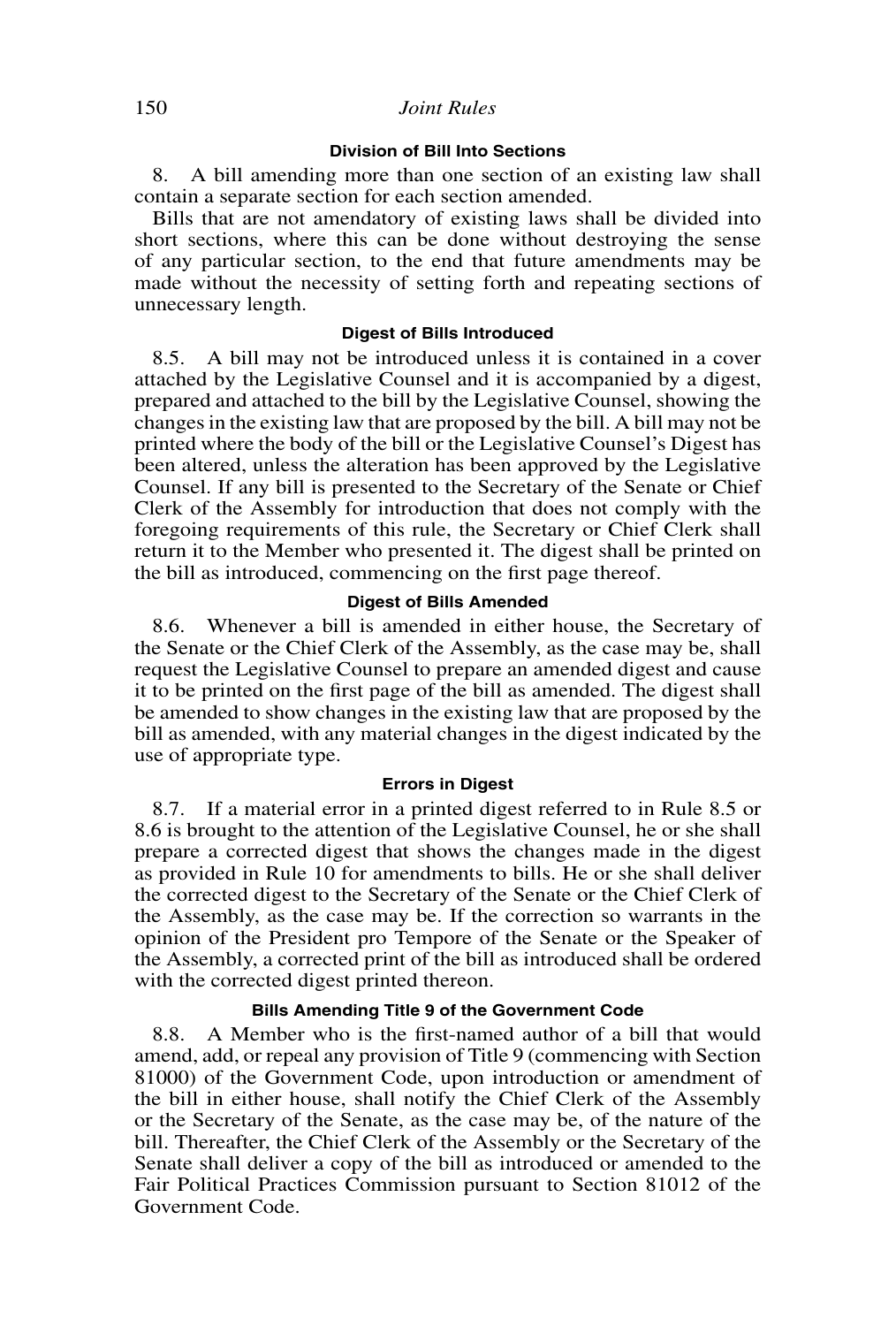### Division of Bill Into Sections

8. A bill amending more than one section of an existing law shall contain a separate section for each section amended.

Bills that are not amendatory of existing laws shall be divided into short sections, where this can be done without destroying the sense of any particular section, to the end that future amendments may be made without the necessity of setting forth and repeating sections of unnecessary length.

### Digest of Bills Introduced

8.5. A bill may not be introduced unless it is contained in a cover attached by the Legislative Counsel and it is accompanied by a digest, prepared and attached to the bill by the Legislative Counsel, showing the changes in the existing law that are proposed by the bill. A bill may not be printed where the body of the bill or the Legislative Counsel's Digest has been altered, unless the alteration has been approved by the Legislative Counsel. If any bill is presented to the Secretary of the Senate or Chief Clerk of the Assembly for introduction that does not comply with the foregoing requirements of this rule, the Secretary or Chief Clerk shall return it to the Member who presented it. The digest shall be printed on the bill as introduced, commencing on the first page thereof.

### Digest of Bills Amended

8.6. Whenever a bill is amended in either house, the Secretary of the Senate or the Chief Clerk of the Assembly, as the case may be, shall request the Legislative Counsel to prepare an amended digest and cause it to be printed on the first page of the bill as amended. The digest shall be amended to show changes in the existing law that are proposed by the bill as amended, with any material changes in the digest indicated by the use of appropriate type.

### Errors in Digest

8.7. If a material error in a printed digest referred to in Rule 8.5 or 8.6 is brought to the attention of the Legislative Counsel, he or she shall prepare a corrected digest that shows the changes made in the digest as provided in Rule 10 for amendments to bills. He or she shall deliver the corrected digest to the Secretary of the Senate or the Chief Clerk of the Assembly, as the case may be. If the correction so warrants in the opinion of the President pro Tempore of the Senate or the Speaker of the Assembly, a corrected print of the bill as introduced shall be ordered with the corrected digest printed thereon.

### Bills Amending Title 9 of the Government Code

8.8. A Member who is the first-named author of a bill that would amend, add, or repeal any provision of Title 9 (commencing with Section 81000) of the Government Code, upon introduction or amendment of the bill in either house, shall notify the Chief Clerk of the Assembly or the Secretary of the Senate, as the case may be, of the nature of the bill. Thereafter, the Chief Clerk of the Assembly or the Secretary of the Senate shall deliver a copy of the bill as introduced or amended to the Fair Political Practices Commission pursuant to Section 81012 of the Government Code.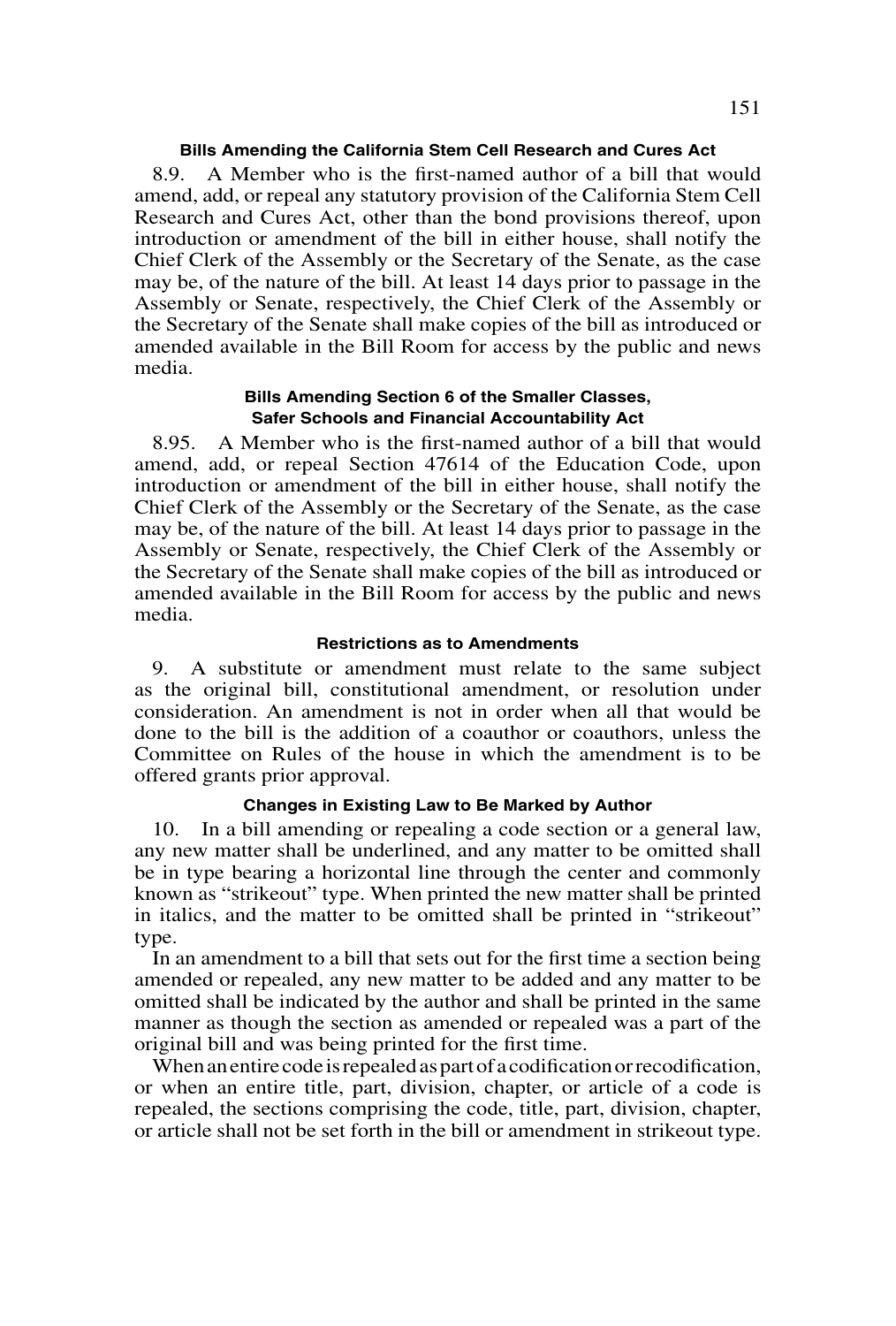#### Bills Amending the California Stem Cell Research and Cures Act

8.9. A Member who is the first-named author of a bill that would amend, add, or repeal any statutory provision of the California Stem Cell Research and Cures Act, other than the bond provisions thereof, upon introduction or amendment of the bill in either house, shall notify the Chief Clerk of the Assembly or the Secretary of the Senate, as the case may be, of the nature of the bill. At least 14 days prior to passage in the Assembly or Senate, respectively, the Chief Clerk of the Assembly or the Secretary of the Senate shall make copies of the bill as introduced or amended available in the Bill Room for access by the public and news media.

#### Bills Amending Section 6 of the Smaller Classes, Safer Schools and Financial Accountability Act

8.95. A Member who is the first-named author of a bill that would amend, add, or repeal Section 47614 of the Education Code, upon introduction or amendment of the bill in either house, shall notify the Chief Clerk of the Assembly or the Secretary of the Senate, as the case may be, of the nature of the bill. At least 14 days prior to passage in the Assembly or Senate, respectively, the Chief Clerk of the Assembly or the Secretary of the Senate shall make copies of the bill as introduced or amended available in the Bill Room for access by the public and news media.

#### Restrictions as to Amendments

9. A substitute or amendment must relate to the same subject as the original bill, constitutional amendment, or resolution under consideration. An amendment is not in order when all that would be done to the bill is the addition of a coauthor or coauthors, unless the Committee on Rules of the house in which the amendment is to be offered grants prior approval.

#### Changes in Existing Law to Be Marked by Author

10. In a bill amending or repealing a code section or a general law, any new matter shall be underlined, and any matter to be omitted shall be in type bearing a horizontal line through the center and commonly known as "strikeout" type. When printed the new matter shall be printed in italics, and the matter to be omitted shall be printed in "strikeout" type.

In an amendment to a bill that sets out for the first time a section being amended or repealed, any new matter to be added and any matter to be omitted shall be indicated by the author and shall be printed in the same manner as though the section as amended or repealed was a part of the original bill and was being printed for the first time.

When an entire code is repealed as part of a codification or recodification, or when an entire title, part, division, chapter, or article of a code is repealed, the sections comprising the code, title, part, division, chapter, or article shall not be set forth in the bill or amendment in strikeout type.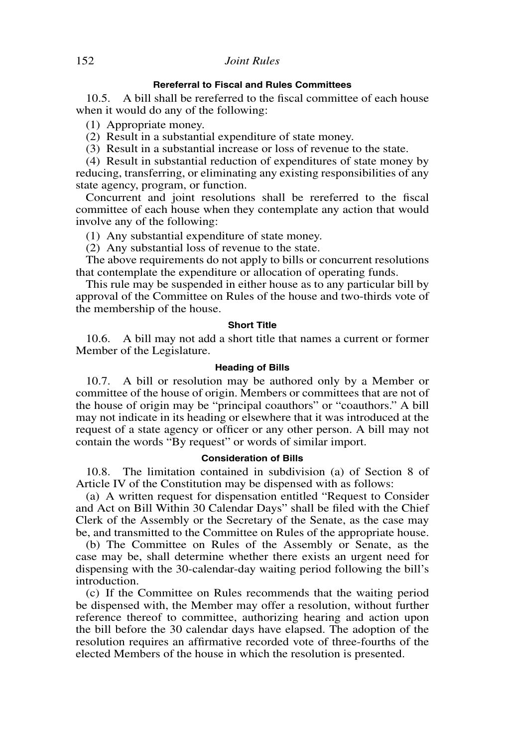### Rereferral to Fiscal and Rules Committees

10.5. A bill shall be rereferred to the fiscal committee of each house when it would do any of the following:

(1) Appropriate money.

(2) Result in a substantial expenditure of state money.

(3) Result in a substantial increase or loss of revenue to the state.

(4) Result in substantial reduction of expenditures of state money by reducing, transferring, or eliminating any existing responsibilities of any state agency, program, or function.

Concurrent and joint resolutions shall be rereferred to the fiscal committee of each house when they contemplate any action that would involve any of the following:

(1) Any substantial expenditure of state money.

(2) Any substantial loss of revenue to the state.

The above requirements do not apply to bills or concurrent resolutions that contemplate the expenditure or allocation of operating funds.

This rule may be suspended in either house as to any particular bill by approval of the Committee on Rules of the house and two-thirds vote of the membership of the house.

### Short Title

10.6. A bill may not add a short title that names a current or former Member of the Legislature.

### Heading of Bills

10.7. A bill or resolution may be authored only by a Member or committee of the house of origin. Members or committees that are not of the house of origin may be "principal coauthors" or "coauthors." A bill may not indicate in its heading or elsewhere that it was introduced at the request of a state agency or officer or any other person. A bill may not contain the words "By request" or words of similar import.

### Consideration of Bills

10.8. The limitation contained in subdivision (a) of Section 8 of Article IV of the Constitution may be dispensed with as follows:

(a) A written request for dispensation entitled "Request to Consider and Act on Bill Within 30 Calendar Days" shall be filed with the Chief Clerk of the Assembly or the Secretary of the Senate, as the case may be, and transmitted to the Committee on Rules of the appropriate house.

(b) The Committee on Rules of the Assembly or Senate, as the case may be, shall determine whether there exists an urgent need for dispensing with the 30-calendar-day waiting period following the bill's introduction.

(c) If the Committee on Rules recommends that the waiting period be dispensed with, the Member may offer a resolution, without further reference thereof to committee, authorizing hearing and action upon the bill before the 30 calendar days have elapsed. The adoption of the resolution requires an affirmative recorded vote of three-fourths of the elected Members of the house in which the resolution is presented.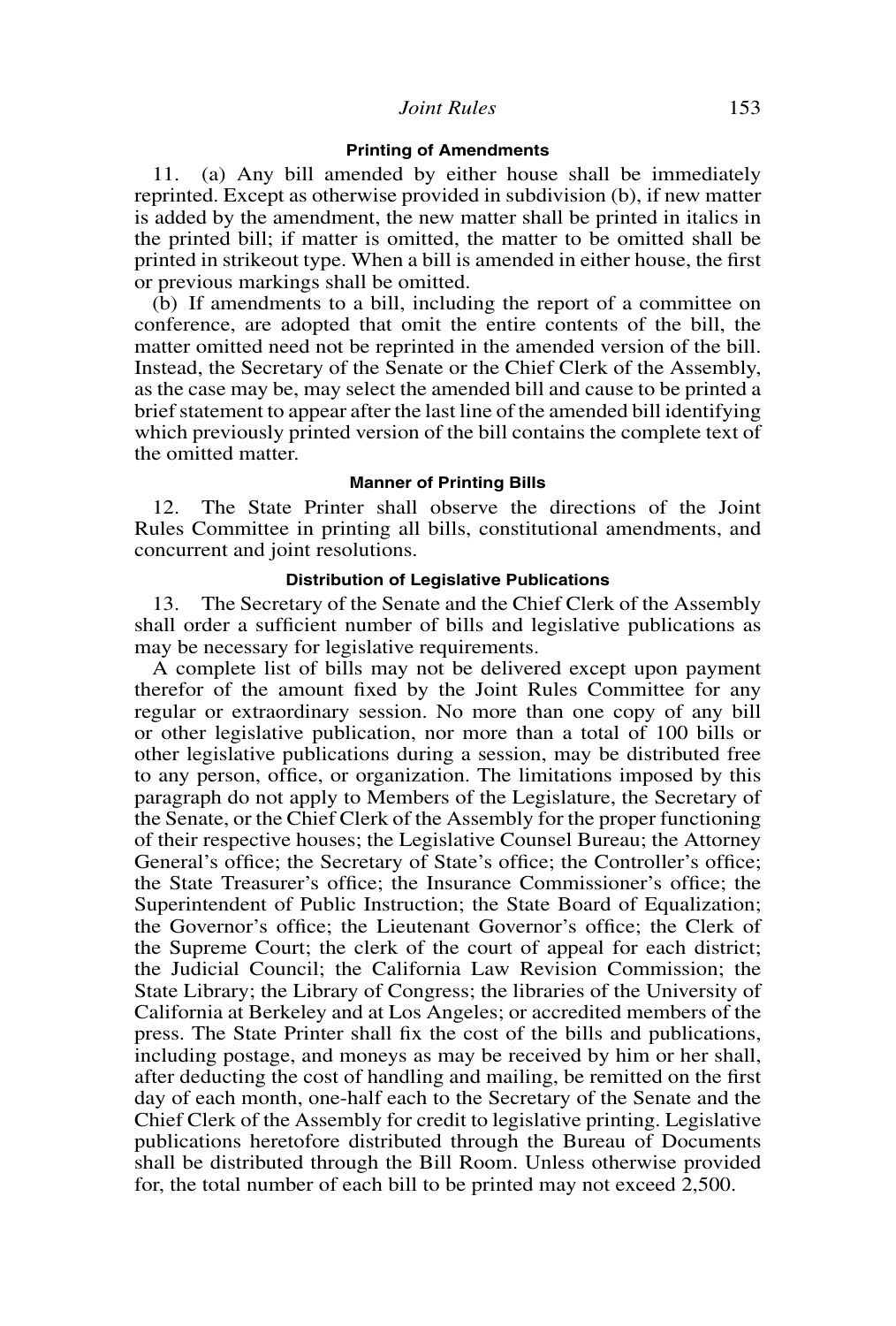#### Printing of Amendments

11. (a) Any bill amended by either house shall be immediately reprinted. Except as otherwise provided in subdivision (b), if new matter is added by the amendment, the new matter shall be printed in italics in the printed bill; if matter is omitted, the matter to be omitted shall be printed in strikeout type. When a bill is amended in either house, the first or previous markings shall be omitted.

(b) If amendments to a bill, including the report of a committee on conference, are adopted that omit the entire contents of the bill, the matter omitted need not be reprinted in the amended version of the bill. Instead, the Secretary of the Senate or the Chief Clerk of the Assembly, as the case may be, may select the amended bill and cause to be printed a brief statement to appear after the last line of the amended bill identifying which previously printed version of the bill contains the complete text of the omitted matter.

#### Manner of Printing Bills

12. The State Printer shall observe the directions of the Joint Rules Committee in printing all bills, constitutional amendments, and concurrent and joint resolutions.

#### Distribution of Legislative Publications

13. The Secretary of the Senate and the Chief Clerk of the Assembly shall order a sufficient number of bills and legislative publications as may be necessary for legislative requirements.

A complete list of bills may not be delivered except upon payment therefor of the amount fixed by the Joint Rules Committee for any regular or extraordinary session. No more than one copy of any bill or other legislative publication, nor more than a total of 100 bills or other legislative publications during a session, may be distributed free to any person, office, or organization. The limitations imposed by this paragraph do not apply to Members of the Legislature, the Secretary of the Senate, or the Chief Clerk of the Assembly for the proper functioning of their respective houses; the Legislative Counsel Bureau; the Attorney General's office; the Secretary of State's office; the Controller's office; the State Treasurer's office; the Insurance Commissioner's office; the Superintendent of Public Instruction; the State Board of Equalization; the Governor's office; the Lieutenant Governor's office; the Clerk of the Supreme Court; the clerk of the court of appeal for each district; the Judicial Council; the California Law Revision Commission; the State Library; the Library of Congress; the libraries of the University of California at Berkeley and at Los Angeles; or accredited members of the press. The State Printer shall fix the cost of the bills and publications, including postage, and moneys as may be received by him or her shall, after deducting the cost of handling and mailing, be remitted on the first day of each month, one-half each to the Secretary of the Senate and the Chief Clerk of the Assembly for credit to legislative printing. Legislative publications heretofore distributed through the Bureau of Documents shall be distributed through the Bill Room. Unless otherwise provided for, the total number of each bill to be printed may not exceed 2,500.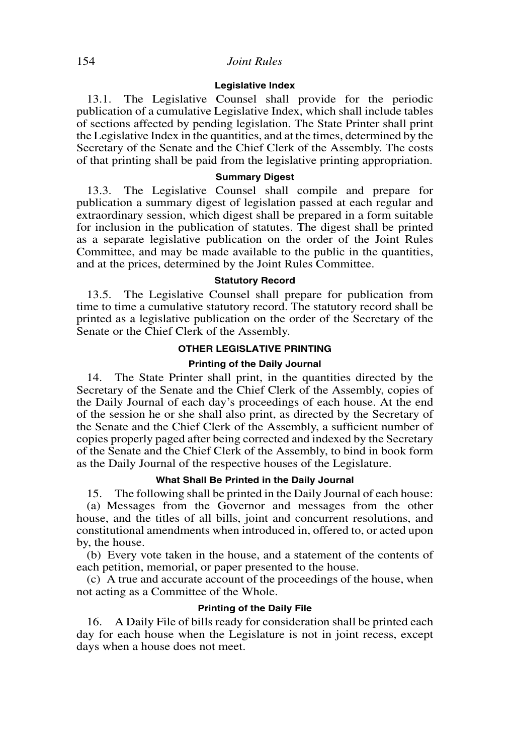#### Legislative Index

13.1. The Legislative Counsel shall provide for the periodic publication of a cumulative Legislative Index, which shall include tables of sections affected by pending legislation. The State Printer shall print the Legislative Index in the quantities, and at the times, determined by the Secretary of the Senate and the Chief Clerk of the Assembly. The costs of that printing shall be paid from the legislative printing appropriation.

#### Summary Digest

13.3. The Legislative Counsel shall compile and prepare for publication a summary digest of legislation passed at each regular and extraordinary session, which digest shall be prepared in a form suitable for inclusion in the publication of statutes. The digest shall be printed as a separate legislative publication on the order of the Joint Rules Committee, and may be made available to the public in the quantities, and at the prices, determined by the Joint Rules Committee.

#### Statutory Record

13.5. The Legislative Counsel shall prepare for publication from time to time a cumulative statutory record. The statutory record shall be printed as a legislative publication on the order of the Secretary of the Senate or the Chief Clerk of the Assembly.

### OTHER LEGISLATIVE PRINTING

#### Printing of the Daily Journal

14. The State Printer shall print, in the quantities directed by the Secretary of the Senate and the Chief Clerk of the Assembly, copies of the Daily Journal of each day's proceedings of each house. At the end of the session he or she shall also print, as directed by the Secretary of the Senate and the Chief Clerk of the Assembly, a sufficient number of copies properly paged after being corrected and indexed by the Secretary of the Senate and the Chief Clerk of the Assembly, to bind in book form as the Daily Journal of the respective houses of the Legislature.

#### What Shall Be Printed in the Daily Journal

15. The following shall be printed in the Daily Journal of each house:

(a) Messages from the Governor and messages from the other house, and the titles of all bills, joint and concurrent resolutions, and constitutional amendments when introduced in, offered to, or acted upon by, the house.

(b) Every vote taken in the house, and a statement of the contents of each petition, memorial, or paper presented to the house.

(c) A true and accurate account of the proceedings of the house, when not acting as a Committee of the Whole.

#### Printing of the Daily File

16. A Daily File of bills ready for consideration shall be printed each day for each house when the Legislature is not in joint recess, except days when a house does not meet.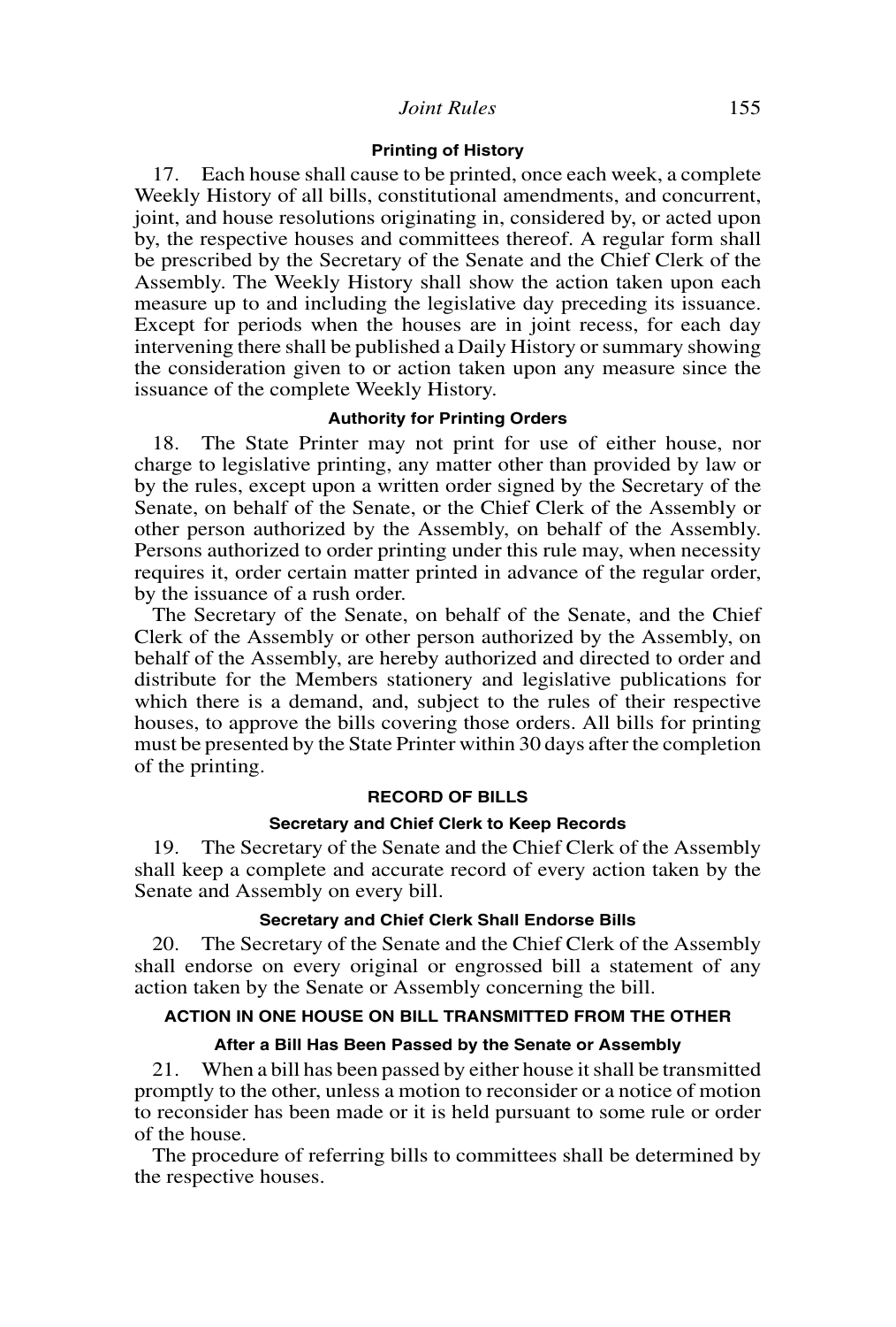#### Printing of History

17. Each house shall cause to be printed, once each week, a complete Weekly History of all bills, constitutional amendments, and concurrent, joint, and house resolutions originating in, considered by, or acted upon by, the respective houses and committees thereof. A regular form shall be prescribed by the Secretary of the Senate and the Chief Clerk of the Assembly. The Weekly History shall show the action taken upon each measure up to and including the legislative day preceding its issuance. Except for periods when the houses are in joint recess, for each day intervening there shall be published a Daily History or summary showing the consideration given to or action taken upon any measure since the issuance of the complete Weekly History.

#### Authority for Printing Orders

18. The State Printer may not print for use of either house, nor charge to legislative printing, any matter other than provided by law or by the rules, except upon a written order signed by the Secretary of the Senate, on behalf of the Senate, or the Chief Clerk of the Assembly or other person authorized by the Assembly, on behalf of the Assembly. Persons authorized to order printing under this rule may, when necessity requires it, order certain matter printed in advance of the regular order, by the issuance of a rush order.

The Secretary of the Senate, on behalf of the Senate, and the Chief Clerk of the Assembly or other person authorized by the Assembly, on behalf of the Assembly, are hereby authorized and directed to order and distribute for the Members stationery and legislative publications for which there is a demand, and, subject to the rules of their respective houses, to approve the bills covering those orders. All bills for printing must be presented by the State Printer within 30 days after the completion of the printing.

### RECORD OF BILLS

#### Secretary and Chief Clerk to Keep Records

19. The Secretary of the Senate and the Chief Clerk of the Assembly shall keep a complete and accurate record of every action taken by the Senate and Assembly on every bill.

#### Secretary and Chief Clerk Shall Endorse Bills

20. The Secretary of the Senate and the Chief Clerk of the Assembly shall endorse on every original or engrossed bill a statement of any action taken by the Senate or Assembly concerning the bill.

### ACTION IN ONE HOUSE ON BILL TRANSMITTED FROM THE OTHER

#### After a Bill Has Been Passed by the Senate or Assembly

21. When a bill has been passed by either house it shall be transmitted promptly to the other, unless a motion to reconsider or a notice of motion to reconsider has been made or it is held pursuant to some rule or order of the house.

The procedure of referring bills to committees shall be determined by the respective houses.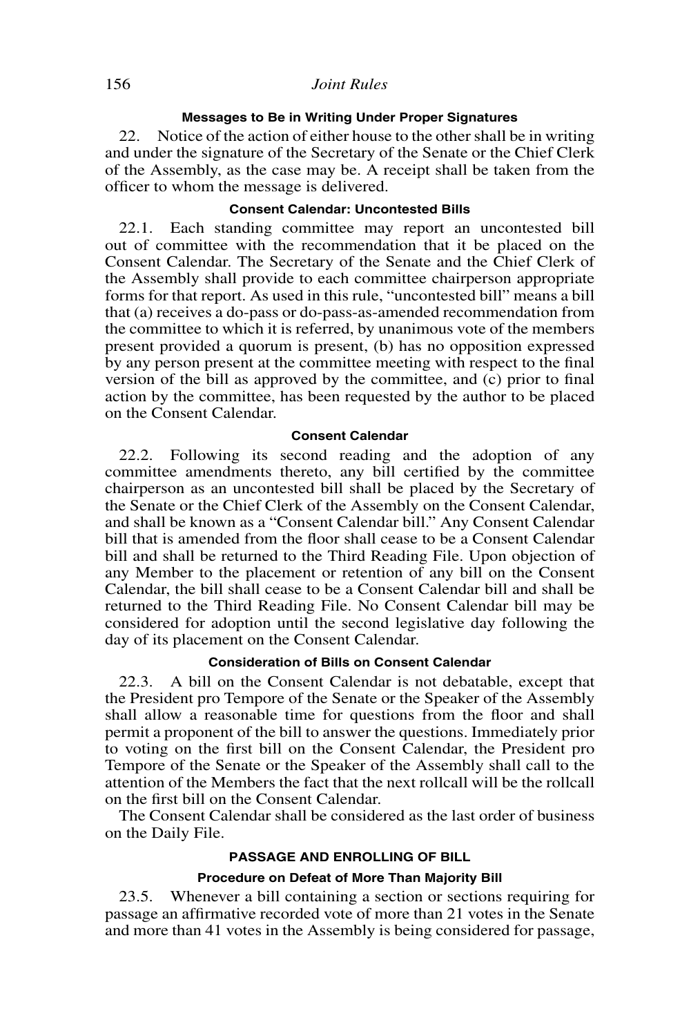#### Messages to Be in Writing Under Proper Signatures

22. Notice of the action of either house to the other shall be in writing and under the signature of the Secretary of the Senate or the Chief Clerk of the Assembly, as the case may be. A receipt shall be taken from the officer to whom the message is delivered.

#### Consent Calendar: Uncontested Bills

22.1. Each standing committee may report an uncontested bill out of committee with the recommendation that it be placed on the Consent Calendar. The Secretary of the Senate and the Chief Clerk of the Assembly shall provide to each committee chairperson appropriate forms for that report. As used in this rule, "uncontested bill" means a bill that (a) receives a do-pass or do-pass-as-amended recommendation from the committee to which it is referred, by unanimous vote of the members present provided a quorum is present, (b) has no opposition expressed by any person present at the committee meeting with respect to the final version of the bill as approved by the committee, and (c) prior to final action by the committee, has been requested by the author to be placed on the Consent Calendar.

#### Consent Calendar

22.2. Following its second reading and the adoption of any committee amendments thereto, any bill certified by the committee chairperson as an uncontested bill shall be placed by the Secretary of the Senate or the Chief Clerk of the Assembly on the Consent Calendar, and shall be known as a "Consent Calendar bill." Any Consent Calendar bill that is amended from the floor shall cease to be a Consent Calendar bill and shall be returned to the Third Reading File. Upon objection of any Member to the placement or retention of any bill on the Consent Calendar, the bill shall cease to be a Consent Calendar bill and shall be returned to the Third Reading File. No Consent Calendar bill may be considered for adoption until the second legislative day following the day of its placement on the Consent Calendar.

#### Consideration of Bills on Consent Calendar

22.3. A bill on the Consent Calendar is not debatable, except that the President pro Tempore of the Senate or the Speaker of the Assembly shall allow a reasonable time for questions from the floor and shall permit a proponent of the bill to answer the questions. Immediately prior to voting on the first bill on the Consent Calendar, the President pro Tempore of the Senate or the Speaker of the Assembly shall call to the attention of the Members the fact that the next rollcall will be the rollcall on the first bill on the Consent Calendar.

The Consent Calendar shall be considered as the last order of business on the Daily File.

### PASSAGE AND ENROLLING OF BILL

#### Procedure on Defeat of More Than Majority Bill

23.5. Whenever a bill containing a section or sections requiring for passage an affirmative recorded vote of more than 21 votes in the Senate and more than 41 votes in the Assembly is being considered for passage,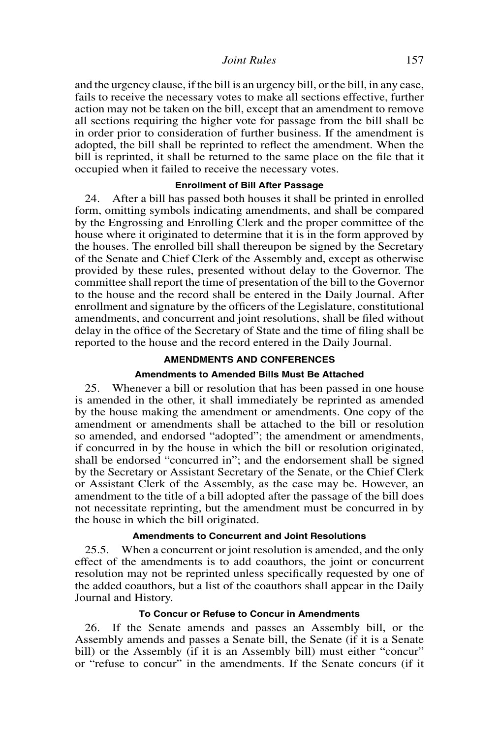and the urgency clause, if the bill is an urgency bill, or the bill, in any case, fails to receive the necessary votes to make all sections effective, further action may not be taken on the bill, except that an amendment to remove all sections requiring the higher vote for passage from the bill shall be in order prior to consideration of further business. If the amendment is adopted, the bill shall be reprinted to reflect the amendment. When the bill is reprinted, it shall be returned to the same place on the file that it occupied when it failed to receive the necessary votes.

#### Enrollment of Bill After Passage

24. After a bill has passed both houses it shall be printed in enrolled form, omitting symbols indicating amendments, and shall be compared by the Engrossing and Enrolling Clerk and the proper committee of the house where it originated to determine that it is in the form approved by the houses. The enrolled bill shall thereupon be signed by the Secretary of the Senate and Chief Clerk of the Assembly and, except as otherwise provided by these rules, presented without delay to the Governor. The committee shall report the time of presentation of the bill to the Governor to the house and the record shall be entered in the Daily Journal. After enrollment and signature by the officers of the Legislature, constitutional amendments, and concurrent and joint resolutions, shall be filed without delay in the office of the Secretary of State and the time of filing shall be reported to the house and the record entered in the Daily Journal.

### AMENDMENTS AND CONFERENCES

#### Amendments to Amended Bills Must Be Attached

25. Whenever a bill or resolution that has been passed in one house is amended in the other, it shall immediately be reprinted as amended by the house making the amendment or amendments. One copy of the amendment or amendments shall be attached to the bill or resolution so amended, and endorsed "adopted"; the amendment or amendments, if concurred in by the house in which the bill or resolution originated, shall be endorsed "concurred in"; and the endorsement shall be signed by the Secretary or Assistant Secretary of the Senate, or the Chief Clerk or Assistant Clerk of the Assembly, as the case may be. However, an amendment to the title of a bill adopted after the passage of the bill does not necessitate reprinting, but the amendment must be concurred in by the house in which the bill originated.

#### Amendments to Concurrent and Joint Resolutions

25.5. When a concurrent or joint resolution is amended, and the only effect of the amendments is to add coauthors, the joint or concurrent resolution may not be reprinted unless specifically requested by one of the added coauthors, but a list of the coauthors shall appear in the Daily Journal and History.

#### To Concur or Refuse to Concur in Amendments

26. If the Senate amends and passes an Assembly bill, or the Assembly amends and passes a Senate bill, the Senate (if it is a Senate bill) or the Assembly (if it is an Assembly bill) must either "concur" or "refuse to concur" in the amendments. If the Senate concurs (if it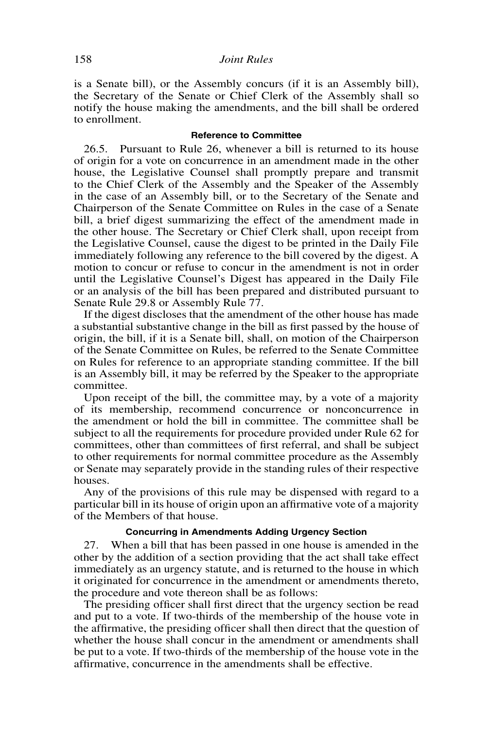is a Senate bill), or the Assembly concurs (if it is an Assembly bill), the Secretary of the Senate or Chief Clerk of the Assembly shall so notify the house making the amendments, and the bill shall be ordered to enrollment.

#### Reference to Committee

26.5. Pursuant to Rule 26, whenever a bill is returned to its house of origin for a vote on concurrence in an amendment made in the other house, the Legislative Counsel shall promptly prepare and transmit to the Chief Clerk of the Assembly and the Speaker of the Assembly in the case of an Assembly bill, or to the Secretary of the Senate and Chairperson of the Senate Committee on Rules in the case of a Senate bill, a brief digest summarizing the effect of the amendment made in the other house. The Secretary or Chief Clerk shall, upon receipt from the Legislative Counsel, cause the digest to be printed in the Daily File immediately following any reference to the bill covered by the digest. A motion to concur or refuse to concur in the amendment is not in order until the Legislative Counsel's Digest has appeared in the Daily File or an analysis of the bill has been prepared and distributed pursuant to Senate Rule 29.8 or Assembly Rule 77.

If the digest discloses that the amendment of the other house has made a substantial substantive change in the bill as first passed by the house of origin, the bill, if it is a Senate bill, shall, on motion of the Chairperson of the Senate Committee on Rules, be referred to the Senate Committee on Rules for reference to an appropriate standing committee. If the bill is an Assembly bill, it may be referred by the Speaker to the appropriate committee.

Upon receipt of the bill, the committee may, by a vote of a majority of its membership, recommend concurrence or nonconcurrence in the amendment or hold the bill in committee. The committee shall be subject to all the requirements for procedure provided under Rule 62 for committees, other than committees of first referral, and shall be subject to other requirements for normal committee procedure as the Assembly or Senate may separately provide in the standing rules of their respective houses.

Any of the provisions of this rule may be dispensed with regard to a particular bill in its house of origin upon an affirmative vote of a majority of the Members of that house.

#### Concurring in Amendments Adding Urgency Section

27. When a bill that has been passed in one house is amended in the other by the addition of a section providing that the act shall take effect immediately as an urgency statute, and is returned to the house in which it originated for concurrence in the amendment or amendments thereto, the procedure and vote thereon shall be as follows:

The presiding officer shall first direct that the urgency section be read and put to a vote. If two-thirds of the membership of the house vote in the affirmative, the presiding officer shall then direct that the question of whether the house shall concur in the amendment or amendments shall be put to a vote. If two-thirds of the membership of the house vote in the affirmative, concurrence in the amendments shall be effective.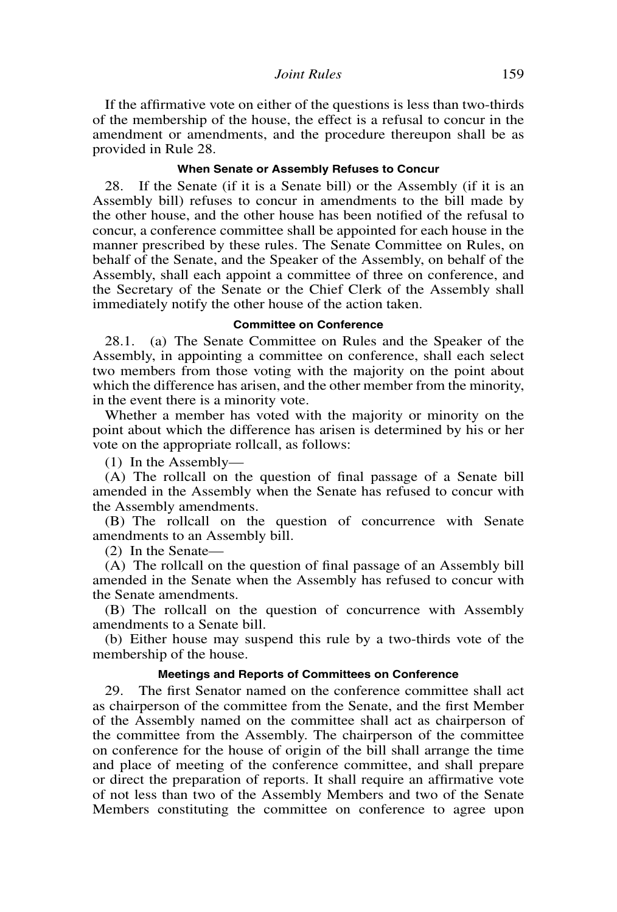If the affirmative vote on either of the questions is less than two-thirds of the membership of the house, the effect is a refusal to concur in the amendment or amendments, and the procedure thereupon shall be as provided in Rule 28.

#### When Senate or Assembly Refuses to Concur

28. If the Senate (if it is a Senate bill) or the Assembly (if it is an Assembly bill) refuses to concur in amendments to the bill made by the other house, and the other house has been notified of the refusal to concur, a conference committee shall be appointed for each house in the manner prescribed by these rules. The Senate Committee on Rules, on behalf of the Senate, and the Speaker of the Assembly, on behalf of the Assembly, shall each appoint a committee of three on conference, and the Secretary of the Senate or the Chief Clerk of the Assembly shall immediately notify the other house of the action taken.

#### Committee on Conference

28.1. (a) The Senate Committee on Rules and the Speaker of the Assembly, in appointing a committee on conference, shall each select two members from those voting with the majority on the point about which the difference has arisen, and the other member from the minority, in the event there is a minority vote.

Whether a member has voted with the majority or minority on the point about which the difference has arisen is determined by his or her vote on the appropriate rollcall, as follows:

(1) In the Assembly—

(A) The rollcall on the question of final passage of a Senate bill amended in the Assembly when the Senate has refused to concur with the Assembly amendments.

(B) The rollcall on the question of concurrence with Senate amendments to an Assembly bill.

(2) In the Senate—

(A) The rollcall on the question of final passage of an Assembly bill amended in the Senate when the Assembly has refused to concur with the Senate amendments.

(B) The rollcall on the question of concurrence with Assembly amendments to a Senate bill.

(b) Either house may suspend this rule by a two-thirds vote of the membership of the house.

#### Meetings and Reports of Committees on Conference

29. The first Senator named on the conference committee shall act as chairperson of the committee from the Senate, and the first Member of the Assembly named on the committee shall act as chairperson of the committee from the Assembly. The chairperson of the committee on conference for the house of origin of the bill shall arrange the time and place of meeting of the conference committee, and shall prepare or direct the preparation of reports. It shall require an affirmative vote of not less than two of the Assembly Members and two of the Senate Members constituting the committee on conference to agree upon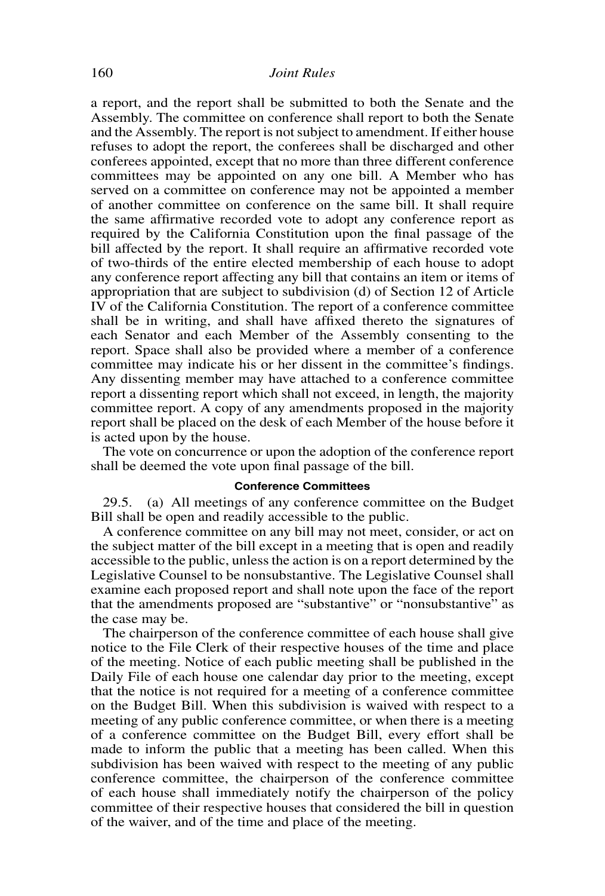a report, and the report shall be submitted to both the Senate and the Assembly. The committee on conference shall report to both the Senate and the Assembly. The report is not subject to amendment. If either house refuses to adopt the report, the conferees shall be discharged and other conferees appointed, except that no more than three different conference committees may be appointed on any one bill. A Member who has served on a committee on conference may not be appointed a member of another committee on conference on the same bill. It shall require the same affirmative recorded vote to adopt any conference report as required by the California Constitution upon the final passage of the bill affected by the report. It shall require an affirmative recorded vote of two-thirds of the entire elected membership of each house to adopt any conference report affecting any bill that contains an item or items of appropriation that are subject to subdivision (d) of Section 12 of Article IV of the California Constitution. The report of a conference committee shall be in writing, and shall have affixed thereto the signatures of each Senator and each Member of the Assembly consenting to the report. Space shall also be provided where a member of a conference committee may indicate his or her dissent in the committee's findings. Any dissenting member may have attached to a conference committee report a dissenting report which shall not exceed, in length, the majority committee report. A copy of any amendments proposed in the majority report shall be placed on the desk of each Member of the house before it is acted upon by the house.

The vote on concurrence or upon the adoption of the conference report shall be deemed the vote upon final passage of the bill.

#### Conference Committees

29.5. (a) All meetings of any conference committee on the Budget Bill shall be open and readily accessible to the public.

A conference committee on any bill may not meet, consider, or act on the subject matter of the bill except in a meeting that is open and readily accessible to the public, unless the action is on a report determined by the Legislative Counsel to be nonsubstantive. The Legislative Counsel shall examine each proposed report and shall note upon the face of the report that the amendments proposed are "substantive" or "nonsubstantive" as the case may be.

The chairperson of the conference committee of each house shall give notice to the File Clerk of their respective houses of the time and place of the meeting. Notice of each public meeting shall be published in the Daily File of each house one calendar day prior to the meeting, except that the notice is not required for a meeting of a conference committee on the Budget Bill. When this subdivision is waived with respect to a meeting of any public conference committee, or when there is a meeting of a conference committee on the Budget Bill, every effort shall be made to inform the public that a meeting has been called. When this subdivision has been waived with respect to the meeting of any public conference committee, the chairperson of the conference committee of each house shall immediately notify the chairperson of the policy committee of their respective houses that considered the bill in question of the waiver, and of the time and place of the meeting.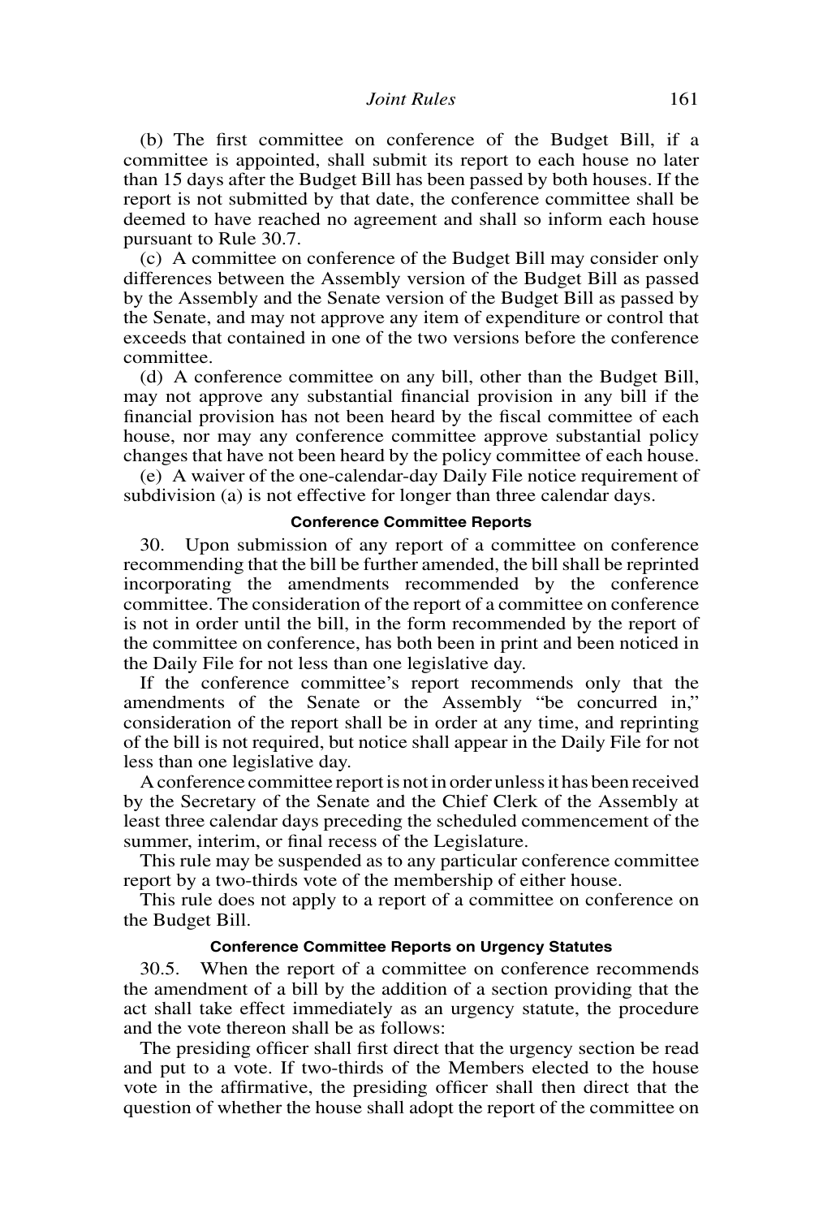(b) The first committee on conference of the Budget Bill, if a committee is appointed, shall submit its report to each house no later than 15 days after the Budget Bill has been passed by both houses. If the report is not submitted by that date, the conference committee shall be deemed to have reached no agreement and shall so inform each house pursuant to Rule 30.7.

(c) A committee on conference of the Budget Bill may consider only differences between the Assembly version of the Budget Bill as passed by the Assembly and the Senate version of the Budget Bill as passed by the Senate, and may not approve any item of expenditure or control that exceeds that contained in one of the two versions before the conference committee.

(d) A conference committee on any bill, other than the Budget Bill, may not approve any substantial financial provision in any bill if the financial provision has not been heard by the fiscal committee of each house, nor may any conference committee approve substantial policy changes that have not been heard by the policy committee of each house.

(e) A waiver of the one-calendar-day Daily File notice requirement of subdivision (a) is not effective for longer than three calendar days.

#### Conference Committee Reports

30. Upon submission of any report of a committee on conference recommending that the bill be further amended, the bill shall be reprinted incorporating the amendments recommended by the conference committee. The consideration of the report of a committee on conference is not in order until the bill, in the form recommended by the report of the committee on conference, has both been in print and been noticed in the Daily File for not less than one legislative day.

If the conference committee's report recommends only that the amendments of the Senate or the Assembly "be concurred in," consideration of the report shall be in order at any time, and reprinting of the bill is not required, but notice shall appear in the Daily File for not less than one legislative day.

A conference committee report is not in order unless it has been received by the Secretary of the Senate and the Chief Clerk of the Assembly at least three calendar days preceding the scheduled commencement of the summer, interim, or final recess of the Legislature.

This rule may be suspended as to any particular conference committee report by a two-thirds vote of the membership of either house.

This rule does not apply to a report of a committee on conference on the Budget Bill.

#### Conference Committee Reports on Urgency Statutes

30.5. When the report of a committee on conference recommends the amendment of a bill by the addition of a section providing that the act shall take effect immediately as an urgency statute, the procedure and the vote thereon shall be as follows:

The presiding officer shall first direct that the urgency section be read and put to a vote. If two-thirds of the Members elected to the house vote in the affirmative, the presiding officer shall then direct that the question of whether the house shall adopt the report of the committee on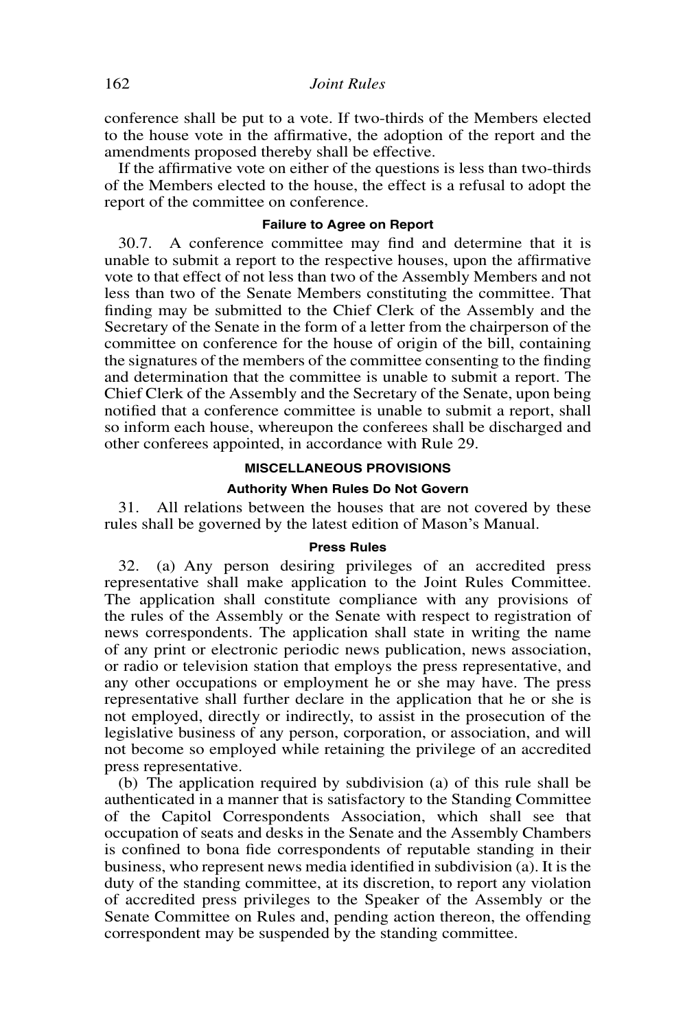conference shall be put to a vote. If two-thirds of the Members elected to the house vote in the affirmative, the adoption of the report and the amendments proposed thereby shall be effective.

If the affirmative vote on either of the questions is less than two-thirds of the Members elected to the house, the effect is a refusal to adopt the report of the committee on conference.

#### Failure to Agree on Report

30.7. A conference committee may find and determine that it is unable to submit a report to the respective houses, upon the affirmative vote to that effect of not less than two of the Assembly Members and not less than two of the Senate Members constituting the committee. That finding may be submitted to the Chief Clerk of the Assembly and the Secretary of the Senate in the form of a letter from the chairperson of the committee on conference for the house of origin of the bill, containing the signatures of the members of the committee consenting to the finding and determination that the committee is unable to submit a report. The Chief Clerk of the Assembly and the Secretary of the Senate, upon being notified that a conference committee is unable to submit a report, shall so inform each house, whereupon the conferees shall be discharged and other conferees appointed, in accordance with Rule 29.

### MISCELLANEOUS PROVISIONS

#### Authority When Rules Do Not Govern

31. All relations between the houses that are not covered by these rules shall be governed by the latest edition of Mason's Manual.

#### Press Rules

32. (a) Any person desiring privileges of an accredited press representative shall make application to the Joint Rules Committee. The application shall constitute compliance with any provisions of the rules of the Assembly or the Senate with respect to registration of news correspondents. The application shall state in writing the name of any print or electronic periodic news publication, news association, or radio or television station that employs the press representative, and any other occupations or employment he or she may have. The press representative shall further declare in the application that he or she is not employed, directly or indirectly, to assist in the prosecution of the legislative business of any person, corporation, or association, and will not become so employed while retaining the privilege of an accredited press representative.

(b) The application required by subdivision (a) of this rule shall be authenticated in a manner that is satisfactory to the Standing Committee of the Capitol Correspondents Association, which shall see that occupation of seats and desks in the Senate and the Assembly Chambers is confined to bona fide correspondents of reputable standing in their business, who represent news media identified in subdivision (a). It is the duty of the standing committee, at its discretion, to report any violation of accredited press privileges to the Speaker of the Assembly or the Senate Committee on Rules and, pending action thereon, the offending correspondent may be suspended by the standing committee.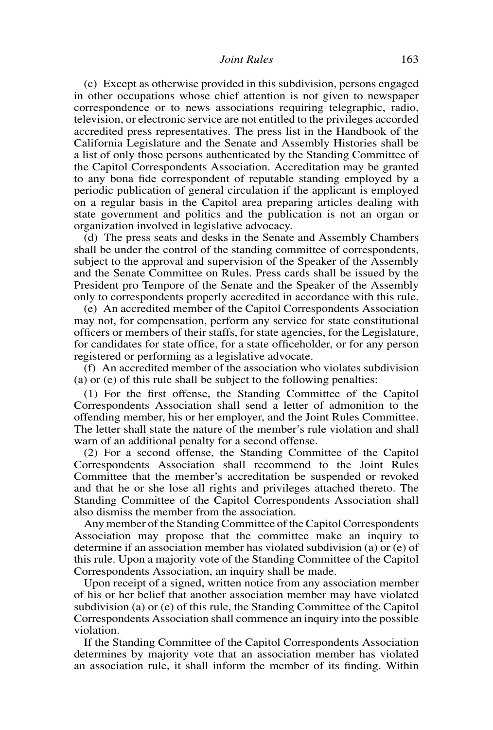(c) Except as otherwise provided in this subdivision, persons engaged in other occupations whose chief attention is not given to newspaper correspondence or to news associations requiring telegraphic, radio, television, or electronic service are not entitled to the privileges accorded accredited press representatives. The press list in the Handbook of the California Legislature and the Senate and Assembly Histories shall be a list of only those persons authenticated by the Standing Committee of the Capitol Correspondents Association. Accreditation may be granted to any bona fide correspondent of reputable standing employed by a periodic publication of general circulation if the applicant is employed on a regular basis in the Capitol area preparing articles dealing with state government and politics and the publication is not an organ or organization involved in legislative advocacy.

(d) The press seats and desks in the Senate and Assembly Chambers shall be under the control of the standing committee of correspondents, subject to the approval and supervision of the Speaker of the Assembly and the Senate Committee on Rules. Press cards shall be issued by the President pro Tempore of the Senate and the Speaker of the Assembly only to correspondents properly accredited in accordance with this rule.

(e) An accredited member of the Capitol Correspondents Association may not, for compensation, perform any service for state constitutional officers or members of their staffs, for state agencies, for the Legislature, for candidates for state office, for a state officeholder, or for any person registered or performing as a legislative advocate.

(f) An accredited member of the association who violates subdivision (a) or (e) of this rule shall be subject to the following penalties:

(1) For the first offense, the Standing Committee of the Capitol Correspondents Association shall send a letter of admonition to the offending member, his or her employer, and the Joint Rules Committee. The letter shall state the nature of the member's rule violation and shall warn of an additional penalty for a second offense.

(2) For a second offense, the Standing Committee of the Capitol Correspondents Association shall recommend to the Joint Rules Committee that the member's accreditation be suspended or revoked and that he or she lose all rights and privileges attached thereto. The Standing Committee of the Capitol Correspondents Association shall also dismiss the member from the association.

Any member of the Standing Committee of the Capitol Correspondents Association may propose that the committee make an inquiry to determine if an association member has violated subdivision (a) or (e) of this rule. Upon a majority vote of the Standing Committee of the Capitol Correspondents Association, an inquiry shall be made.

Upon receipt of a signed, written notice from any association member of his or her belief that another association member may have violated subdivision (a) or (e) of this rule, the Standing Committee of the Capitol Correspondents Association shall commence an inquiry into the possible violation.

If the Standing Committee of the Capitol Correspondents Association determines by majority vote that an association member has violated an association rule, it shall inform the member of its finding. Within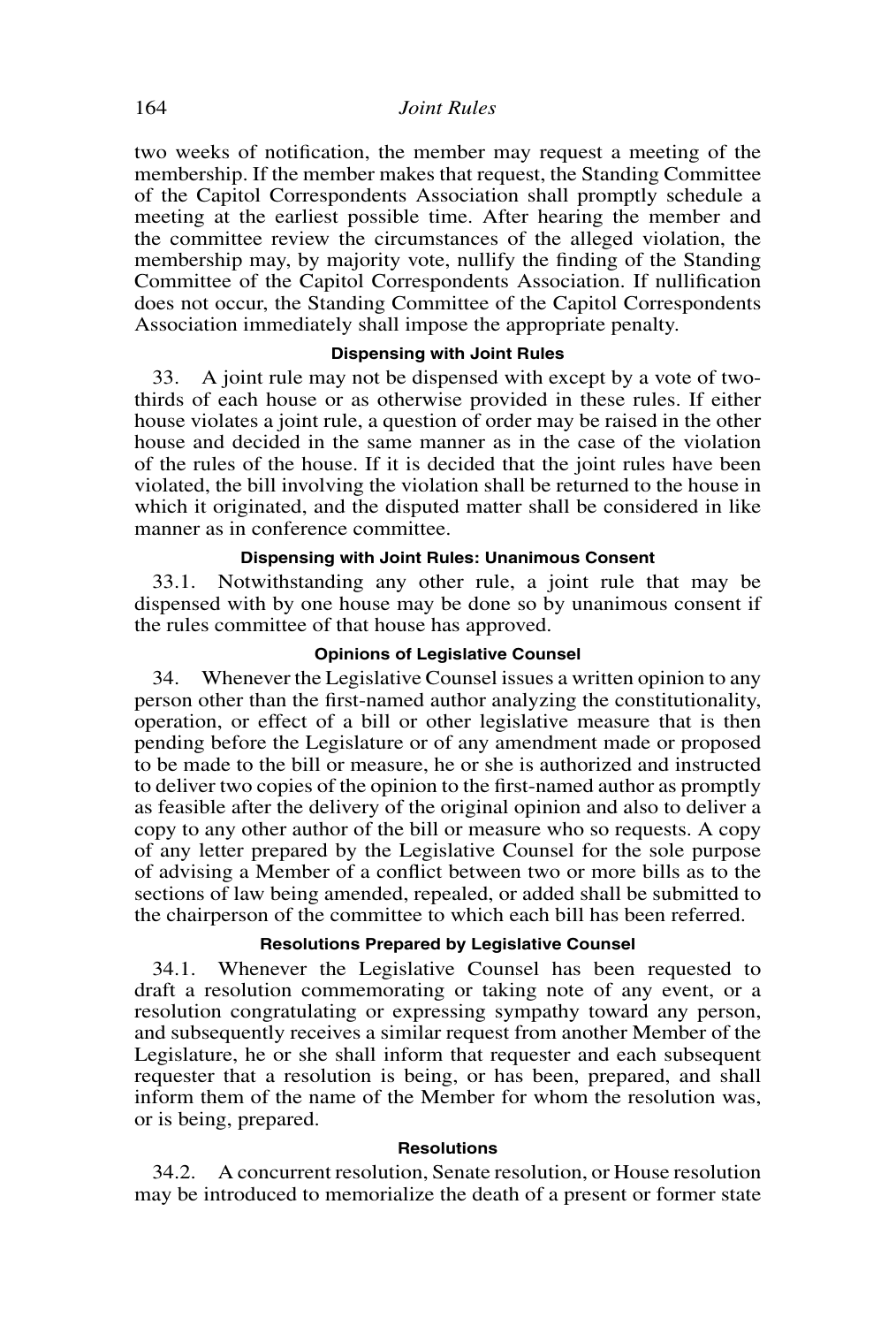two weeks of notification, the member may request a meeting of the membership. If the member makes that request, the Standing Committee of the Capitol Correspondents Association shall promptly schedule a meeting at the earliest possible time. After hearing the member and the committee review the circumstances of the alleged violation, the membership may, by majority vote, nullify the finding of the Standing Committee of the Capitol Correspondents Association. If nullification does not occur, the Standing Committee of the Capitol Correspondents Association immediately shall impose the appropriate penalty.

#### Dispensing with Joint Rules

33. A joint rule may not be dispensed with except by a vote of two-thirds of each house or as otherwise provided in these rules. If either house violates a joint rule, a question of order may be raised in the other house and decided in the same manner as in the case of the violation of the rules of the house. If it is decided that the joint rules have been violated, the bill involving the violation shall be returned to the house in which it originated, and the disputed matter shall be considered in like manner as in conference committee.

#### Dispensing with Joint Rules: Unanimous Consent

33.1. Notwithstanding any other rule, a joint rule that may be dispensed with by one house may be done so by unanimous consent if the rules committee of that house has approved.

#### Opinions of Legislative Counsel

34. Whenever the Legislative Counsel issues a written opinion to any person other than the first-named author analyzing the constitutionality, operation, or effect of a bill or other legislative measure that is then pending before the Legislature or of any amendment made or proposed to be made to the bill or measure, he or she is authorized and instructed to deliver two copies of the opinion to the first-named author as promptly as feasible after the delivery of the original opinion and also to deliver a copy to any other author of the bill or measure who so requests. A copy of any letter prepared by the Legislative Counsel for the sole purpose of advising a Member of a conflict between two or more bills as to the sections of law being amended, repealed, or added shall be submitted to the chairperson of the committee to which each bill has been referred.

#### Resolutions Prepared by Legislative Counsel

34.1. Whenever the Legislative Counsel has been requested to draft a resolution commemorating or taking note of any event, or a resolution congratulating or expressing sympathy toward any person, and subsequently receives a similar request from another Member of the Legislature, he or she shall inform that requester and each subsequent requester that a resolution is being, or has been, prepared, and shall inform them of the name of the Member for whom the resolution was, or is being, prepared.

#### Resolutions

34.2. A concurrent resolution, Senate resolution, or House resolution may be introduced to memorialize the death of a present or former state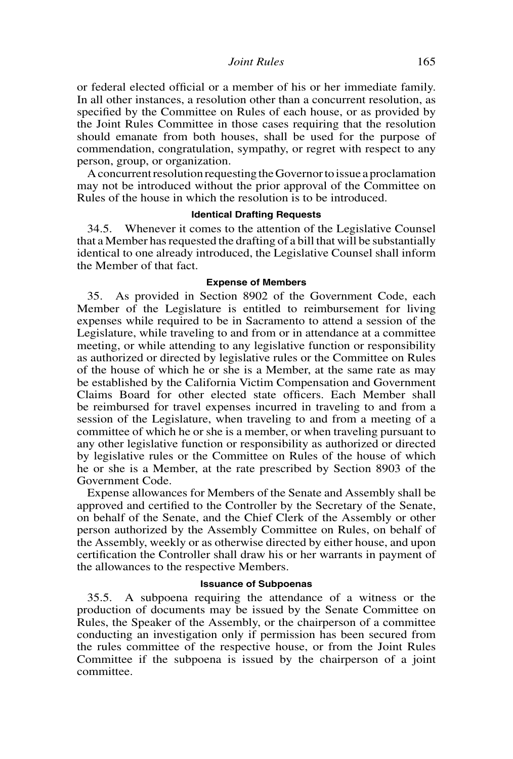or federal elected official or a member of his or her immediate family. In all other instances, a resolution other than a concurrent resolution, as specified by the Committee on Rules of each house, or as provided by the Joint Rules Committee in those cases requiring that the resolution should emanate from both houses, shall be used for the purpose of commendation, congratulation, sympathy, or regret with respect to any person, group, or organization.

A concurrent resolution requesting the Governor to issue a proclamation may not be introduced without the prior approval of the Committee on Rules of the house in which the resolution is to be introduced.

#### Identical Drafting Requests

34.5. Whenever it comes to the attention of the Legislative Counsel that a Member has requested the drafting of a bill that will be substantially identical to one already introduced, the Legislative Counsel shall inform the Member of that fact.

#### Expense of Members

35. As provided in Section 8902 of the Government Code, each Member of the Legislature is entitled to reimbursement for living expenses while required to be in Sacramento to attend a session of the Legislature, while traveling to and from or in attendance at a committee meeting, or while attending to any legislative function or responsibility as authorized or directed by legislative rules or the Committee on Rules of the house of which he or she is a Member, at the same rate as may be established by the California Victim Compensation and Government Claims Board for other elected state officers. Each Member shall be reimbursed for travel expenses incurred in traveling to and from a session of the Legislature, when traveling to and from a meeting of a committee of which he or she is a member, or when traveling pursuant to any other legislative function or responsibility as authorized or directed by legislative rules or the Committee on Rules of the house of which he or she is a Member, at the rate prescribed by Section 8903 of the Government Code.

Expense allowances for Members of the Senate and Assembly shall be approved and certified to the Controller by the Secretary of the Senate, on behalf of the Senate, and the Chief Clerk of the Assembly or other person authorized by the Assembly Committee on Rules, on behalf of the Assembly, weekly or as otherwise directed by either house, and upon certification the Controller shall draw his or her warrants in payment of the allowances to the respective Members.

#### Issuance of Subpoenas

35.5. A subpoena requiring the attendance of a witness or the production of documents may be issued by the Senate Committee on Rules, the Speaker of the Assembly, or the chairperson of a committee conducting an investigation only if permission has been secured from the rules committee of the respective house, or from the Joint Rules Committee if the subpoena is issued by the chairperson of a joint committee.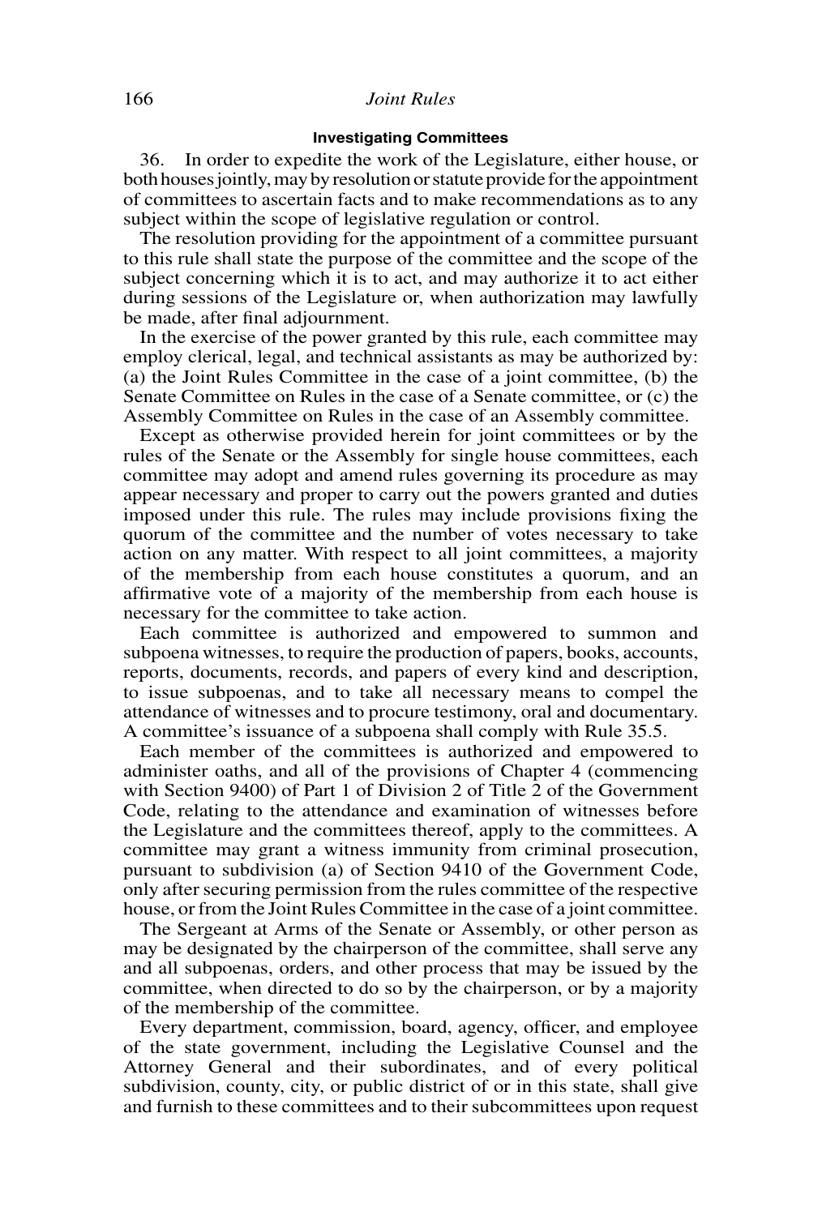### Investigating Committees

36. In order to expedite the work of the Legislature, either house, or both houses jointly, may by resolution or statute provide for the appointment of committees to ascertain facts and to make recommendations as to any subject within the scope of legislative regulation or control.

The resolution providing for the appointment of a committee pursuant to this rule shall state the purpose of the committee and the scope of the subject concerning which it is to act, and may authorize it to act either during sessions of the Legislature or, when authorization may lawfully be made, after final adjournment.

In the exercise of the power granted by this rule, each committee may employ clerical, legal, and technical assistants as may be authorized by: (a) the Joint Rules Committee in the case of a joint committee, (b) the Senate Committee on Rules in the case of a Senate committee, or (c) the Assembly Committee on Rules in the case of an Assembly committee.

Except as otherwise provided herein for joint committees or by the rules of the Senate or the Assembly for single house committees, each committee may adopt and amend rules governing its procedure as may appear necessary and proper to carry out the powers granted and duties imposed under this rule. The rules may include provisions fixing the quorum of the committee and the number of votes necessary to take action on any matter. With respect to all joint committees, a majority of the membership from each house constitutes a quorum, and an affirmative vote of a majority of the membership from each house is necessary for the committee to take action.

Each committee is authorized and empowered to summon and subpoena witnesses, to require the production of papers, books, accounts, reports, documents, records, and papers of every kind and description, to issue subpoenas, and to take all necessary means to compel the attendance of witnesses and to procure testimony, oral and documentary. A committee's issuance of a subpoena shall comply with Rule 35.5.

Each member of the committees is authorized and empowered to administer oaths, and all of the provisions of Chapter 4 (commencing with Section 9400) of Part 1 of Division 2 of Title 2 of the Government Code, relating to the attendance and examination of witnesses before the Legislature and the committees thereof, apply to the committees. A committee may grant a witness immunity from criminal prosecution, pursuant to subdivision (a) of Section 9410 of the Government Code, only after securing permission from the rules committee of the respective house, or from the Joint Rules Committee in the case of a joint committee.

The Sergeant at Arms of the Senate or Assembly, or other person as may be designated by the chairperson of the committee, shall serve any and all subpoenas, orders, and other process that may be issued by the committee, when directed to do so by the chairperson, or by a majority of the membership of the committee.

Every department, commission, board, agency, officer, and employee of the state government, including the Legislative Counsel and the Attorney General and their subordinates, and of every political subdivision, county, city, or public district of or in this state, shall give and furnish to these committees and to their subcommittees upon request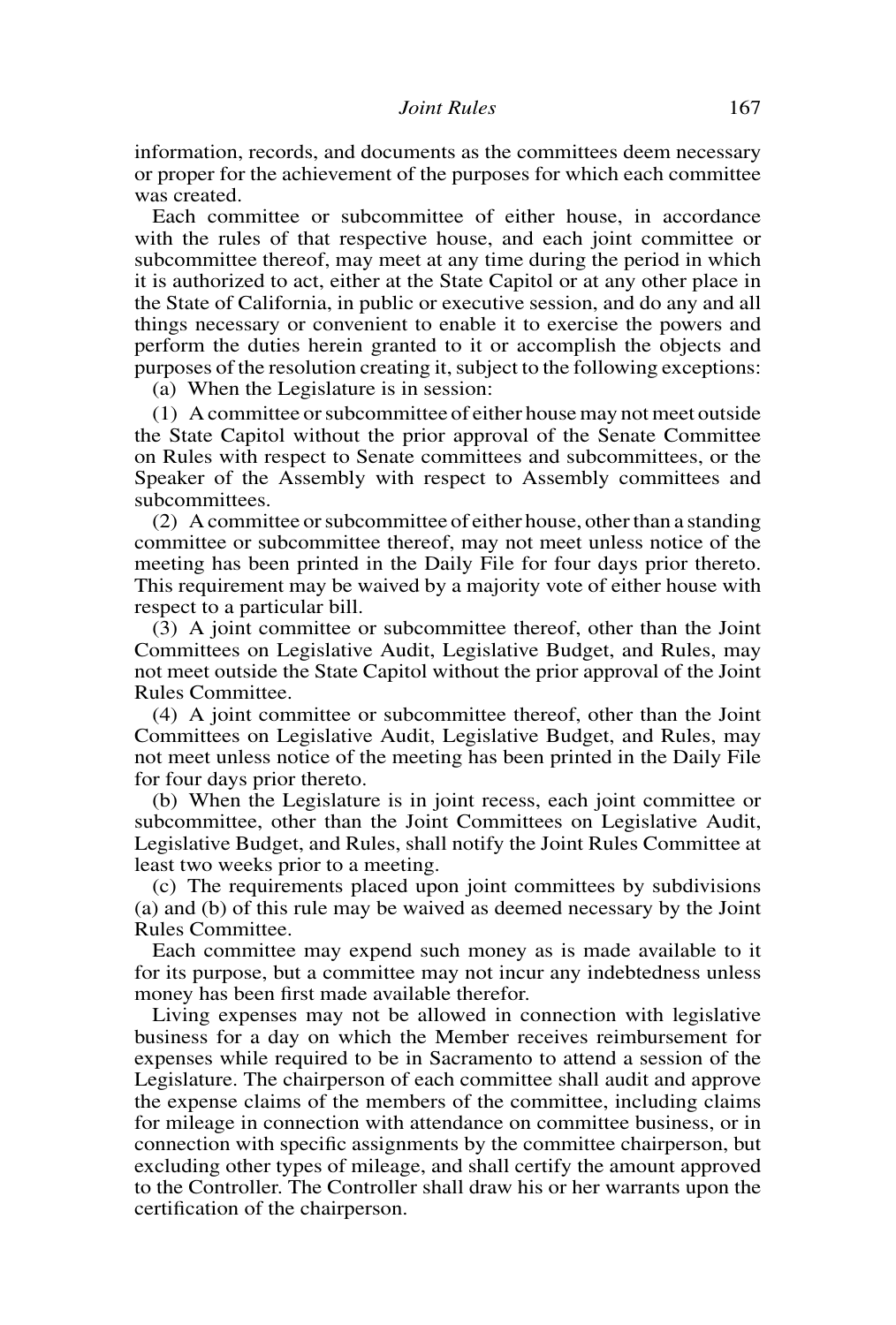information, records, and documents as the committees deem necessary or proper for the achievement of the purposes for which each committee was created.

Each committee or subcommittee of either house, in accordance with the rules of that respective house, and each joint committee or subcommittee thereof, may meet at any time during the period in which it is authorized to act, either at the State Capitol or at any other place in the State of California, in public or executive session, and do any and all things necessary or convenient to enable it to exercise the powers and perform the duties herein granted to it or accomplish the objects and purposes of the resolution creating it, subject to the following exceptions:

(a) When the Legislature is in session:

(1) A committee or subcommittee of either house may not meet outside the State Capitol without the prior approval of the Senate Committee on Rules with respect to Senate committees and subcommittees, or the Speaker of the Assembly with respect to Assembly committees and subcommittees.

(2) A committee or subcommittee of either house, other than a standing committee or subcommittee thereof, may not meet unless notice of the meeting has been printed in the Daily File for four days prior thereto. This requirement may be waived by a majority vote of either house with respect to a particular bill.

(3) A joint committee or subcommittee thereof, other than the Joint Committees on Legislative Audit, Legislative Budget, and Rules, may not meet outside the State Capitol without the prior approval of the Joint Rules Committee.

(4) A joint committee or subcommittee thereof, other than the Joint Committees on Legislative Audit, Legislative Budget, and Rules, may not meet unless notice of the meeting has been printed in the Daily File for four days prior thereto.

(b) When the Legislature is in joint recess, each joint committee or subcommittee, other than the Joint Committees on Legislative Audit, Legislative Budget, and Rules, shall notify the Joint Rules Committee at least two weeks prior to a meeting.

(c) The requirements placed upon joint committees by subdivisions (a) and (b) of this rule may be waived as deemed necessary by the Joint Rules Committee.

Each committee may expend such money as is made available to it for its purpose, but a committee may not incur any indebtedness unless money has been first made available therefor.

Living expenses may not be allowed in connection with legislative business for a day on which the Member receives reimbursement for expenses while required to be in Sacramento to attend a session of the Legislature. The chairperson of each committee shall audit and approve the expense claims of the members of the committee, including claims for mileage in connection with attendance on committee business, or in connection with specific assignments by the committee chairperson, but excluding other types of mileage, and shall certify the amount approved to the Controller. The Controller shall draw his or her warrants upon the certification of the chairperson.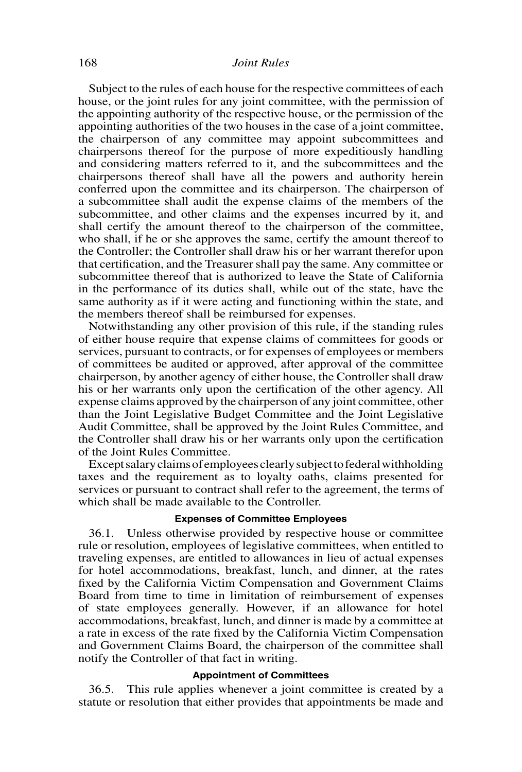Subject to the rules of each house for the respective committees of each house, or the joint rules for any joint committee, with the permission of the appointing authority of the respective house, or the permission of the appointing authorities of the two houses in the case of a joint committee, the chairperson of any committee may appoint subcommittees and chairpersons thereof for the purpose of more expeditiously handling and considering matters referred to it, and the subcommittees and the chairpersons thereof shall have all the powers and authority herein conferred upon the committee and its chairperson. The chairperson of a subcommittee shall audit the expense claims of the members of the subcommittee, and other claims and the expenses incurred by it, and shall certify the amount thereof to the chairperson of the committee, who shall, if he or she approves the same, certify the amount thereof to the Controller; the Controller shall draw his or her warrant therefor upon that certification, and the Treasurer shall pay the same. Any committee or subcommittee thereof that is authorized to leave the State of California in the performance of its duties shall, while out of the state, have the same authority as if it were acting and functioning within the state, and the members thereof shall be reimbursed for expenses.

Notwithstanding any other provision of this rule, if the standing rules of either house require that expense claims of committees for goods or services, pursuant to contracts, or for expenses of employees or members of committees be audited or approved, after approval of the committee chairperson, by another agency of either house, the Controller shall draw his or her warrants only upon the certification of the other agency. All expense claims approved by the chairperson of any joint committee, other than the Joint Legislative Budget Committee and the Joint Legislative Audit Committee, shall be approved by the Joint Rules Committee, and the Controller shall draw his or her warrants only upon the certification of the Joint Rules Committee.

Except salary claims of employees clearly subject to federal withholding taxes and the requirement as to loyalty oaths, claims presented for services or pursuant to contract shall refer to the agreement, the terms of which shall be made available to the Controller.

#### Expenses of Committee Employees

36.1. Unless otherwise provided by respective house or committee rule or resolution, employees of legislative committees, when entitled to traveling expenses, are entitled to allowances in lieu of actual expenses for hotel accommodations, breakfast, lunch, and dinner, at the rates fixed by the California Victim Compensation and Government Claims Board from time to time in limitation of reimbursement of expenses of state employees generally. However, if an allowance for hotel accommodations, breakfast, lunch, and dinner is made by a committee at a rate in excess of the rate fixed by the California Victim Compensation and Government Claims Board, the chairperson of the committee shall notify the Controller of that fact in writing.

#### Appointment of Committees

36.5. This rule applies whenever a joint committee is created by a statute or resolution that either provides that appointments be made and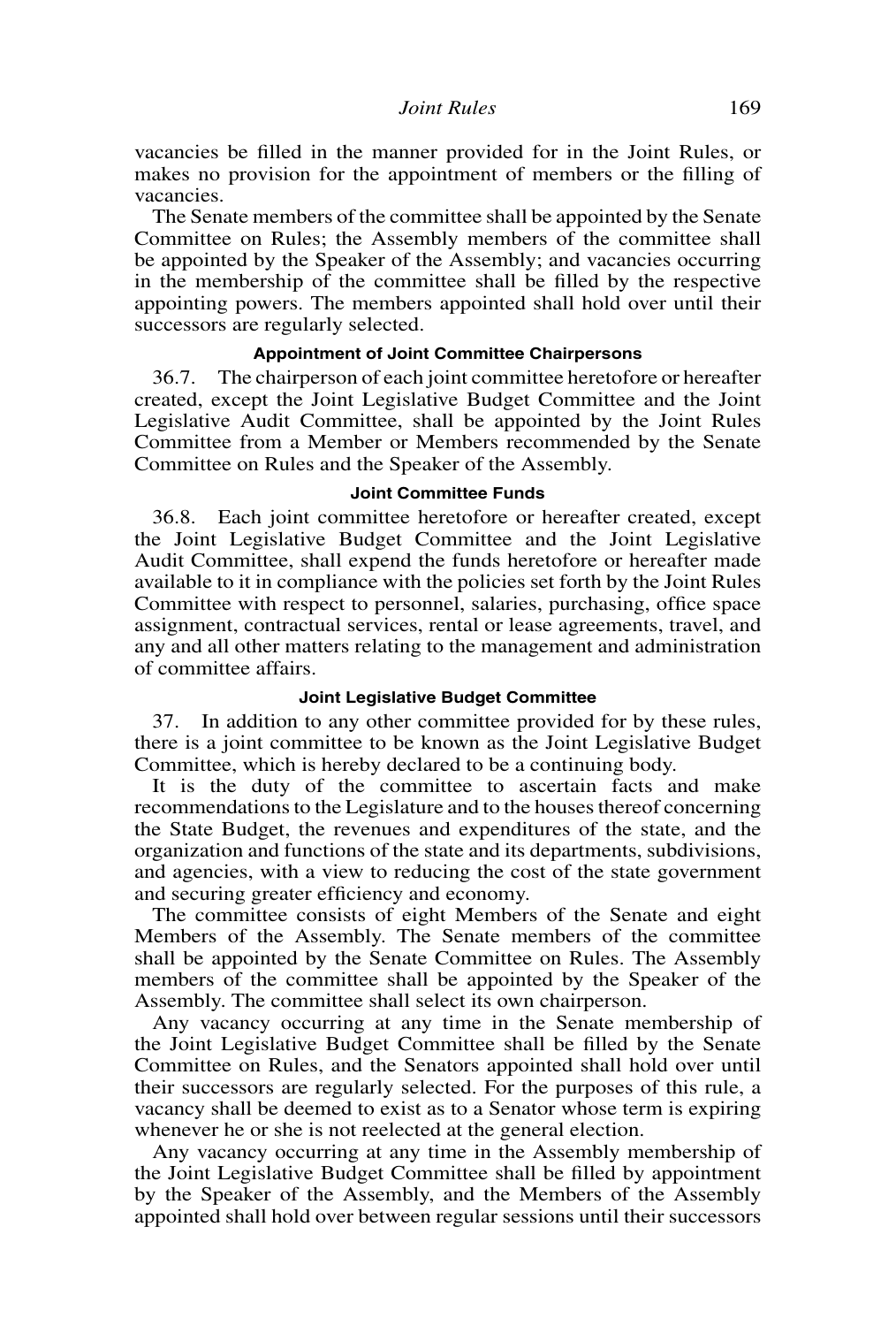vacancies be filled in the manner provided for in the Joint Rules, or makes no provision for the appointment of members or the filling of vacancies.

The Senate members of the committee shall be appointed by the Senate Committee on Rules; the Assembly members of the committee shall be appointed by the Speaker of the Assembly; and vacancies occurring in the membership of the committee shall be filled by the respective appointing powers. The members appointed shall hold over until their successors are regularly selected.

#### Appointment of Joint Committee Chairpersons

36.7. The chairperson of each joint committee heretofore or hereafter created, except the Joint Legislative Budget Committee and the Joint Legislative Audit Committee, shall be appointed by the Joint Rules Committee from a Member or Members recommended by the Senate Committee on Rules and the Speaker of the Assembly.

#### Joint Committee Funds

36.8. Each joint committee heretofore or hereafter created, except the Joint Legislative Budget Committee and the Joint Legislative Audit Committee, shall expend the funds heretofore or hereafter made available to it in compliance with the policies set forth by the Joint Rules Committee with respect to personnel, salaries, purchasing, office space assignment, contractual services, rental or lease agreements, travel, and any and all other matters relating to the management and administration of committee affairs.

#### Joint Legislative Budget Committee

37. In addition to any other committee provided for by these rules, there is a joint committee to be known as the Joint Legislative Budget Committee, which is hereby declared to be a continuing body.

It is the duty of the committee to ascertain facts and make recommendations to the Legislature and to the houses thereof concerning the State Budget, the revenues and expenditures of the state, and the organization and functions of the state and its departments, subdivisions, and agencies, with a view to reducing the cost of the state government and securing greater efficiency and economy.

The committee consists of eight Members of the Senate and eight Members of the Assembly. The Senate members of the committee shall be appointed by the Senate Committee on Rules. The Assembly members of the committee shall be appointed by the Speaker of the Assembly. The committee shall select its own chairperson.

Any vacancy occurring at any time in the Senate membership of the Joint Legislative Budget Committee shall be filled by the Senate Committee on Rules, and the Senators appointed shall hold over until their successors are regularly selected. For the purposes of this rule, a vacancy shall be deemed to exist as to a Senator whose term is expiring whenever he or she is not reelected at the general election.

Any vacancy occurring at any time in the Assembly membership of the Joint Legislative Budget Committee shall be filled by appointment by the Speaker of the Assembly, and the Members of the Assembly appointed shall hold over between regular sessions until their successors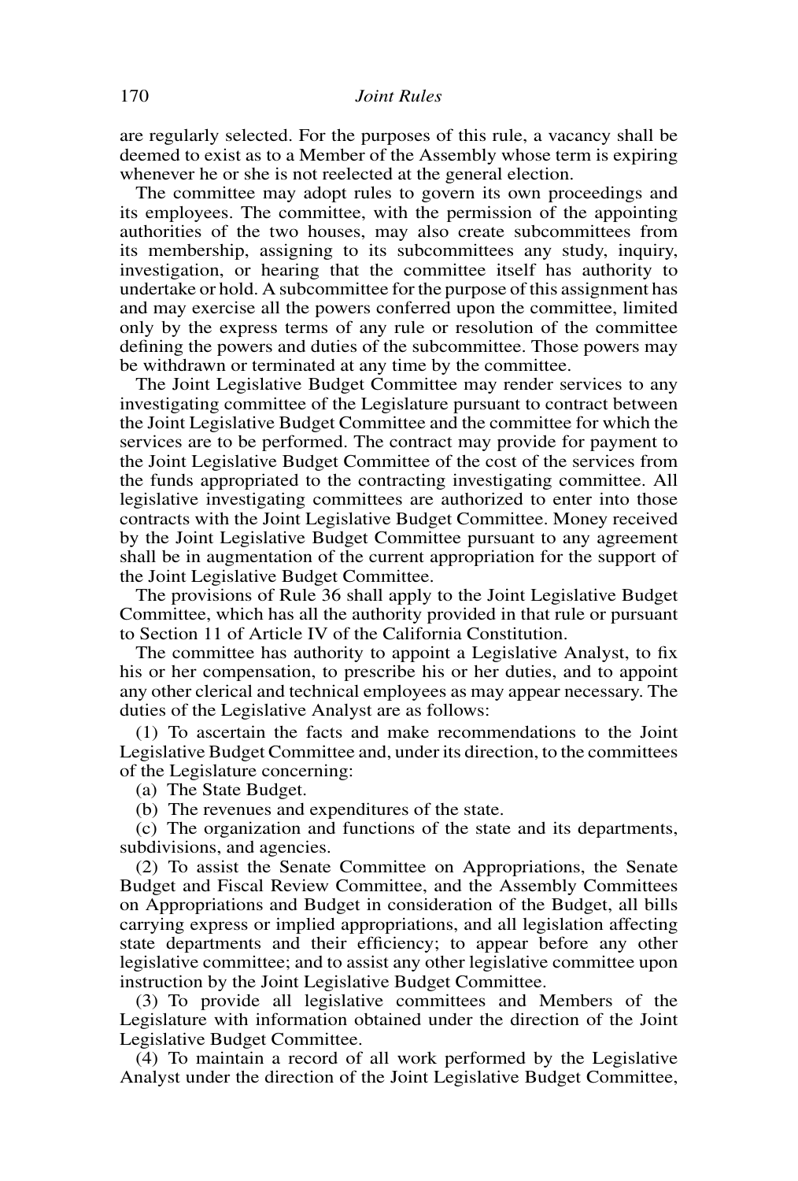are regularly selected. For the purposes of this rule, a vacancy shall be deemed to exist as to a Member of the Assembly whose term is expiring whenever he or she is not reelected at the general election.

The committee may adopt rules to govern its own proceedings and its employees. The committee, with the permission of the appointing authorities of the two houses, may also create subcommittees from its membership, assigning to its subcommittees any study, inquiry, investigation, or hearing that the committee itself has authority to undertake or hold. A subcommittee for the purpose of this assignment has and may exercise all the powers conferred upon the committee, limited only by the express terms of any rule or resolution of the committee defining the powers and duties of the subcommittee. Those powers may be withdrawn or terminated at any time by the committee.

The Joint Legislative Budget Committee may render services to any investigating committee of the Legislature pursuant to contract between the Joint Legislative Budget Committee and the committee for which the services are to be performed. The contract may provide for payment to the Joint Legislative Budget Committee of the cost of the services from the funds appropriated to the contracting investigating committee. All legislative investigating committees are authorized to enter into those contracts with the Joint Legislative Budget Committee. Money received by the Joint Legislative Budget Committee pursuant to any agreement shall be in augmentation of the current appropriation for the support of the Joint Legislative Budget Committee.

The provisions of Rule 36 shall apply to the Joint Legislative Budget Committee, which has all the authority provided in that rule or pursuant to Section 11 of Article IV of the California Constitution.

The committee has authority to appoint a Legislative Analyst, to fix his or her compensation, to prescribe his or her duties, and to appoint any other clerical and technical employees as may appear necessary. The duties of the Legislative Analyst are as follows:

(1) To ascertain the facts and make recommendations to the Joint Legislative Budget Committee and, under its direction, to the committees of the Legislature concerning:

(a) The State Budget.

(b) The revenues and expenditures of the state.

(c) The organization and functions of the state and its departments, subdivisions, and agencies.

(2) To assist the Senate Committee on Appropriations, the Senate Budget and Fiscal Review Committee, and the Assembly Committees on Appropriations and Budget in consideration of the Budget, all bills carrying express or implied appropriations, and all legislation affecting state departments and their efficiency; to appear before any other legislative committee; and to assist any other legislative committee upon instruction by the Joint Legislative Budget Committee.

(3) To provide all legislative committees and Members of the Legislature with information obtained under the direction of the Joint Legislative Budget Committee.

(4) To maintain a record of all work performed by the Legislative Analyst under the direction of the Joint Legislative Budget Committee,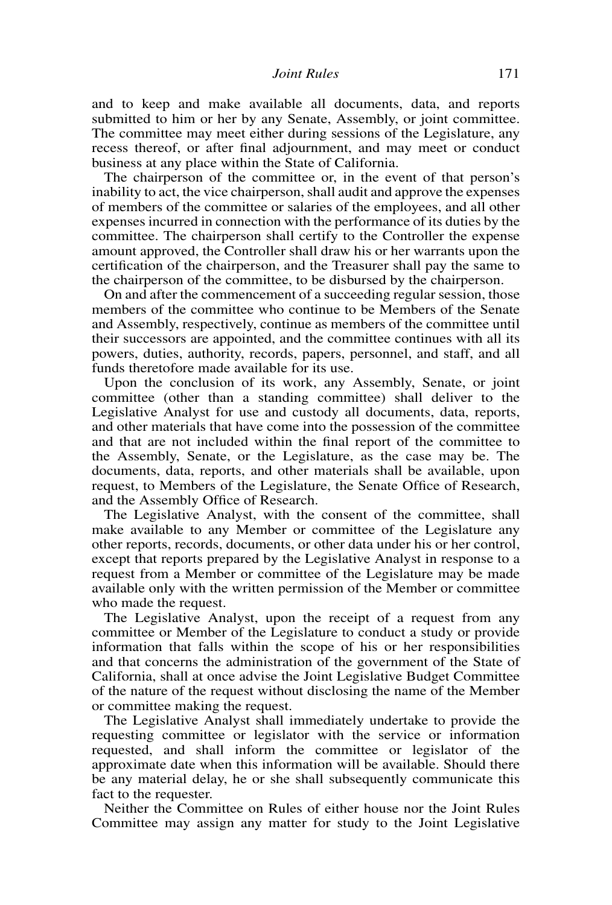and to keep and make available all documents, data, and reports submitted to him or her by any Senate, Assembly, or joint committee. The committee may meet either during sessions of the Legislature, any recess thereof, or after final adjournment, and may meet or conduct business at any place within the State of California.

The chairperson of the committee or, in the event of that person's inability to act, the vice chairperson, shall audit and approve the expenses of members of the committee or salaries of the employees, and all other expenses incurred in connection with the performance of its duties by the committee. The chairperson shall certify to the Controller the expense amount approved, the Controller shall draw his or her warrants upon the certification of the chairperson, and the Treasurer shall pay the same to the chairperson of the committee, to be disbursed by the chairperson.

On and after the commencement of a succeeding regular session, those members of the committee who continue to be Members of the Senate and Assembly, respectively, continue as members of the committee until their successors are appointed, and the committee continues with all its powers, duties, authority, records, papers, personnel, and staff, and all funds theretofore made available for its use.

Upon the conclusion of its work, any Assembly, Senate, or joint committee (other than a standing committee) shall deliver to the Legislative Analyst for use and custody all documents, data, reports, and other materials that have come into the possession of the committee and that are not included within the final report of the committee to the Assembly, Senate, or the Legislature, as the case may be. The documents, data, reports, and other materials shall be available, upon request, to Members of the Legislature, the Senate Office of Research, and the Assembly Office of Research.

The Legislative Analyst, with the consent of the committee, shall make available to any Member or committee of the Legislature any other reports, records, documents, or other data under his or her control, except that reports prepared by the Legislative Analyst in response to a request from a Member or committee of the Legislature may be made available only with the written permission of the Member or committee who made the request.

The Legislative Analyst, upon the receipt of a request from any committee or Member of the Legislature to conduct a study or provide information that falls within the scope of his or her responsibilities and that concerns the administration of the government of the State of California, shall at once advise the Joint Legislative Budget Committee of the nature of the request without disclosing the name of the Member or committee making the request.

The Legislative Analyst shall immediately undertake to provide the requesting committee or legislator with the service or information requested, and shall inform the committee or legislator of the approximate date when this information will be available. Should there be any material delay, he or she shall subsequently communicate this fact to the requester.

Neither the Committee on Rules of either house nor the Joint Rules Committee may assign any matter for study to the Joint Legislative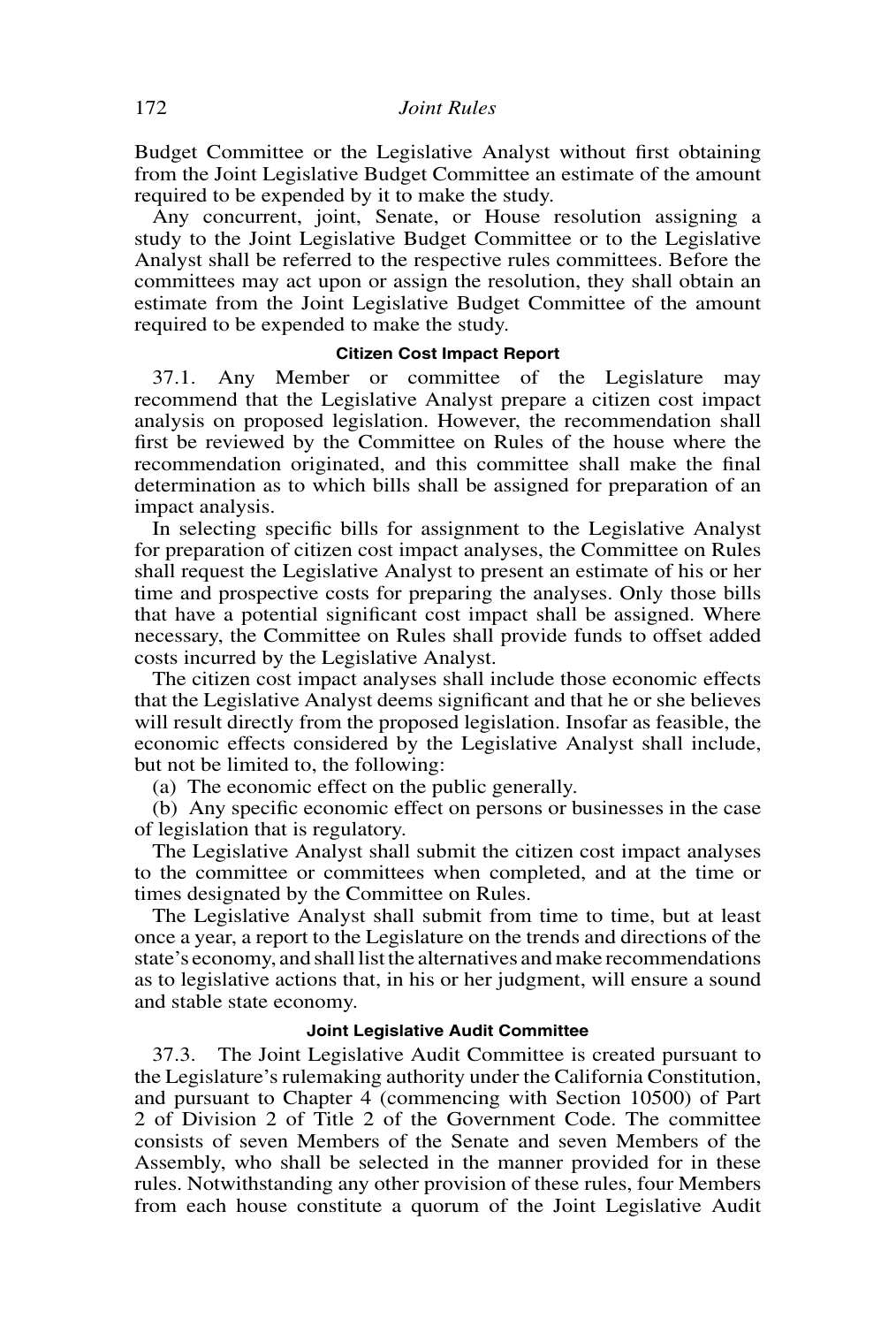Budget Committee or the Legislative Analyst without first obtaining from the Joint Legislative Budget Committee an estimate of the amount required to be expended by it to make the study.

Any concurrent, joint, Senate, or House resolution assigning a study to the Joint Legislative Budget Committee or to the Legislative Analyst shall be referred to the respective rules committees. Before the committees may act upon or assign the resolution, they shall obtain an estimate from the Joint Legislative Budget Committee of the amount required to be expended to make the study.

#### Citizen Cost Impact Report

37.1. Any Member or committee of the Legislature may recommend that the Legislative Analyst prepare a citizen cost impact analysis on proposed legislation. However, the recommendation shall first be reviewed by the Committee on Rules of the house where the recommendation originated, and this committee shall make the final determination as to which bills shall be assigned for preparation of an impact analysis.

In selecting specific bills for assignment to the Legislative Analyst for preparation of citizen cost impact analyses, the Committee on Rules shall request the Legislative Analyst to present an estimate of his or her time and prospective costs for preparing the analyses. Only those bills that have a potential significant cost impact shall be assigned. Where necessary, the Committee on Rules shall provide funds to offset added costs incurred by the Legislative Analyst.

The citizen cost impact analyses shall include those economic effects that the Legislative Analyst deems significant and that he or she believes will result directly from the proposed legislation. Insofar as feasible, the economic effects considered by the Legislative Analyst shall include, but not be limited to, the following:

(a) The economic effect on the public generally.

(b) Any specific economic effect on persons or businesses in the case of legislation that is regulatory.

The Legislative Analyst shall submit the citizen cost impact analyses to the committee or committees when completed, and at the time or times designated by the Committee on Rules.

The Legislative Analyst shall submit from time to time, but at least once a year, a report to the Legislature on the trends and directions of the state's economy, and shall list the alternatives and make recommendations as to legislative actions that, in his or her judgment, will ensure a sound and stable state economy.

#### Joint Legislative Audit Committee

37.3. The Joint Legislative Audit Committee is created pursuant to the Legislature's rulemaking authority under the California Constitution, and pursuant to Chapter 4 (commencing with Section 10500) of Part 2 of Division 2 of Title 2 of the Government Code. The committee consists of seven Members of the Senate and seven Members of the Assembly, who shall be selected in the manner provided for in these rules. Notwithstanding any other provision of these rules, four Members from each house constitute a quorum of the Joint Legislative Audit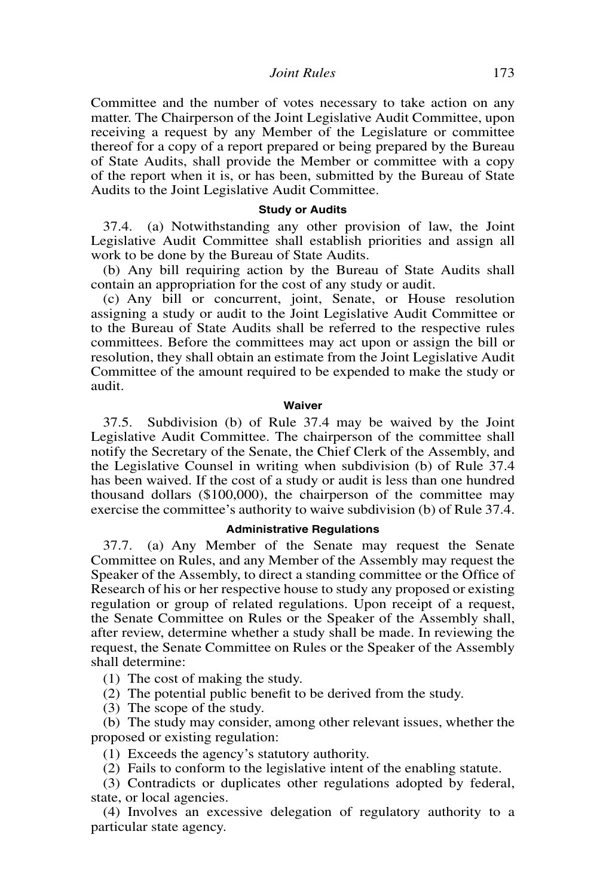Committee and the number of votes necessary to take action on any matter. The Chairperson of the Joint Legislative Audit Committee, upon receiving a request by any Member of the Legislature or committee thereof for a copy of a report prepared or being prepared by the Bureau of State Audits, shall provide the Member or committee with a copy of the report when it is, or has been, submitted by the Bureau of State Audits to the Joint Legislative Audit Committee.

#### Study or Audits

37.4. (a) Notwithstanding any other provision of law, the Joint Legislative Audit Committee shall establish priorities and assign all work to be done by the Bureau of State Audits.

(b) Any bill requiring action by the Bureau of State Audits shall contain an appropriation for the cost of any study or audit.

(c) Any bill or concurrent, joint, Senate, or House resolution assigning a study or audit to the Joint Legislative Audit Committee or to the Bureau of State Audits shall be referred to the respective rules committees. Before the committees may act upon or assign the bill or resolution, they shall obtain an estimate from the Joint Legislative Audit Committee of the amount required to be expended to make the study or audit.

#### Waiver

37.5. Subdivision (b) of Rule 37.4 may be waived by the Joint Legislative Audit Committee. The chairperson of the committee shall notify the Secretary of the Senate, the Chief Clerk of the Assembly, and the Legislative Counsel in writing when subdivision (b) of Rule 37.4 has been waived. If the cost of a study or audit is less than one hundred thousand dollars ($100,000), the chairperson of the committee may exercise the committee's authority to waive subdivision (b) of Rule 37.4.

#### Administrative Regulations

37.7. (a) Any Member of the Senate may request the Senate Committee on Rules, and any Member of the Assembly may request the Speaker of the Assembly, to direct a standing committee or the Office of Research of his or her respective house to study any proposed or existing regulation or group of related regulations. Upon receipt of a request, the Senate Committee on Rules or the Speaker of the Assembly shall, after review, determine whether a study shall be made. In reviewing the request, the Senate Committee on Rules or the Speaker of the Assembly shall determine:

(1) The cost of making the study.

(2) The potential public benefit to be derived from the study.

(3) The scope of the study.

(b) The study may consider, among other relevant issues, whether the proposed or existing regulation:

(1) Exceeds the agency's statutory authority.

(2) Fails to conform to the legislative intent of the enabling statute.

(3) Contradicts or duplicates other regulations adopted by federal, state, or local agencies.

(4) Involves an excessive delegation of regulatory authority to a particular state agency.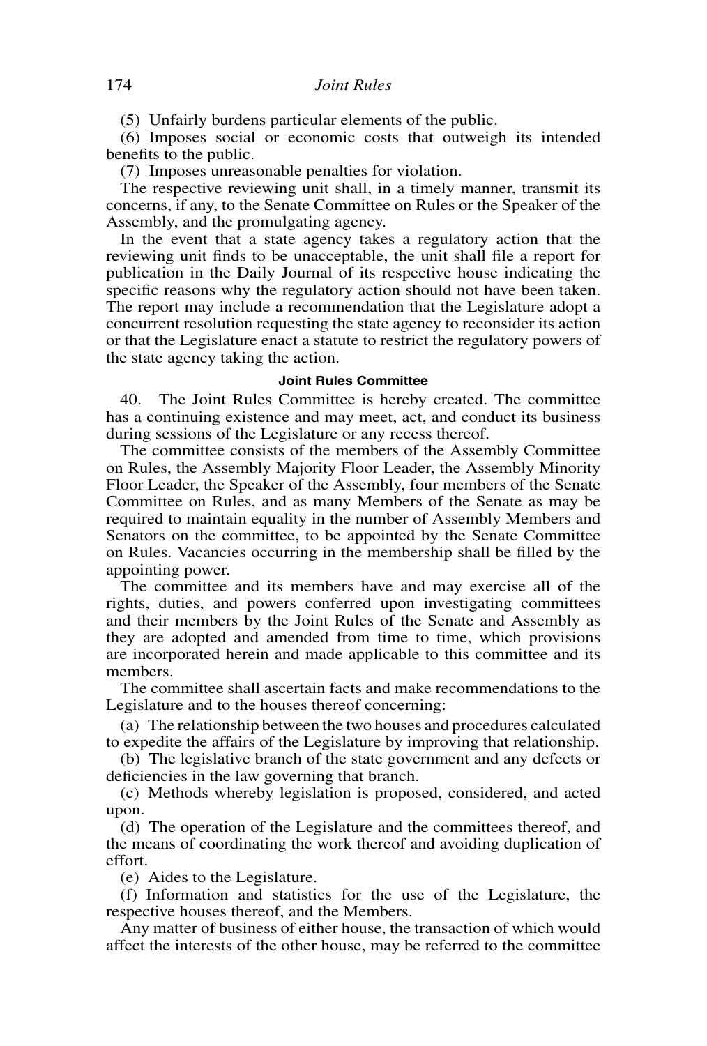(5) Unfairly burdens particular elements of the public.

(6) Imposes social or economic costs that outweigh its intended benefits to the public.

(7) Imposes unreasonable penalties for violation.

The respective reviewing unit shall, in a timely manner, transmit its concerns, if any, to the Senate Committee on Rules or the Speaker of the Assembly, and the promulgating agency.

In the event that a state agency takes a regulatory action that the reviewing unit finds to be unacceptable, the unit shall file a report for publication in the Daily Journal of its respective house indicating the specific reasons why the regulatory action should not have been taken. The report may include a recommendation that the Legislature adopt a concurrent resolution requesting the state agency to reconsider its action or that the Legislature enact a statute to restrict the regulatory powers of the state agency taking the action.

#### Joint Rules Committee

40. The Joint Rules Committee is hereby created. The committee has a continuing existence and may meet, act, and conduct its business during sessions of the Legislature or any recess thereof.

The committee consists of the members of the Assembly Committee on Rules, the Assembly Majority Floor Leader, the Assembly Minority Floor Leader, the Speaker of the Assembly, four members of the Senate Committee on Rules, and as many Members of the Senate as may be required to maintain equality in the number of Assembly Members and Senators on the committee, to be appointed by the Senate Committee on Rules. Vacancies occurring in the membership shall be filled by the appointing power.

The committee and its members have and may exercise all of the rights, duties, and powers conferred upon investigating committees and their members by the Joint Rules of the Senate and Assembly as they are adopted and amended from time to time, which provisions are incorporated herein and made applicable to this committee and its members.

The committee shall ascertain facts and make recommendations to the Legislature and to the houses thereof concerning:

(a) The relationship between the two houses and procedures calculated to expedite the affairs of the Legislature by improving that relationship.

(b) The legislative branch of the state government and any defects or deficiencies in the law governing that branch.

(c) Methods whereby legislation is proposed, considered, and acted upon.

(d) The operation of the Legislature and the committees thereof, and the means of coordinating the work thereof and avoiding duplication of effort.

(e) Aides to the Legislature.

(f) Information and statistics for the use of the Legislature, the respective houses thereof, and the Members.

Any matter of business of either house, the transaction of which would affect the interests of the other house, may be referred to the committee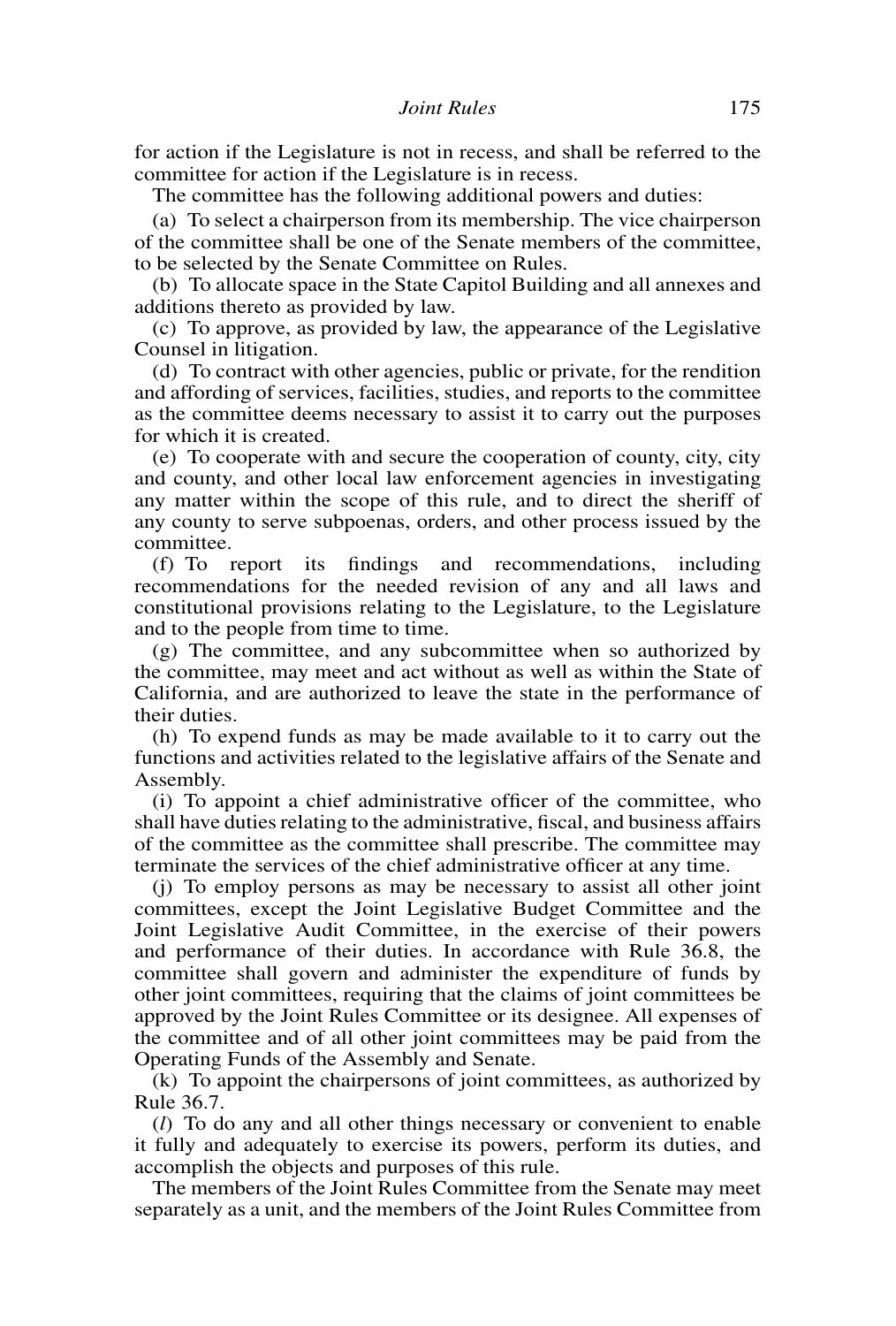for action if the Legislature is not in recess, and shall be referred to the committee for action if the Legislature is in recess.

The committee has the following additional powers and duties:

(a) To select a chairperson from its membership. The vice chairperson of the committee shall be one of the Senate members of the committee, to be selected by the Senate Committee on Rules.

(b) To allocate space in the State Capitol Building and all annexes and additions thereto as provided by law.

(c) To approve, as provided by law, the appearance of the Legislative Counsel in litigation.

(d) To contract with other agencies, public or private, for the rendition and affording of services, facilities, studies, and reports to the committee as the committee deems necessary to assist it to carry out the purposes for which it is created.

(e) To cooperate with and secure the cooperation of county, city, city and county, and other local law enforcement agencies in investigating any matter within the scope of this rule, and to direct the sheriff of any county to serve subpoenas, orders, and other process issued by the committee.

(f) To report its findings and recommendations, including recommendations for the needed revision of any and all laws and constitutional provisions relating to the Legislature, to the Legislature and to the people from time to time.

(g) The committee, and any subcommittee when so authorized by the committee, may meet and act without as well as within the State of California, and are authorized to leave the state in the performance of their duties.

(h) To expend funds as may be made available to it to carry out the functions and activities related to the legislative affairs of the Senate and Assembly.

(i) To appoint a chief administrative officer of the committee, who shall have duties relating to the administrative, fiscal, and business affairs of the committee as the committee shall prescribe. The committee may terminate the services of the chief administrative officer at any time.

(j) To employ persons as may be necessary to assist all other joint committees, except the Joint Legislative Budget Committee and the Joint Legislative Audit Committee, in the exercise of their powers and performance of their duties. In accordance with Rule 36.8, the committee shall govern and administer the expenditure of funds by other joint committees, requiring that the claims of joint committees be approved by the Joint Rules Committee or its designee. All expenses of the committee and of all other joint committees may be paid from the Operating Funds of the Assembly and Senate.

(k) To appoint the chairpersons of joint committees, as authorized by Rule 36.7.

(*l*) To do any and all other things necessary or convenient to enable it fully and adequately to exercise its powers, perform its duties, and accomplish the objects and purposes of this rule.

The members of the Joint Rules Committee from the Senate may meet separately as a unit, and the members of the Joint Rules Committee from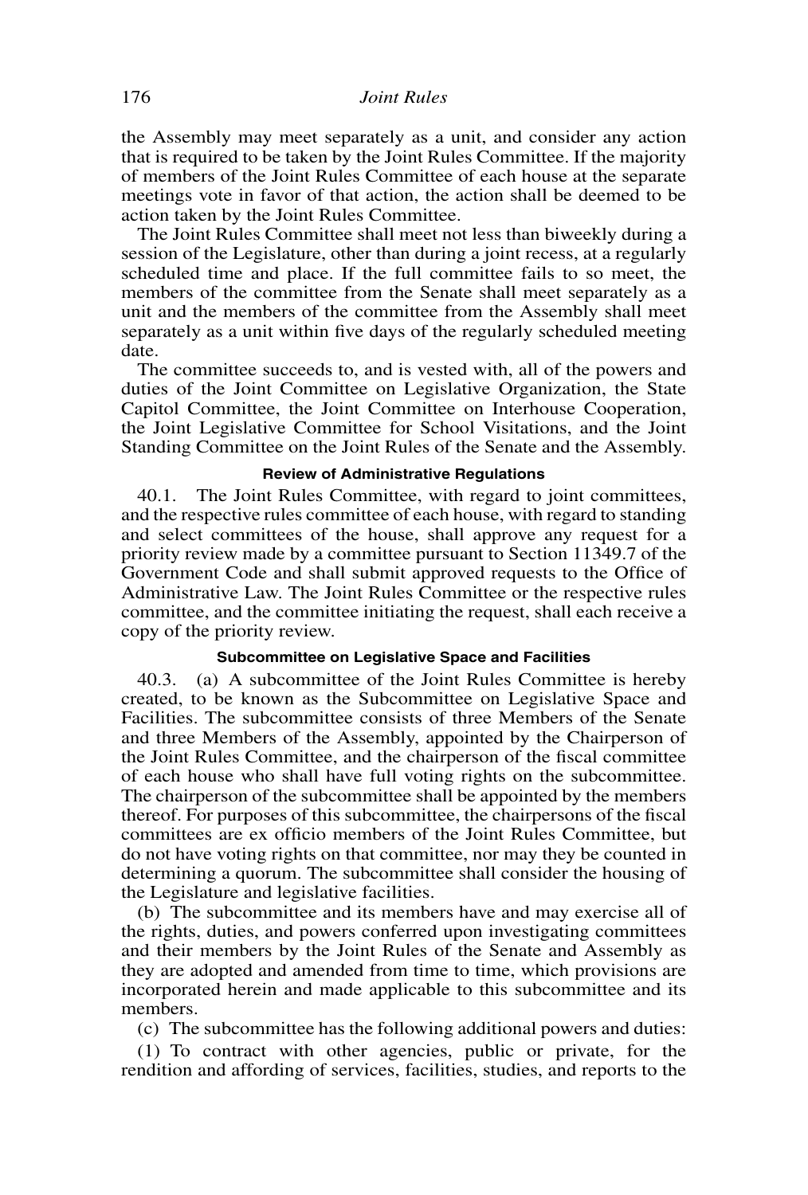the Assembly may meet separately as a unit, and consider any action that is required to be taken by the Joint Rules Committee. If the majority of members of the Joint Rules Committee of each house at the separate meetings vote in favor of that action, the action shall be deemed to be action taken by the Joint Rules Committee.

The Joint Rules Committee shall meet not less than biweekly during a session of the Legislature, other than during a joint recess, at a regularly scheduled time and place. If the full committee fails to so meet, the members of the committee from the Senate shall meet separately as a unit and the members of the committee from the Assembly shall meet separately as a unit within five days of the regularly scheduled meeting date.

The committee succeeds to, and is vested with, all of the powers and duties of the Joint Committee on Legislative Organization, the State Capitol Committee, the Joint Committee on Interhouse Cooperation, the Joint Legislative Committee for School Visitations, and the Joint Standing Committee on the Joint Rules of the Senate and the Assembly.

#### Review of Administrative Regulations

40.1. The Joint Rules Committee, with regard to joint committees, and the respective rules committee of each house, with regard to standing and select committees of the house, shall approve any request for a priority review made by a committee pursuant to Section 11349.7 of the Government Code and shall submit approved requests to the Office of Administrative Law. The Joint Rules Committee or the respective rules committee, and the committee initiating the request, shall each receive a copy of the priority review.

#### Subcommittee on Legislative Space and Facilities

40.3. (a) A subcommittee of the Joint Rules Committee is hereby created, to be known as the Subcommittee on Legislative Space and Facilities. The subcommittee consists of three Members of the Senate and three Members of the Assembly, appointed by the Chairperson of the Joint Rules Committee, and the chairperson of the fiscal committee of each house who shall have full voting rights on the subcommittee. The chairperson of the subcommittee shall be appointed by the members thereof. For purposes of this subcommittee, the chairpersons of the fiscal committees are ex officio members of the Joint Rules Committee, but do not have voting rights on that committee, nor may they be counted in determining a quorum. The subcommittee shall consider the housing of the Legislature and legislative facilities.

(b) The subcommittee and its members have and may exercise all of the rights, duties, and powers conferred upon investigating committees and their members by the Joint Rules of the Senate and Assembly as they are adopted and amended from time to time, which provisions are incorporated herein and made applicable to this subcommittee and its members.

(c) The subcommittee has the following additional powers and duties:

(1) To contract with other agencies, public or private, for the rendition and affording of services, facilities, studies, and reports to the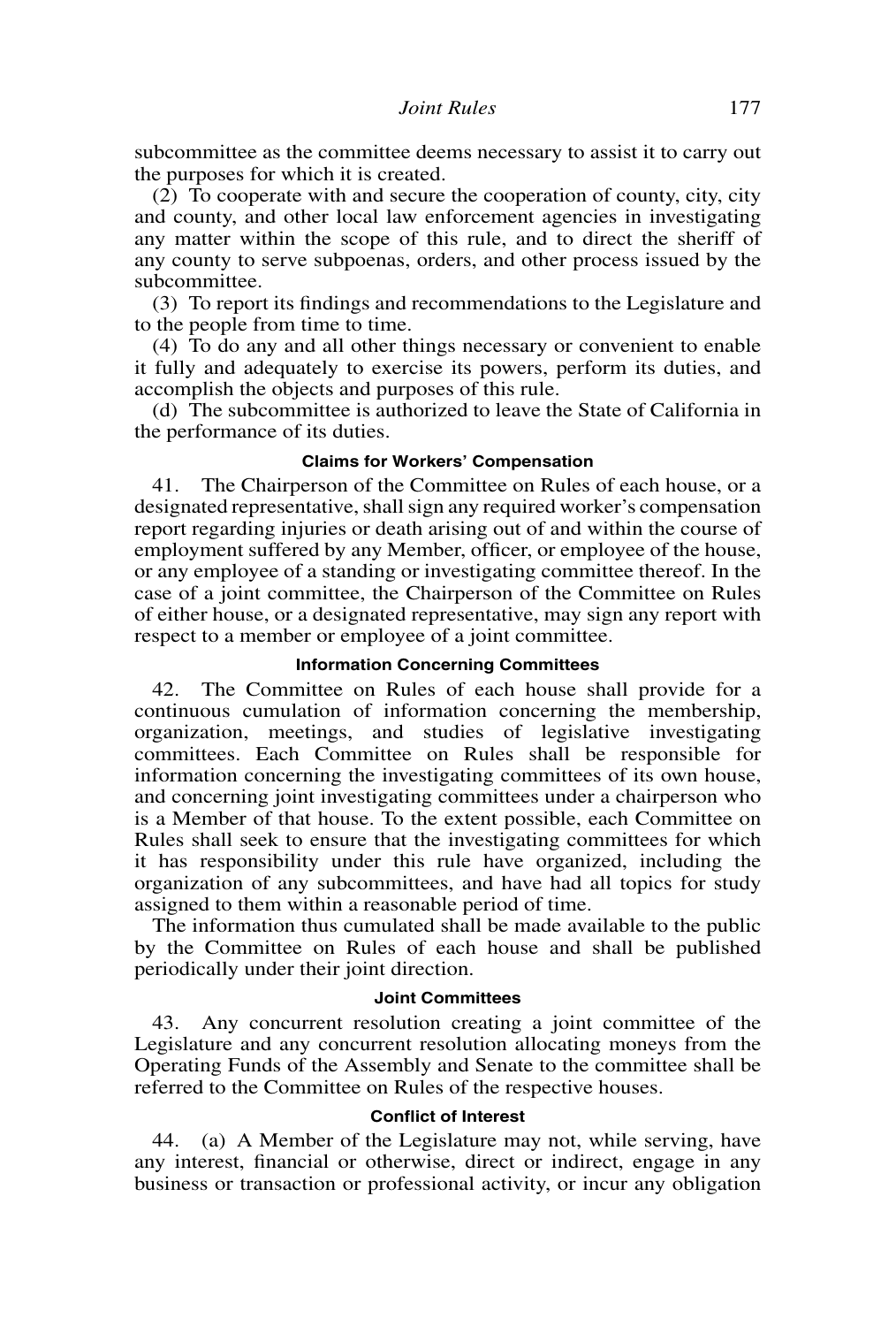subcommittee as the committee deems necessary to assist it to carry out the purposes for which it is created.

(2) To cooperate with and secure the cooperation of county, city, city and county, and other local law enforcement agencies in investigating any matter within the scope of this rule, and to direct the sheriff of any county to serve subpoenas, orders, and other process issued by the subcommittee.

(3) To report its findings and recommendations to the Legislature and to the people from time to time.

(4) To do any and all other things necessary or convenient to enable it fully and adequately to exercise its powers, perform its duties, and accomplish the objects and purposes of this rule.

(d) The subcommittee is authorized to leave the State of California in the performance of its duties.

#### Claims for Workers' Compensation

41. The Chairperson of the Committee on Rules of each house, or a designated representative, shall sign any required worker's compensation report regarding injuries or death arising out of and within the course of employment suffered by any Member, officer, or employee of the house, or any employee of a standing or investigating committee thereof. In the case of a joint committee, the Chairperson of the Committee on Rules of either house, or a designated representative, may sign any report with respect to a member or employee of a joint committee.

#### Information Concerning Committees

42. The Committee on Rules of each house shall provide for a continuous cumulation of information concerning the membership, organization, meetings, and studies of legislative investigating committees. Each Committee on Rules shall be responsible for information concerning the investigating committees of its own house, and concerning joint investigating committees under a chairperson who is a Member of that house. To the extent possible, each Committee on Rules shall seek to ensure that the investigating committees for which it has responsibility under this rule have organized, including the organization of any subcommittees, and have had all topics for study assigned to them within a reasonable period of time.

The information thus cumulated shall be made available to the public by the Committee on Rules of each house and shall be published periodically under their joint direction.

#### Joint Committees

43. Any concurrent resolution creating a joint committee of the Legislature and any concurrent resolution allocating moneys from the Operating Funds of the Assembly and Senate to the committee shall be referred to the Committee on Rules of the respective houses.

#### Conflict of Interest

44. (a) A Member of the Legislature may not, while serving, have any interest, financial or otherwise, direct or indirect, engage in any business or transaction or professional activity, or incur any obligation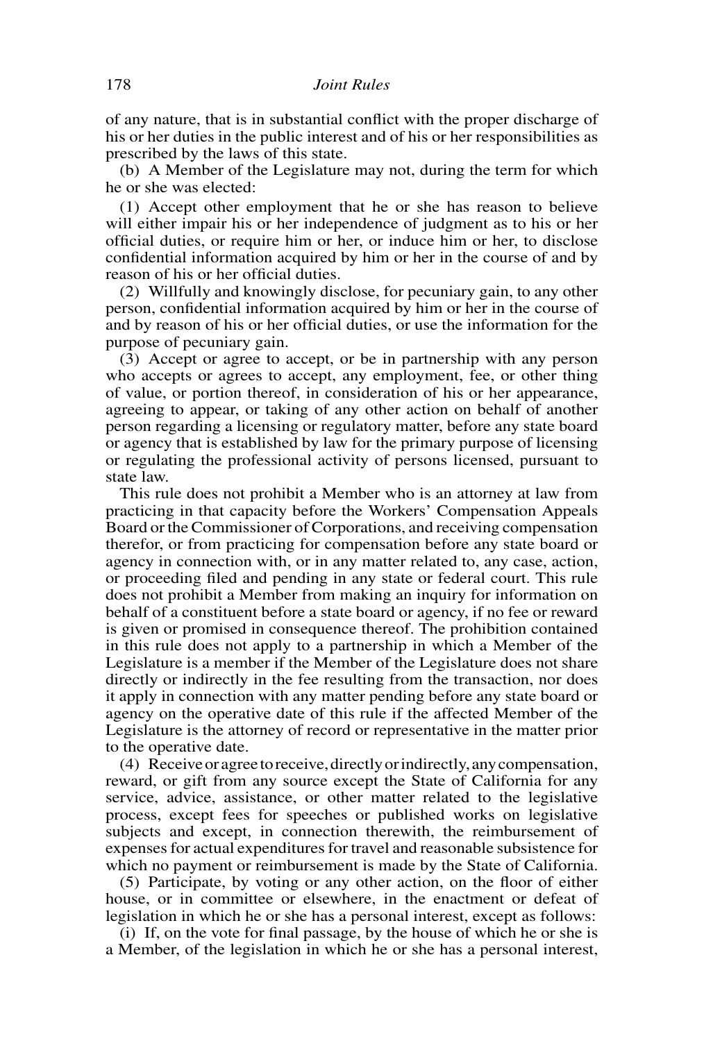of any nature, that is in substantial conflict with the proper discharge of his or her duties in the public interest and of his or her responsibilities as prescribed by the laws of this state.

(b) A Member of the Legislature may not, during the term for which he or she was elected:

(1) Accept other employment that he or she has reason to believe will either impair his or her independence of judgment as to his or her official duties, or require him or her, or induce him or her, to disclose confidential information acquired by him or her in the course of and by reason of his or her official duties.

(2) Willfully and knowingly disclose, for pecuniary gain, to any other person, confidential information acquired by him or her in the course of and by reason of his or her official duties, or use the information for the purpose of pecuniary gain.

(3) Accept or agree to accept, or be in partnership with any person who accepts or agrees to accept, any employment, fee, or other thing of value, or portion thereof, in consideration of his or her appearance, agreeing to appear, or taking of any other action on behalf of another person regarding a licensing or regulatory matter, before any state board or agency that is established by law for the primary purpose of licensing or regulating the professional activity of persons licensed, pursuant to state law.

This rule does not prohibit a Member who is an attorney at law from practicing in that capacity before the Workers' Compensation Appeals Board or the Commissioner of Corporations, and receiving compensation therefor, or from practicing for compensation before any state board or agency in connection with, or in any matter related to, any case, action, or proceeding filed and pending in any state or federal court. This rule does not prohibit a Member from making an inquiry for information on behalf of a constituent before a state board or agency, if no fee or reward is given or promised in consequence thereof. The prohibition contained in this rule does not apply to a partnership in which a Member of the Legislature is a member if the Member of the Legislature does not share directly or indirectly in the fee resulting from the transaction, nor does it apply in connection with any matter pending before any state board or agency on the operative date of this rule if the affected Member of the Legislature is the attorney of record or representative in the matter prior to the operative date.

(4) Receive or agree to receive, directly or indirectly, any compensation, reward, or gift from any source except the State of California for any service, advice, assistance, or other matter related to the legislative process, except fees for speeches or published works on legislative subjects and except, in connection therewith, the reimbursement of expenses for actual expenditures for travel and reasonable subsistence for which no payment or reimbursement is made by the State of California.

(5) Participate, by voting or any other action, on the floor of either house, or in committee or elsewhere, in the enactment or defeat of legislation in which he or she has a personal interest, except as follows:

(i) If, on the vote for final passage, by the house of which he or she is a Member, of the legislation in which he or she has a personal interest,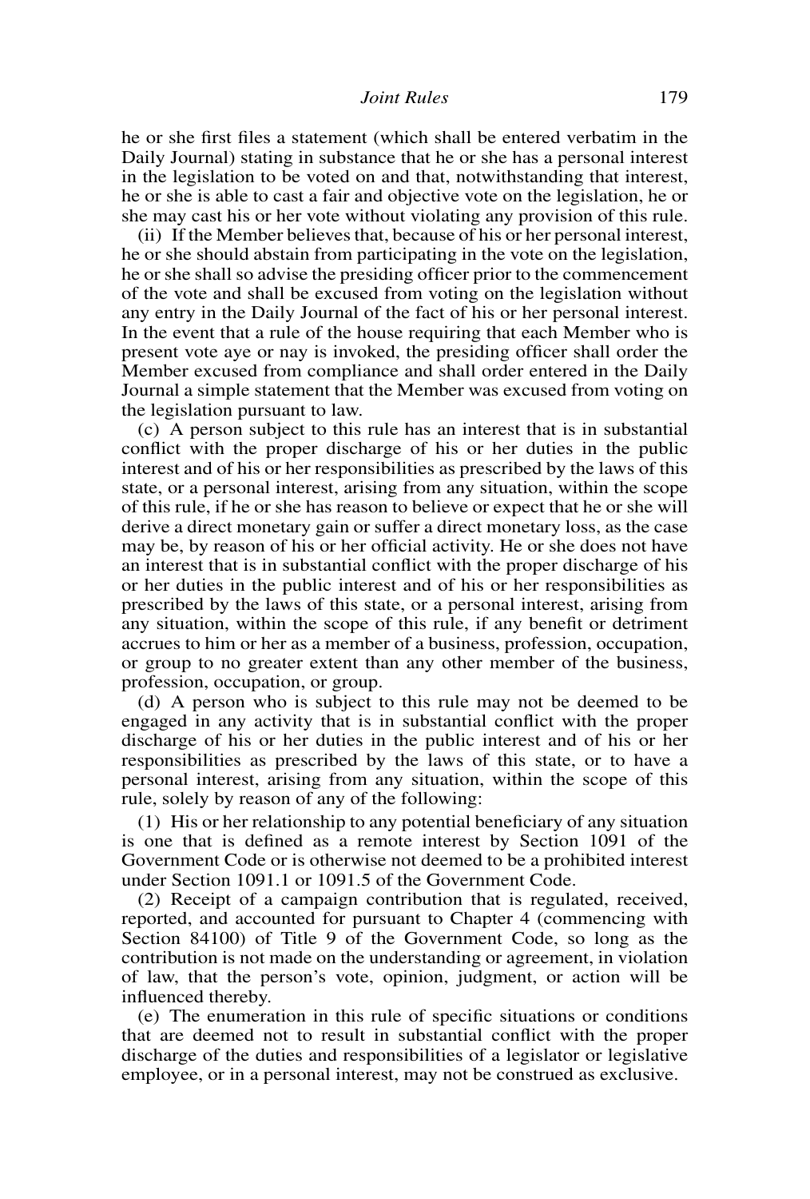he or she first files a statement (which shall be entered verbatim in the Daily Journal) stating in substance that he or she has a personal interest in the legislation to be voted on and that, notwithstanding that interest, he or she is able to cast a fair and objective vote on the legislation, he or she may cast his or her vote without violating any provision of this rule.

(ii) If the Member believes that, because of his or her personal interest, he or she should abstain from participating in the vote on the legislation, he or she shall so advise the presiding officer prior to the commencement of the vote and shall be excused from voting on the legislation without any entry in the Daily Journal of the fact of his or her personal interest. In the event that a rule of the house requiring that each Member who is present vote aye or nay is invoked, the presiding officer shall order the Member excused from compliance and shall order entered in the Daily Journal a simple statement that the Member was excused from voting on the legislation pursuant to law.

(c) A person subject to this rule has an interest that is in substantial conflict with the proper discharge of his or her duties in the public interest and of his or her responsibilities as prescribed by the laws of this state, or a personal interest, arising from any situation, within the scope of this rule, if he or she has reason to believe or expect that he or she will derive a direct monetary gain or suffer a direct monetary loss, as the case may be, by reason of his or her official activity. He or she does not have an interest that is in substantial conflict with the proper discharge of his or her duties in the public interest and of his or her responsibilities as prescribed by the laws of this state, or a personal interest, arising from any situation, within the scope of this rule, if any benefit or detriment accrues to him or her as a member of a business, profession, occupation, or group to no greater extent than any other member of the business, profession, occupation, or group.

(d) A person who is subject to this rule may not be deemed to be engaged in any activity that is in substantial conflict with the proper discharge of his or her duties in the public interest and of his or her responsibilities as prescribed by the laws of this state, or to have a personal interest, arising from any situation, within the scope of this rule, solely by reason of any of the following:

(1) His or her relationship to any potential beneficiary of any situation is one that is defined as a remote interest by Section 1091 of the Government Code or is otherwise not deemed to be a prohibited interest under Section 1091.1 or 1091.5 of the Government Code.

(2) Receipt of a campaign contribution that is regulated, received, reported, and accounted for pursuant to Chapter 4 (commencing with Section 84100) of Title 9 of the Government Code, so long as the contribution is not made on the understanding or agreement, in violation of law, that the person's vote, opinion, judgment, or action will be influenced thereby.

(e) The enumeration in this rule of specific situations or conditions that are deemed not to result in substantial conflict with the proper discharge of the duties and responsibilities of a legislator or legislative employee, or in a personal interest, may not be construed as exclusive.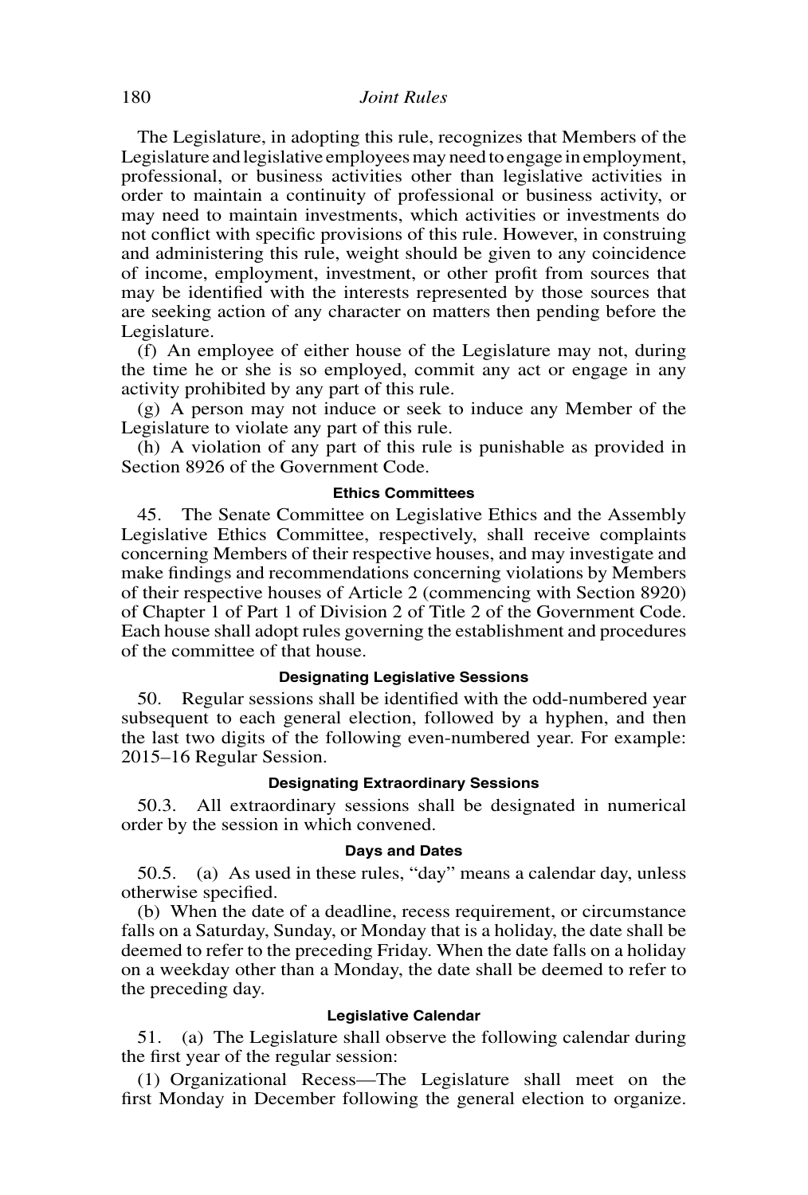The Legislature, in adopting this rule, recognizes that Members of the Legislature and legislative employees may need to engage in employment, professional, or business activities other than legislative activities in order to maintain a continuity of professional or business activity, or may need to maintain investments, which activities or investments do not conflict with specific provisions of this rule. However, in construing and administering this rule, weight should be given to any coincidence of income, employment, investment, or other profit from sources that may be identified with the interests represented by those sources that are seeking action of any character on matters then pending before the Legislature.

(f) An employee of either house of the Legislature may not, during the time he or she is so employed, commit any act or engage in any activity prohibited by any part of this rule.

(g) A person may not induce or seek to induce any Member of the Legislature to violate any part of this rule.

(h) A violation of any part of this rule is punishable as provided in Section 8926 of the Government Code.

#### Ethics Committees

45. The Senate Committee on Legislative Ethics and the Assembly Legislative Ethics Committee, respectively, shall receive complaints concerning Members of their respective houses, and may investigate and make findings and recommendations concerning violations by Members of their respective houses of Article 2 (commencing with Section 8920) of Chapter 1 of Part 1 of Division 2 of Title 2 of the Government Code. Each house shall adopt rules governing the establishment and procedures of the committee of that house.

#### Designating Legislative Sessions

50. Regular sessions shall be identified with the odd-numbered year subsequent to each general election, followed by a hyphen, and then the last two digits of the following even-numbered year. For example: 2015–16 Regular Session.

#### Designating Extraordinary Sessions

50.3. All extraordinary sessions shall be designated in numerical order by the session in which convened.

#### Days and Dates

50.5. (a) As used in these rules, "day" means a calendar day, unless otherwise specified.

(b) When the date of a deadline, recess requirement, or circumstance falls on a Saturday, Sunday, or Monday that is a holiday, the date shall be deemed to refer to the preceding Friday. When the date falls on a holiday on a weekday other than a Monday, the date shall be deemed to refer to the preceding day.

#### Legislative Calendar

51. (a) The Legislature shall observe the following calendar during the first year of the regular session:

(1) Organizational Recess—The Legislature shall meet on the first Monday in December following the general election to organize.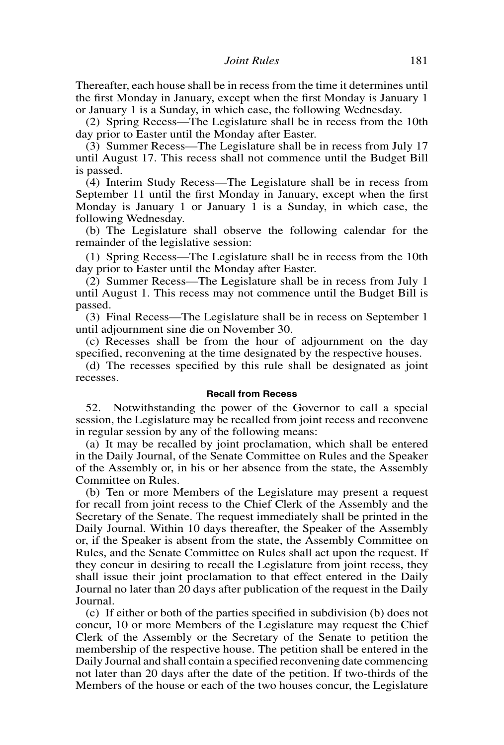Thereafter, each house shall be in recess from the time it determines until the first Monday in January, except when the first Monday is January 1 or January 1 is a Sunday, in which case, the following Wednesday.

(2) Spring Recess—The Legislature shall be in recess from the 10th day prior to Easter until the Monday after Easter.

(3) Summer Recess—The Legislature shall be in recess from July 17 until August 17. This recess shall not commence until the Budget Bill is passed.

(4) Interim Study Recess—The Legislature shall be in recess from September 11 until the first Monday in January, except when the first Monday is January 1 or January 1 is a Sunday, in which case, the following Wednesday.

(b) The Legislature shall observe the following calendar for the remainder of the legislative session:

(1) Spring Recess—The Legislature shall be in recess from the 10th day prior to Easter until the Monday after Easter.

(2) Summer Recess—The Legislature shall be in recess from July 1 until August 1. This recess may not commence until the Budget Bill is passed.

(3) Final Recess—The Legislature shall be in recess on September 1 until adjournment sine die on November 30.

(c) Recesses shall be from the hour of adjournment on the day specified, reconvening at the time designated by the respective houses.

(d) The recesses specified by this rule shall be designated as joint recesses.

#### Recall from Recess

52. Notwithstanding the power of the Governor to call a special session, the Legislature may be recalled from joint recess and reconvene in regular session by any of the following means:

(a) It may be recalled by joint proclamation, which shall be entered in the Daily Journal, of the Senate Committee on Rules and the Speaker of the Assembly or, in his or her absence from the state, the Assembly Committee on Rules.

(b) Ten or more Members of the Legislature may present a request for recall from joint recess to the Chief Clerk of the Assembly and the Secretary of the Senate. The request immediately shall be printed in the Daily Journal. Within 10 days thereafter, the Speaker of the Assembly or, if the Speaker is absent from the state, the Assembly Committee on Rules, and the Senate Committee on Rules shall act upon the request. If they concur in desiring to recall the Legislature from joint recess, they shall issue their joint proclamation to that effect entered in the Daily Journal no later than 20 days after publication of the request in the Daily Journal.

(c) If either or both of the parties specified in subdivision (b) does not concur, 10 or more Members of the Legislature may request the Chief Clerk of the Assembly or the Secretary of the Senate to petition the membership of the respective house. The petition shall be entered in the Daily Journal and shall contain a specified reconvening date commencing not later than 20 days after the date of the petition. If two-thirds of the Members of the house or each of the two houses concur, the Legislature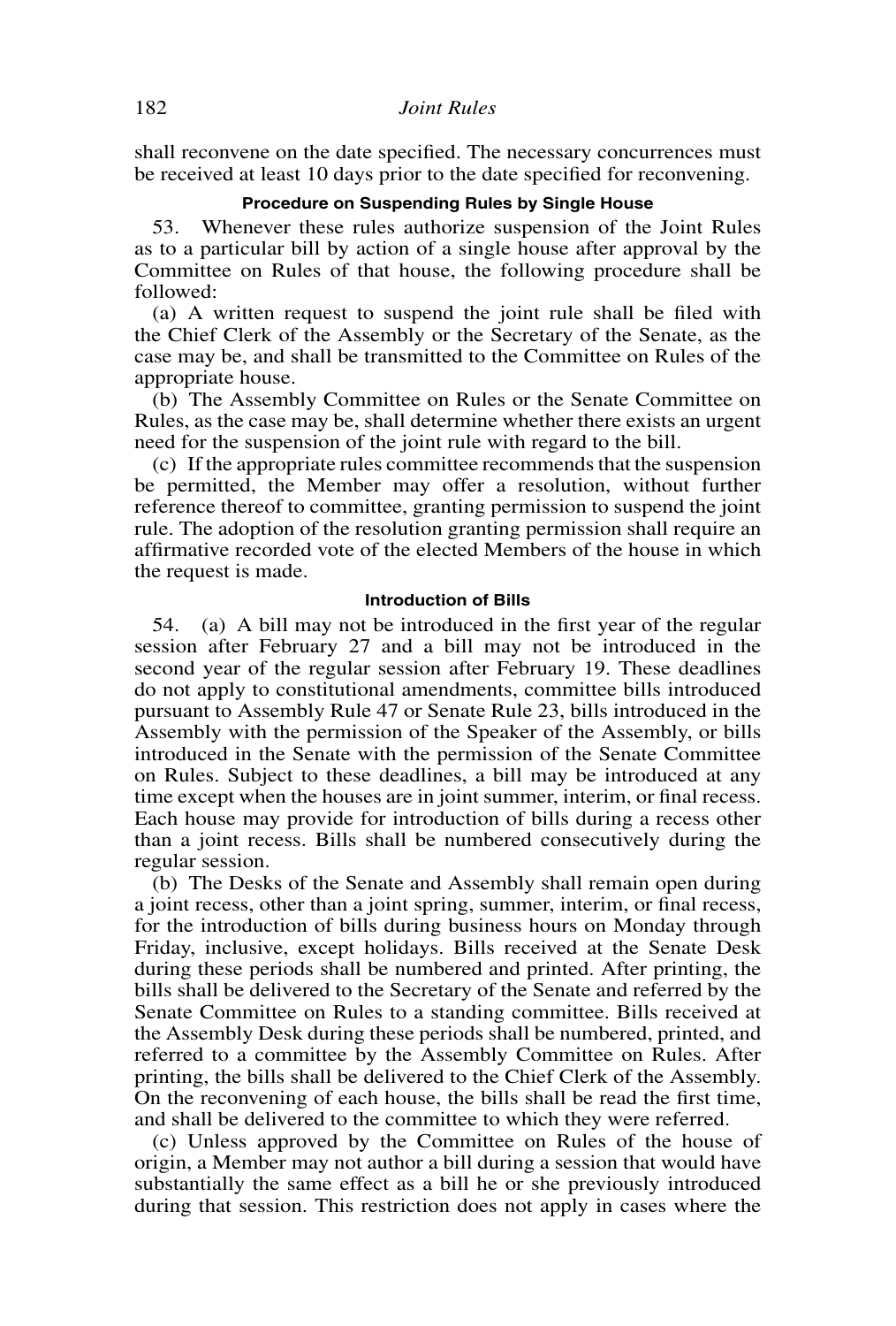shall reconvene on the date specified. The necessary concurrences must be received at least 10 days prior to the date specified for reconvening.

### Procedure on Suspending Rules by Single House

53. Whenever these rules authorize suspension of the Joint Rules as to a particular bill by action of a single house after approval by the Committee on Rules of that house, the following procedure shall be followed:

(a) A written request to suspend the joint rule shall be filed with the Chief Clerk of the Assembly or the Secretary of the Senate, as the case may be, and shall be transmitted to the Committee on Rules of the appropriate house.

(b) The Assembly Committee on Rules or the Senate Committee on Rules, as the case may be, shall determine whether there exists an urgent need for the suspension of the joint rule with regard to the bill.

(c) If the appropriate rules committee recommends that the suspension be permitted, the Member may offer a resolution, without further reference thereof to committee, granting permission to suspend the joint rule. The adoption of the resolution granting permission shall require an affirmative recorded vote of the elected Members of the house in which the request is made.

### Introduction of Bills

54. (a) A bill may not be introduced in the first year of the regular session after February 27 and a bill may not be introduced in the second year of the regular session after February 19. These deadlines do not apply to constitutional amendments, committee bills introduced pursuant to Assembly Rule 47 or Senate Rule 23, bills introduced in the Assembly with the permission of the Speaker of the Assembly, or bills introduced in the Senate with the permission of the Senate Committee on Rules. Subject to these deadlines, a bill may be introduced at any time except when the houses are in joint summer, interim, or final recess. Each house may provide for introduction of bills during a recess other than a joint recess. Bills shall be numbered consecutively during the regular session.

(b) The Desks of the Senate and Assembly shall remain open during a joint recess, other than a joint spring, summer, interim, or final recess, for the introduction of bills during business hours on Monday through Friday, inclusive, except holidays. Bills received at the Senate Desk during these periods shall be numbered and printed. After printing, the bills shall be delivered to the Secretary of the Senate and referred by the Senate Committee on Rules to a standing committee. Bills received at the Assembly Desk during these periods shall be numbered, printed, and referred to a committee by the Assembly Committee on Rules. After printing, the bills shall be delivered to the Chief Clerk of the Assembly. On the reconvening of each house, the bills shall be read the first time, and shall be delivered to the committee to which they were referred.

(c) Unless approved by the Committee on Rules of the house of origin, a Member may not author a bill during a session that would have substantially the same effect as a bill he or she previously introduced during that session. This restriction does not apply in cases where the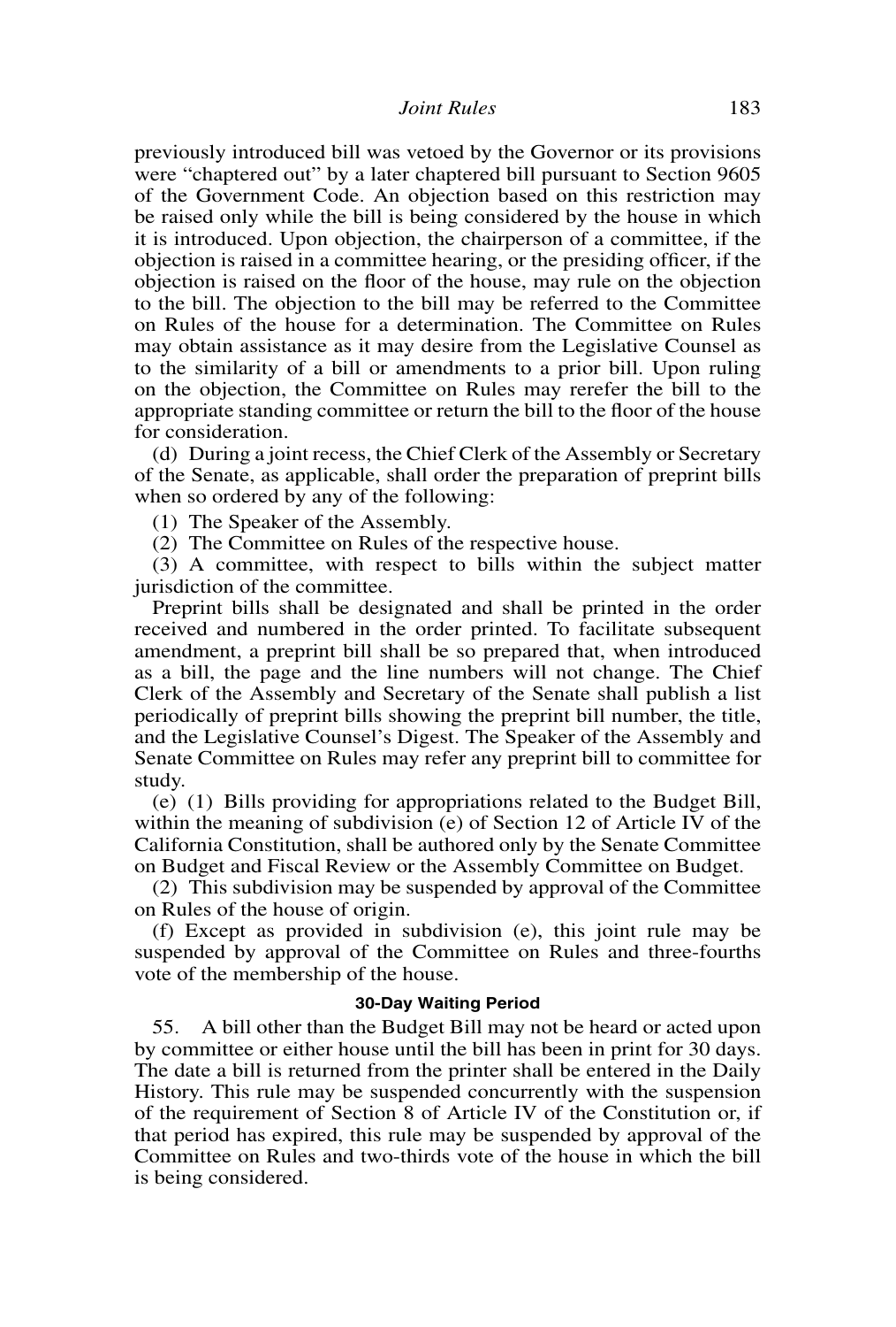previously introduced bill was vetoed by the Governor or its provisions were "chaptered out" by a later chaptered bill pursuant to Section 9605 of the Government Code. An objection based on this restriction may be raised only while the bill is being considered by the house in which it is introduced. Upon objection, the chairperson of a committee, if the objection is raised in a committee hearing, or the presiding officer, if the objection is raised on the floor of the house, may rule on the objection to the bill. The objection to the bill may be referred to the Committee on Rules of the house for a determination. The Committee on Rules may obtain assistance as it may desire from the Legislative Counsel as to the similarity of a bill or amendments to a prior bill. Upon ruling on the objection, the Committee on Rules may rerefer the bill to the appropriate standing committee or return the bill to the floor of the house for consideration.

(d) During a joint recess, the Chief Clerk of the Assembly or Secretary of the Senate, as applicable, shall order the preparation of preprint bills when so ordered by any of the following:

(1) The Speaker of the Assembly.

(2) The Committee on Rules of the respective house.

(3) A committee, with respect to bills within the subject matter jurisdiction of the committee.

Preprint bills shall be designated and shall be printed in the order received and numbered in the order printed. To facilitate subsequent amendment, a preprint bill shall be so prepared that, when introduced as a bill, the page and the line numbers will not change. The Chief Clerk of the Assembly and Secretary of the Senate shall publish a list periodically of preprint bills showing the preprint bill number, the title, and the Legislative Counsel's Digest. The Speaker of the Assembly and Senate Committee on Rules may refer any preprint bill to committee for study.

(e) (1) Bills providing for appropriations related to the Budget Bill, within the meaning of subdivision (e) of Section 12 of Article IV of the California Constitution, shall be authored only by the Senate Committee on Budget and Fiscal Review or the Assembly Committee on Budget.

(2) This subdivision may be suspended by approval of the Committee on Rules of the house of origin.

(f) Except as provided in subdivision (e), this joint rule may be suspended by approval of the Committee on Rules and three-fourths vote of the membership of the house.

#### 30-Day Waiting Period

55. A bill other than the Budget Bill may not be heard or acted upon by committee or either house until the bill has been in print for 30 days. The date a bill is returned from the printer shall be entered in the Daily History. This rule may be suspended concurrently with the suspension of the requirement of Section 8 of Article IV of the Constitution or, if that period has expired, this rule may be suspended by approval of the Committee on Rules and two-thirds vote of the house in which the bill is being considered.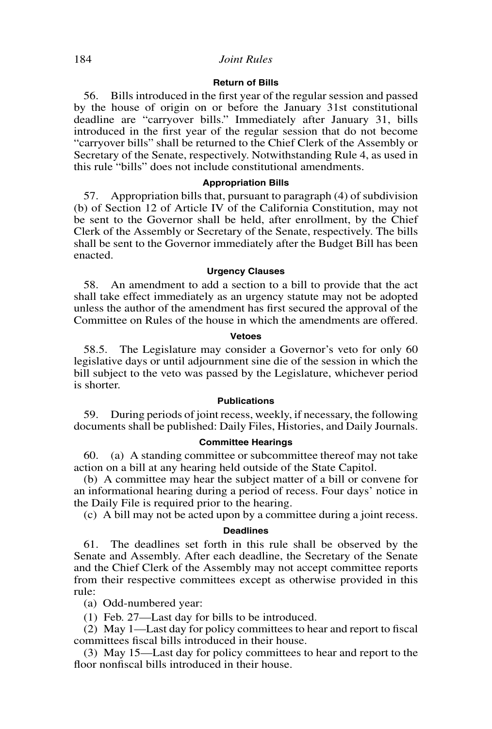### Return of Bills

56. Bills introduced in the first year of the regular session and passed by the house of origin on or before the January 31st constitutional deadline are "carryover bills." Immediately after January 31, bills introduced in the first year of the regular session that do not become "carryover bills" shall be returned to the Chief Clerk of the Assembly or Secretary of the Senate, respectively. Notwithstanding Rule 4, as used in this rule "bills" does not include constitutional amendments.

### Appropriation Bills

57. Appropriation bills that, pursuant to paragraph (4) of subdivision (b) of Section 12 of Article IV of the California Constitution, may not be sent to the Governor shall be held, after enrollment, by the Chief Clerk of the Assembly or Secretary of the Senate, respectively. The bills shall be sent to the Governor immediately after the Budget Bill has been enacted.

### Urgency Clauses

58. An amendment to add a section to a bill to provide that the act shall take effect immediately as an urgency statute may not be adopted unless the author of the amendment has first secured the approval of the Committee on Rules of the house in which the amendments are offered.

### Vetoes

58.5. The Legislature may consider a Governor's veto for only 60 legislative days or until adjournment sine die of the session in which the bill subject to the veto was passed by the Legislature, whichever period is shorter.

### Publications

59. During periods of joint recess, weekly, if necessary, the following documents shall be published: Daily Files, Histories, and Daily Journals.

### Committee Hearings

60. (a) A standing committee or subcommittee thereof may not take action on a bill at any hearing held outside of the State Capitol.

(b) A committee may hear the subject matter of a bill or convene for an informational hearing during a period of recess. Four days' notice in the Daily File is required prior to the hearing.

(c) A bill may not be acted upon by a committee during a joint recess.

### Deadlines

61. The deadlines set forth in this rule shall be observed by the Senate and Assembly. After each deadline, the Secretary of the Senate and the Chief Clerk of the Assembly may not accept committee reports from their respective committees except as otherwise provided in this rule:

(a) Odd-numbered year:

(1) Feb. 27—Last day for bills to be introduced.

(2) May 1—Last day for policy committees to hear and report to fiscal committees fiscal bills introduced in their house.

(3) May 15—Last day for policy committees to hear and report to the floor nonfiscal bills introduced in their house.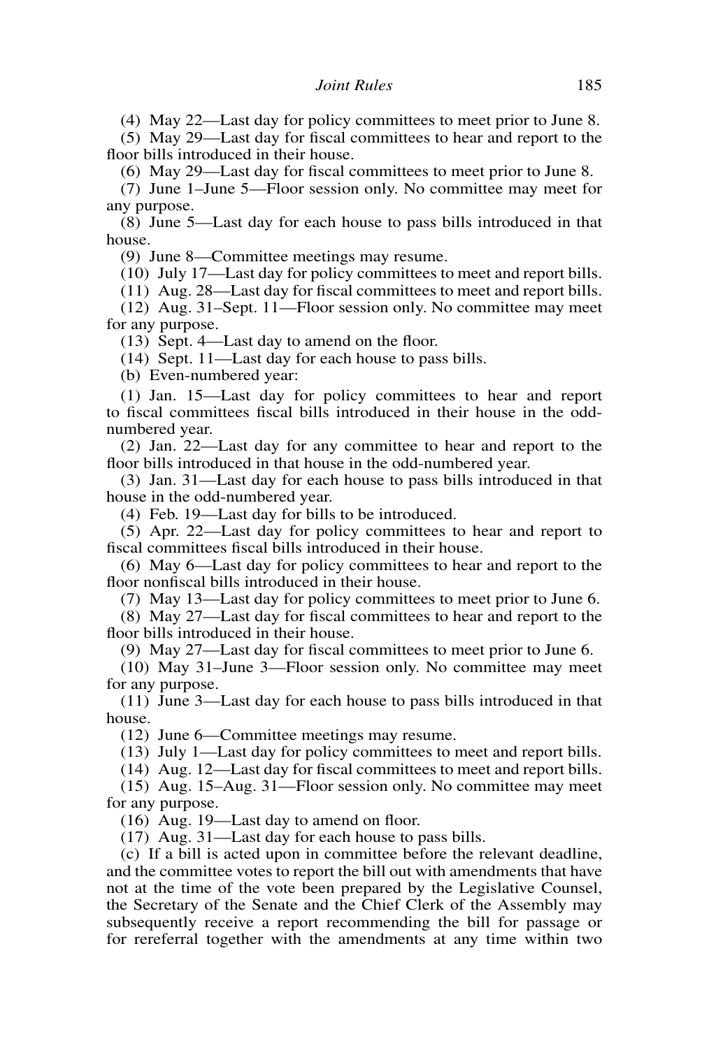(4) May 22—Last day for policy committees to meet prior to June 8.

(5) May 29—Last day for fiscal committees to hear and report to the floor bills introduced in their house.

(6) May 29—Last day for fiscal committees to meet prior to June 8.

(7) June 1–June 5—Floor session only. No committee may meet for any purpose.

(8) June 5—Last day for each house to pass bills introduced in that house.

(9) June 8—Committee meetings may resume.

(10) July 17—Last day for policy committees to meet and report bills.

(11) Aug. 28—Last day for fiscal committees to meet and report bills.

(12) Aug. 31–Sept. 11—Floor session only. No committee may meet for any purpose.

(13) Sept. 4—Last day to amend on the floor.

(14) Sept. 11—Last day for each house to pass bills.

(b) Even-numbered year:

(1) Jan. 15—Last day for policy committees to hear and report to fiscal committees fiscal bills introduced in their house in the odd-numbered year.

(2) Jan. 22—Last day for any committee to hear and report to the floor bills introduced in that house in the odd-numbered year.

(3) Jan. 31—Last day for each house to pass bills introduced in that house in the odd-numbered year.

(4) Feb. 19—Last day for bills to be introduced.

(5) Apr. 22—Last day for policy committees to hear and report to fiscal committees fiscal bills introduced in their house.

(6) May 6—Last day for policy committees to hear and report to the floor nonfiscal bills introduced in their house.

(7) May 13—Last day for policy committees to meet prior to June 6.

(8) May 27—Last day for fiscal committees to hear and report to the floor bills introduced in their house.

(9) May 27—Last day for fiscal committees to meet prior to June 6.

(10) May 31–June 3—Floor session only. No committee may meet for any purpose.

(11) June 3—Last day for each house to pass bills introduced in that house.

(12) June 6—Committee meetings may resume.

(13) July 1—Last day for policy committees to meet and report bills.

(14) Aug. 12—Last day for fiscal committees to meet and report bills.

(15) Aug. 15–Aug. 31—Floor session only. No committee may meet for any purpose.

(16) Aug. 19—Last day to amend on floor.

(17) Aug. 31—Last day for each house to pass bills.

(c) If a bill is acted upon in committee before the relevant deadline, and the committee votes to report the bill out with amendments that have not at the time of the vote been prepared by the Legislative Counsel, the Secretary of the Senate and the Chief Clerk of the Assembly may subsequently receive a report recommending the bill for passage or for rereferral together with the amendments at any time within two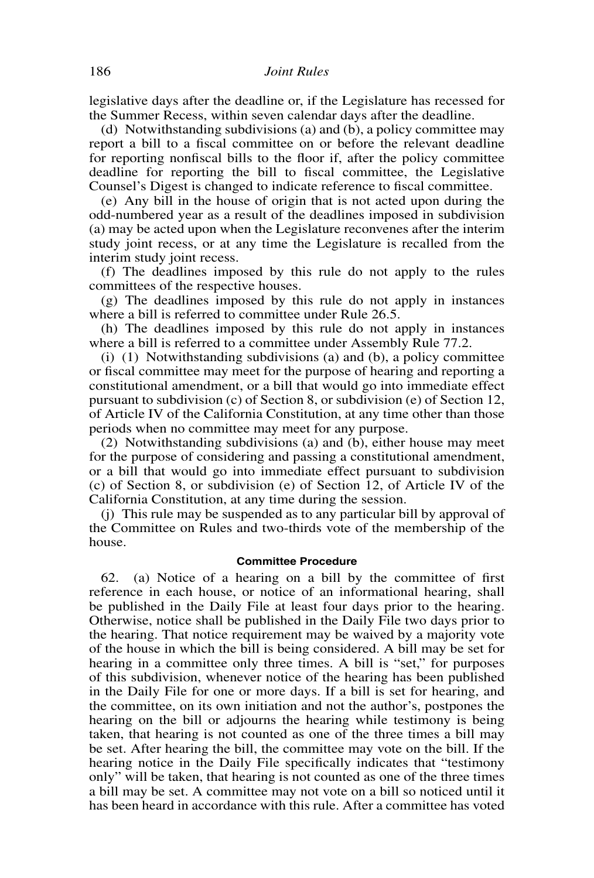legislative days after the deadline or, if the Legislature has recessed for the Summer Recess, within seven calendar days after the deadline.

(d) Notwithstanding subdivisions (a) and (b), a policy committee may report a bill to a fiscal committee on or before the relevant deadline for reporting nonfiscal bills to the floor if, after the policy committee deadline for reporting the bill to fiscal committee, the Legislative Counsel's Digest is changed to indicate reference to fiscal committee.

(e) Any bill in the house of origin that is not acted upon during the odd-numbered year as a result of the deadlines imposed in subdivision (a) may be acted upon when the Legislature reconvenes after the interim study joint recess, or at any time the Legislature is recalled from the interim study joint recess.

(f) The deadlines imposed by this rule do not apply to the rules committees of the respective houses.

(g) The deadlines imposed by this rule do not apply in instances where a bill is referred to committee under Rule 26.5.

(h) The deadlines imposed by this rule do not apply in instances where a bill is referred to a committee under Assembly Rule 77.2.

(i) (1) Notwithstanding subdivisions (a) and (b), a policy committee or fiscal committee may meet for the purpose of hearing and reporting a constitutional amendment, or a bill that would go into immediate effect pursuant to subdivision (c) of Section 8, or subdivision (e) of Section 12, of Article IV of the California Constitution, at any time other than those periods when no committee may meet for any purpose.

(2) Notwithstanding subdivisions (a) and (b), either house may meet for the purpose of considering and passing a constitutional amendment, or a bill that would go into immediate effect pursuant to subdivision (c) of Section 8, or subdivision (e) of Section 12, of Article IV of the California Constitution, at any time during the session.

(j) This rule may be suspended as to any particular bill by approval of the Committee on Rules and two-thirds vote of the membership of the house.

#### Committee Procedure

62. (a) Notice of a hearing on a bill by the committee of first reference in each house, or notice of an informational hearing, shall be published in the Daily File at least four days prior to the hearing. Otherwise, notice shall be published in the Daily File two days prior to the hearing. That notice requirement may be waived by a majority vote of the house in which the bill is being considered. A bill may be set for hearing in a committee only three times. A bill is "set," for purposes of this subdivision, whenever notice of the hearing has been published in the Daily File for one or more days. If a bill is set for hearing, and the committee, on its own initiation and not the author's, postpones the hearing on the bill or adjourns the hearing while testimony is being taken, that hearing is not counted as one of the three times a bill may be set. After hearing the bill, the committee may vote on the bill. If the hearing notice in the Daily File specifically indicates that "testimony only" will be taken, that hearing is not counted as one of the three times a bill may be set. A committee may not vote on a bill so noticed until it has been heard in accordance with this rule. After a committee has voted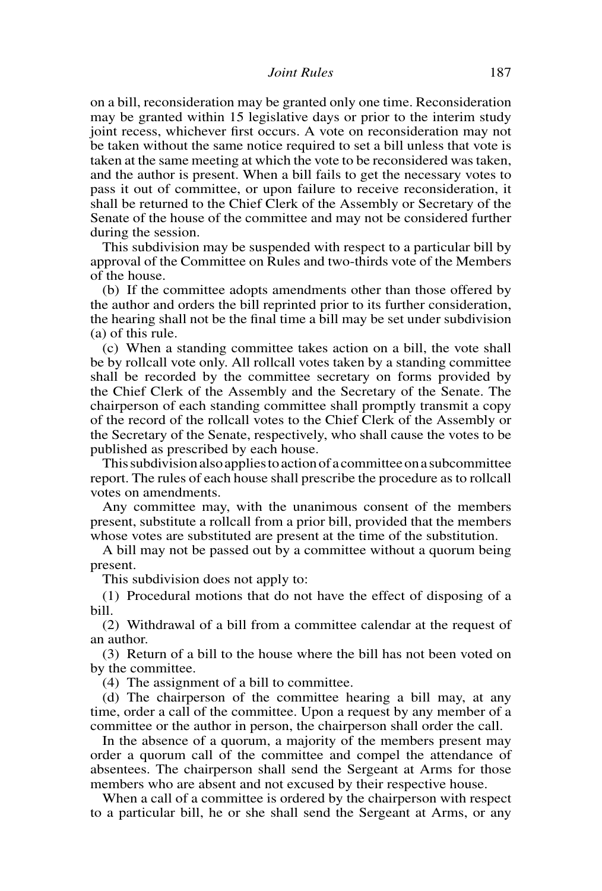on a bill, reconsideration may be granted only one time. Reconsideration may be granted within 15 legislative days or prior to the interim study joint recess, whichever first occurs. A vote on reconsideration may not be taken without the same notice required to set a bill unless that vote is taken at the same meeting at which the vote to be reconsidered was taken, and the author is present. When a bill fails to get the necessary votes to pass it out of committee, or upon failure to receive reconsideration, it shall be returned to the Chief Clerk of the Assembly or Secretary of the Senate of the house of the committee and may not be considered further during the session.

This subdivision may be suspended with respect to a particular bill by approval of the Committee on Rules and two-thirds vote of the Members of the house.

(b) If the committee adopts amendments other than those offered by the author and orders the bill reprinted prior to its further consideration, the hearing shall not be the final time a bill may be set under subdivision (a) of this rule.

(c) When a standing committee takes action on a bill, the vote shall be by rollcall vote only. All rollcall votes taken by a standing committee shall be recorded by the committee secretary on forms provided by the Chief Clerk of the Assembly and the Secretary of the Senate. The chairperson of each standing committee shall promptly transmit a copy of the record of the rollcall votes to the Chief Clerk of the Assembly or the Secretary of the Senate, respectively, who shall cause the votes to be published as prescribed by each house.

This subdivision also applies to action of a committee on a subcommittee report. The rules of each house shall prescribe the procedure as to rollcall votes on amendments.

Any committee may, with the unanimous consent of the members present, substitute a rollcall from a prior bill, provided that the members whose votes are substituted are present at the time of the substitution.

A bill may not be passed out by a committee without a quorum being present.

This subdivision does not apply to:

(1) Procedural motions that do not have the effect of disposing of a bill.

(2) Withdrawal of a bill from a committee calendar at the request of an author.

(3) Return of a bill to the house where the bill has not been voted on by the committee.

(4) The assignment of a bill to committee.

(d) The chairperson of the committee hearing a bill may, at any time, order a call of the committee. Upon a request by any member of a committee or the author in person, the chairperson shall order the call.

In the absence of a quorum, a majority of the members present may order a quorum call of the committee and compel the attendance of absentees. The chairperson shall send the Sergeant at Arms for those members who are absent and not excused by their respective house.

When a call of a committee is ordered by the chairperson with respect to a particular bill, he or she shall send the Sergeant at Arms, or any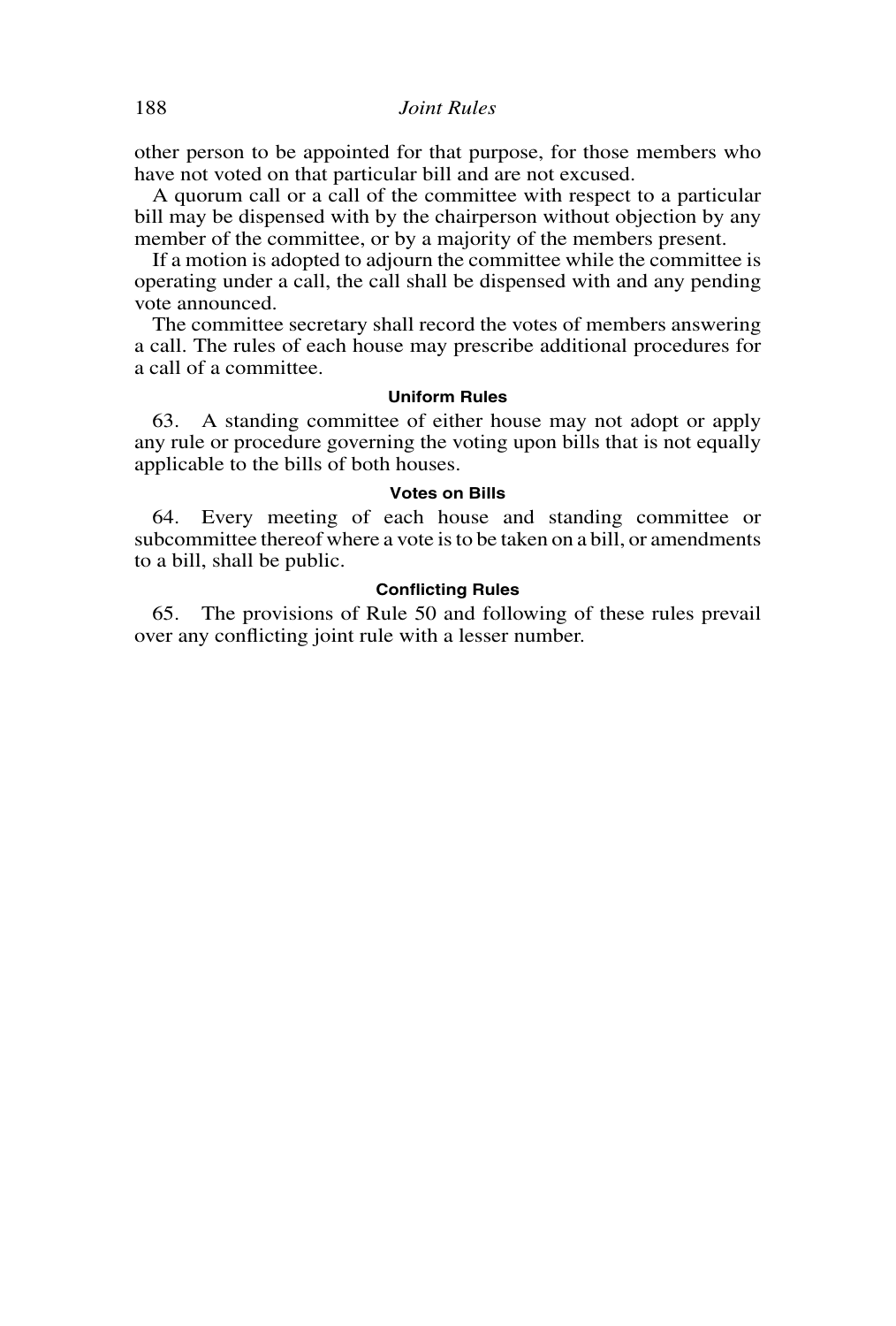other person to be appointed for that purpose, for those members who have not voted on that particular bill and are not excused.

A quorum call or a call of the committee with respect to a particular bill may be dispensed with by the chairperson without objection by any member of the committee, or by a majority of the members present.

If a motion is adopted to adjourn the committee while the committee is operating under a call, the call shall be dispensed with and any pending vote announced.

The committee secretary shall record the votes of members answering a call. The rules of each house may prescribe additional procedures for a call of a committee.

### Uniform Rules

63. A standing committee of either house may not adopt or apply any rule or procedure governing the voting upon bills that is not equally applicable to the bills of both houses.

### Votes on Bills

64. Every meeting of each house and standing committee or subcommittee thereof where a vote is to be taken on a bill, or amendments to a bill, shall be public.

### Conflicting Rules

65. The provisions of Rule 50 and following of these rules prevail over any conflicting joint rule with a lesser number.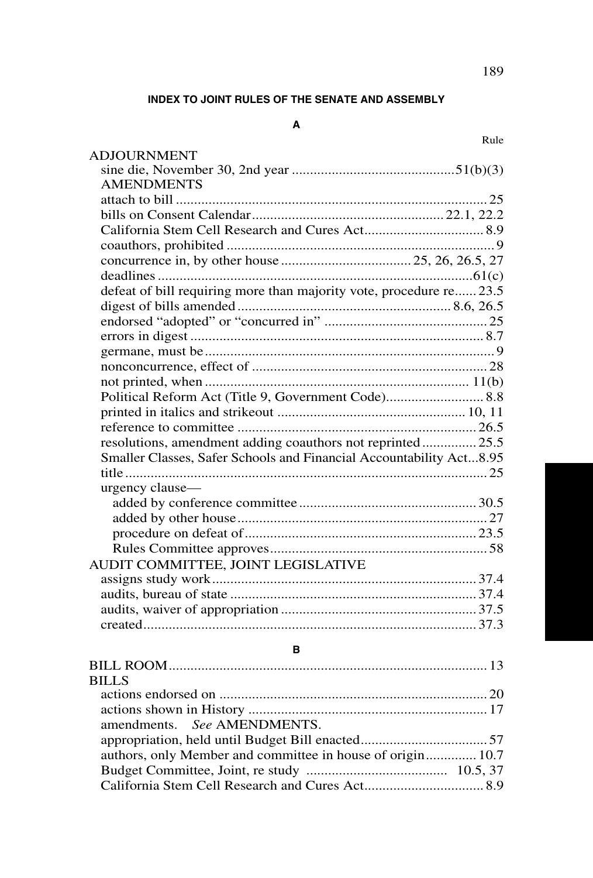**INDEX TO JOINT RULES OF THE SENATE AND ASSEMBLY**

**A**

Rule

ADJOURNMENT
- sine die, November 30, 2nd year ............................................51(b)(3)

AMENDMENTS
- attach to bill ........................................................................................ 25
- bills on Consent Calendar.................................................... 22.1, 22.2
- California Stem Cell Research and Cures Act................................. 8.9
- coauthors, prohibited ........................................................................... 9
- concurrence in, by other house .................................... 25, 26, 26.5, 27
- deadlines .......................................................................................61(c)
- defeat of bill requiring more than majority vote, procedure re...... 23.5
- digest of bills amended .......................................................... 8.6, 26.5
- endorsed "adopted" or "concurred in" ............................................. 25
- errors in digest ................................................................................. 8.7
- germane, must be ................................................................................ 9
- nonconcurrence, effect of ................................................................. 28
- not printed, when ......................................................................... 11(b)
- Political Reform Act (Title 9, Government Code)........................... 8.8
- printed in italics and strikeout .................................................... 10, 11
- reference to committee .................................................................. 26.5
- resolutions, amendment adding coauthors not reprinted ............... 25.5
- Smaller Classes, Safer Schools and Financial Accountability Act...8.95
- title ..................................................................................................... 25
- urgency clause—
  - added by conference committee ................................................. 30.5
  - added by other house ..................................................................... 27
  - procedure on defeat of ................................................................ 23.5
  - Rules Committee approves ............................................................ 58

AUDIT COMMITTEE, JOINT LEGISLATIVE
- assigns study work ......................................................................... 37.4
- audits, bureau of state .................................................................... 37.4
- audits, waiver of appropriation ...................................................... 37.5
- created ............................................................................................ 37.3

**B**

BILL ROOM ......................................................................................... 13

BILLS
- actions endorsed on .......................................................................... 20
- actions shown in History .................................................................. 17
- amendments. *See* AMENDMENTS.
- appropriation, held until Budget Bill enacted................................... 57
- authors, only Member and committee in house of origin.............. 10.7
- Budget Committee, Joint, re study ...................................... 10.5, 37
- California Stem Cell Research and Cures Act................................. 8.9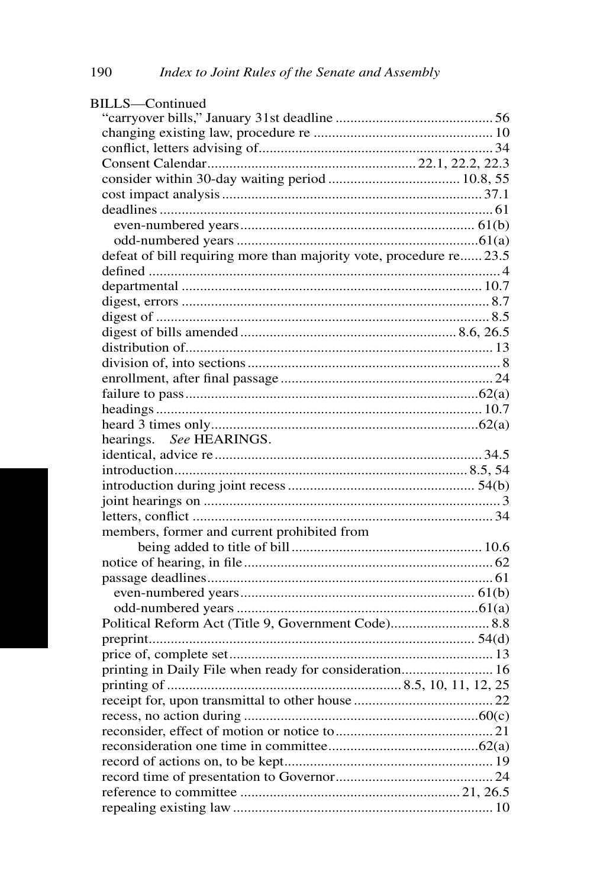BILLS—Continued

- "carryover bills," January 31st deadline .......................................... 56
- changing existing law, procedure re ................................................ 10
- conflict, letters advising of................................................................ 34
- Consent Calendar........................................................ 22.1, 22.2, 22.3
- consider within 30-day waiting period .................................... 10.8, 55
- cost impact analysis ....................................................................... 37.1
- deadlines .......................................................................................... 61
  - even-numbered years............................................................... 61(b)
  - odd-numbered years .................................................................61(a)
- defeat of bill requiring more than majority vote, procedure re...... 23.5
- defined ................................................................................................ 4
- departmental .................................................................................. 10.7
- digest, errors .................................................................................... 8.7
- digest of ........................................................................................... 8.5
- digest of bills amended .......................................................... 8.6, 26.5
- distribution of.................................................................................... 13
- division of, into sections ..................................................................... 8
- enrollment, after final passage .......................................................... 24
- failure to pass.................................................................................62(a)
- headings ......................................................................................... 10.7
- heard 3 times only.........................................................................62(a)
- hearings. *See* HEARINGS.
- identical, advice re ......................................................................... 34.5
- introduction................................................................................ 8.5, 54
- introduction during joint recess .................................................. 54(b)
- joint hearings on ................................................................................. 3
- letters, conflict .................................................................................. 34
- members, former and current prohibited from being added to title of bill .................................................... 10.6
- notice of hearing, in file .................................................................... 62
- passage deadlines............................................................................. 61
  - even-numbered years............................................................... 61(b)
  - odd-numbered years .................................................................61(a)
- Political Reform Act (Title 9, Government Code)........................... 8.8
- preprint........................................................................................ 54(d)
- price of, complete set ....................................................................... 13
- printing in Daily File when ready for consideration......................... 16
- printing of ............................................................... 8.5, 10, 11, 12, 25
- receipt for, upon transmittal to other house ..................................... 22
- recess, no action during ................................................................60(c)
- reconsider, effect of motion or notice to........................................... 21
- reconsideration one time in committee.........................................62(a)
- record of actions on, to be kept......................................................... 19
- record time of presentation to Governor........................................... 24
- reference to committee ........................................................... 21, 26.5
- repealing existing law ....................................................................... 10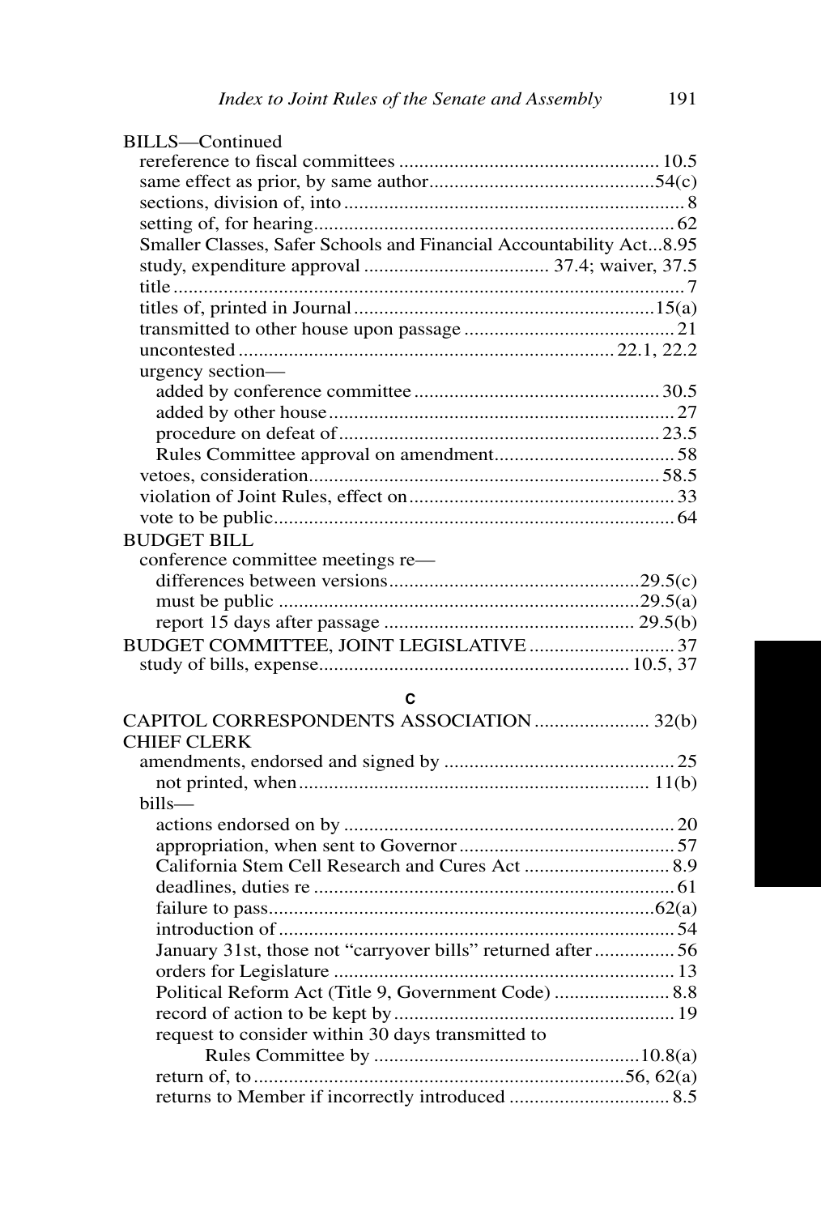BILLS—Continued

- rereference to fiscal committees .................................................... 10.5
- same effect as prior, by same author.............................................54(c)
- sections, division of, into .................................................................... 8
- setting of, for hearing......................................................................... 62
- Smaller Classes, Safer Schools and Financial Accountability Act...8.95
- study, expenditure approval ..................................... 37.4; waiver, 37.5
- title ....................................................................................................... 7
- titles of, printed in Journal ............................................................15(a)
- transmitted to other house upon passage .......................................... 21
- uncontested ........................................................................... 22.1, 22.2
- urgency section—
  - added by conference committee ................................................. 30.5
  - added by other house ..................................................................... 27
  - procedure on defeat of ................................................................. 23.5
  - Rules Committee approval on amendment.................................... 58
- vetoes, consideration...................................................................... 58.5
- violation of Joint Rules, effect on ..................................................... 33
- vote to be public................................................................................. 64

BUDGET BILL

- conference committee meetings re—
  - differences between versions..................................................29.5(c)
  - must be public ........................................................................29.5(a)
  - report 15 days after passage .................................................. 29.5(b)

BUDGET COMMITTEE, JOINT LEGISLATIVE ............................. 37

- study of bills, expense.............................................................. 10.5, 37

## C

CAPITOL CORRESPONDENTS ASSOCIATION ....................... 32(b)

CHIEF CLERK

- amendments, endorsed and signed by ............................................. 25
  - not printed, when ..................................................................... 11(b)
- bills—
  - actions endorsed on by .................................................................. 20
  - appropriation, when sent to Governor ........................................... 57
  - California Stem Cell Research and Cures Act ............................. 8.9
  - deadlines, duties re ........................................................................ 61
  - failure to pass..............................................................................62(a)
  - introduction of ................................................................................ 54
  - January 31st, those not “carryover bills” returned after ................ 56
  - orders for Legislature ..................................................................... 13
  - Political Reform Act (Title 9, Government Code) ....................... 8.8
  - record of action to be kept by ........................................................ 19
  - request to consider within 30 days transmitted to Rules Committee by .....................................................10.8(a)
  - return of, to .........................................................................56, 62(a)
  - returns to Member if incorrectly introduced ................................ 8.5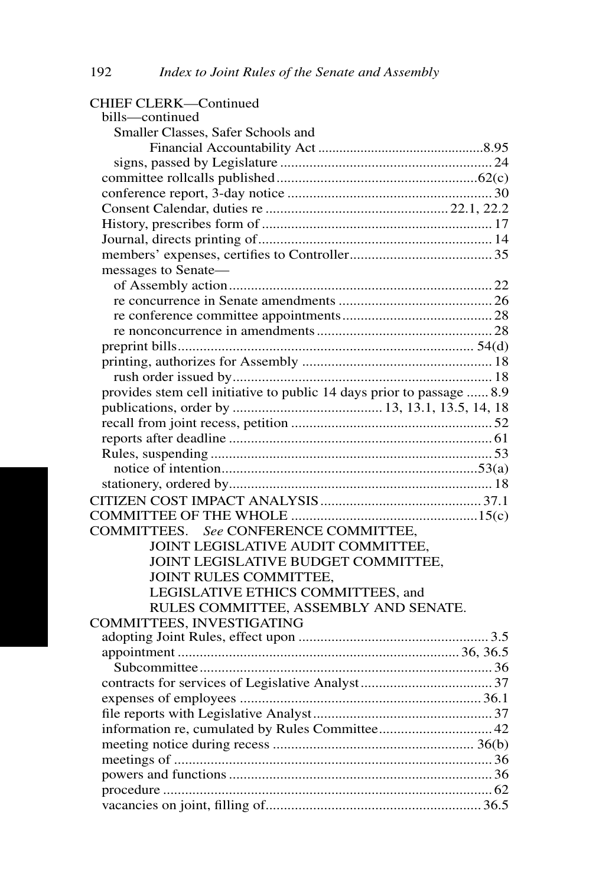CHIEF CLERK—Continued

- bills—continued
  - Smaller Classes, Safer Schools and Financial Accountability Act ........ 8.95
  - signs, passed by Legislature ........ 24
- committee rollcalls published ........ 62(c)
- conference report, 3-day notice ........ 30
- Consent Calendar, duties re ........ 22.1, 22.2
- History, prescribes form of ........ 17
- Journal, directs printing of ........ 14
- members' expenses, certifies to Controller ........ 35
- messages to Senate—
  - of Assembly action ........ 22
  - re concurrence in Senate amendments ........ 26
  - re conference committee appointments ........ 28
  - re nonconcurrence in amendments ........ 28
- preprint bills ........ 54(d)
- printing, authorizes for Assembly ........ 18
  - rush order issued by ........ 18
- provides stem cell initiative to public 14 days prior to passage ........ 8.9
- publications, order by ........ 13, 13.1, 13.5, 14, 18
- recall from joint recess, petition ........ 52
- reports after deadline ........ 61
- Rules, suspending ........ 53
  - notice of intention ........ 53(a)
- stationery, ordered by ........ 18

CITIZEN COST IMPACT ANALYSIS ........ 37.1

COMMITTEE OF THE WHOLE ........ 15(c)

COMMITTEES. *See* CONFERENCE COMMITTEE, JOINT LEGISLATIVE AUDIT COMMITTEE, JOINT LEGISLATIVE BUDGET COMMITTEE, JOINT RULES COMMITTEE, LEGISLATIVE ETHICS COMMITTEES, and RULES COMMITTEE, ASSEMBLY AND SENATE.

COMMITTEES, INVESTIGATING

- adopting Joint Rules, effect upon ........ 3.5
- appointment ........ 36, 36.5
  - Subcommittee ........ 36
- contracts for services of Legislative Analyst ........ 37
- expenses of employees ........ 36.1
- file reports with Legislative Analyst ........ 37
- information re, cumulated by Rules Committee ........ 42
- meeting notice during recess ........ 36(b)
- meetings of ........ 36
- powers and functions ........ 36
- procedure ........ 62
- vacancies on joint, filling of ........ 36.5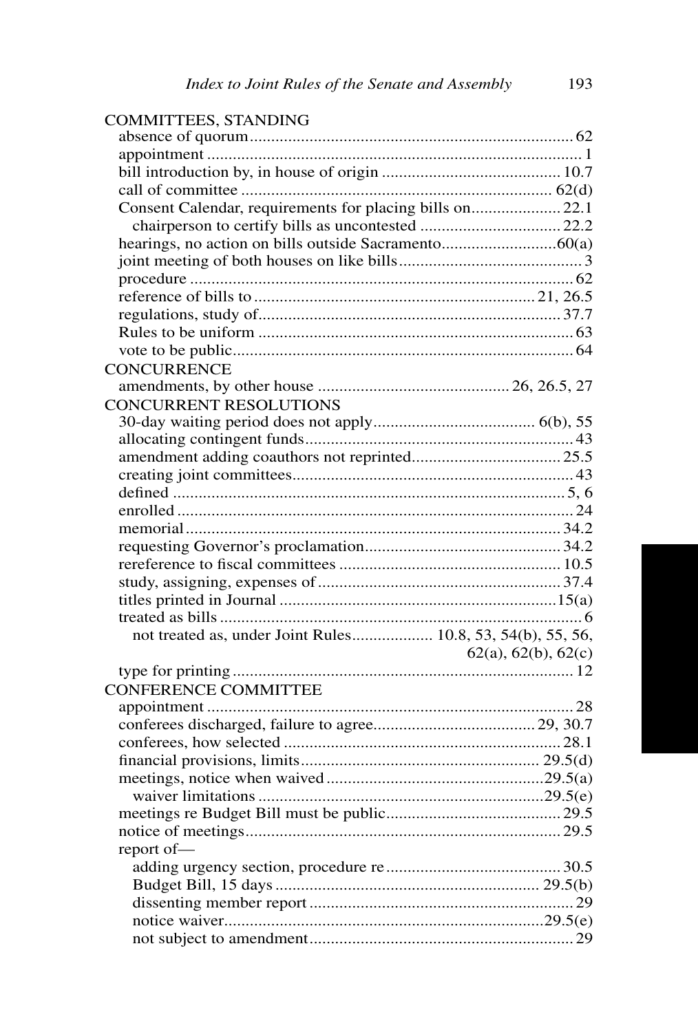COMMITTEES, STANDING

- absence of quorum ... 62
- appointment ... 1
- bill introduction by, in house of origin ... 10.7
- call of committee ... 62(d)
- Consent Calendar, requirements for placing bills on ... 22.1
  - chairperson to certify bills as uncontested ... 22.2
- hearings, no action on bills outside Sacramento ... 60(a)
- joint meeting of both houses on like bills ... 3
- procedure ... 62
- reference of bills to ... 21, 26.5
- regulations, study of ... 37.7
- Rules to be uniform ... 63
- vote to be public ... 64

CONCURRENCE

- amendments, by other house ... 26, 26.5, 27

CONCURRENT RESOLUTIONS

- 30-day waiting period does not apply ... 6(b), 55
- allocating contingent funds ... 43
- amendment adding coauthors not reprinted ... 25.5
- creating joint committees ... 43
- defined ... 5, 6
- enrolled ... 24
- memorial ... 34.2
- requesting Governor's proclamation ... 34.2
- rereference to fiscal committees ... 10.5
- study, assigning, expenses of ... 37.4
- titles printed in Journal ... 15(a)
- treated as bills ... 6
  - not treated as, under Joint Rules ... 10.8, 53, 54(b), 55, 56, 62(a), 62(b), 62(c)
- type for printing ... 12

CONFERENCE COMMITTEE

- appointment ... 28
- conferees discharged, failure to agree ... 29, 30.7
- conferees, how selected ... 28.1
- financial provisions, limits ... 29.5(d)
- meetings, notice when waived ... 29.5(a)
  - waiver limitations ... 29.5(e)
- meetings re Budget Bill must be public ... 29.5
- notice of meetings ... 29.5
- report of—
  - adding urgency section, procedure re ... 30.5
  - Budget Bill, 15 days ... 29.5(b)
  - dissenting member report ... 29
  - notice waiver ... 29.5(e)
  - not subject to amendment ... 29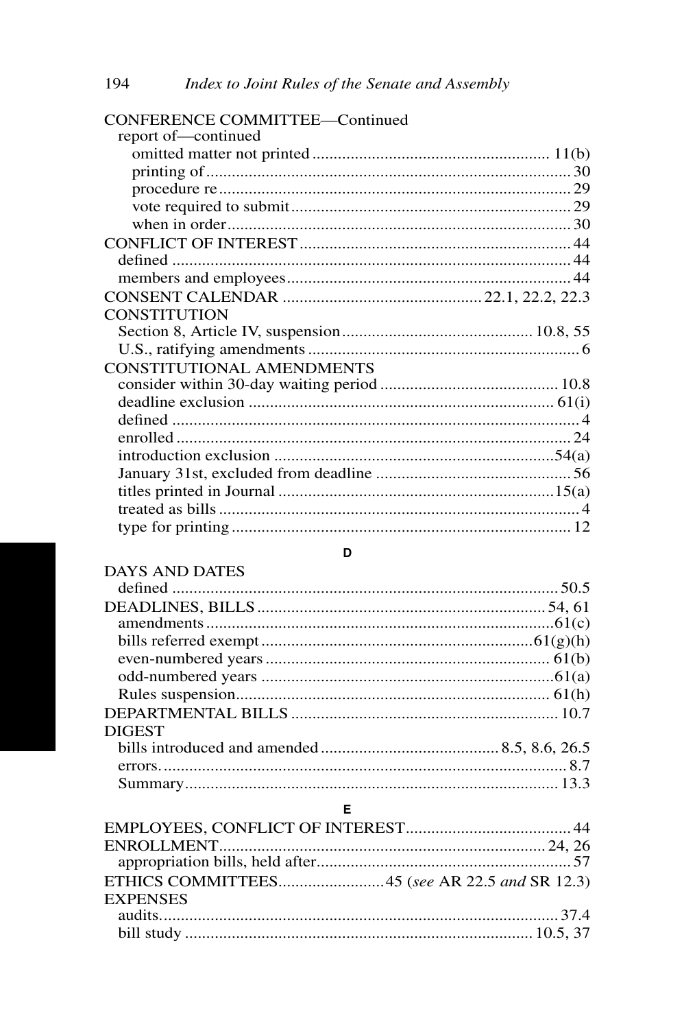CONFERENCE COMMITTEE—Continued
  report of—continued
    omitted matter not printed ....................................................... 11(b)
    printing of ...................................................................................... 30
    procedure re ................................................................................... 29
    vote required to submit .................................................................. 29
    when in order ................................................................................. 30
CONFLICT OF INTEREST ................................................................ 44
  defined .............................................................................................. 44
  members and employees ................................................................... 44
CONSENT CALENDAR ............................................... 22.1, 22.2, 22.3
CONSTITUTION
  Section 8, Article IV, suspension ............................................. 10.8, 55
  U.S., ratifying amendments ................................................................. 6
CONSTITUTIONAL AMENDMENTS
  consider within 30-day waiting period .......................................... 10.8
  deadline exclusion ......................................................................... 61(i)
  defined ................................................................................................. 4
  enrolled .............................................................................................. 24
  introduction exclusion ..................................................................54(a)
  January 31st, excluded from deadline .............................................. 56
  titles printed in Journal .................................................................15(a)
  treated as bills ...................................................................................... 4
  type for printing ................................................................................. 12

**D**

DAYS AND DATES
  defined ............................................................................................ 50.5
DEADLINES, BILLS .................................................................... 54, 61
  amendments ...................................................................................61(c)
  bills referred exempt ................................................................61(g)(h)
  even-numbered years ..................................................................... 61(b)
  odd-numbered years .......................................................................61(a)
  Rules suspension............................................................................ 61(h)
DEPARTMENTAL BILLS ............................................................... 10.7
DIGEST
  bills introduced and amended .......................................... 8.5, 8.6, 26.5
  errors. ................................................................................................ 8.7
  Summary......................................................................................... 13.3

**E**

EMPLOYEES, CONFLICT OF INTEREST....................................... 44
ENROLLMENT............................................................................ 24, 26
  appropriation bills, held after............................................................ 57
ETHICS COMMITTEES......................... 45 (*see* AR 22.5 *and* SR 12.3)
EXPENSES
  audits............................................................................................... 37.4
  bill study .................................................................................. 10.5, 37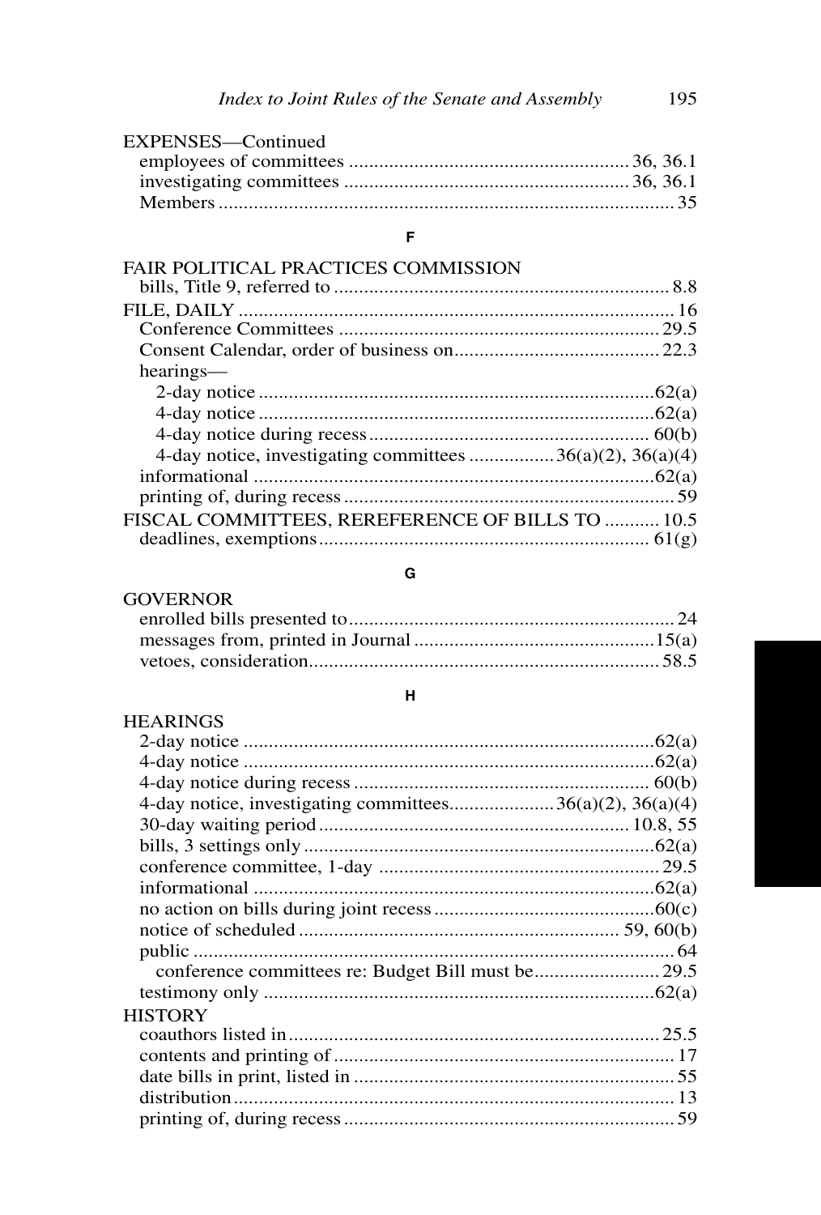EXPENSES—Continued

- employees of committees ........................................................ 36, 36.1
- investigating committees ........................................................ 36, 36.1
- Members ........................................................................................... 35

## F

FAIR POLITICAL PRACTICES COMMISSION

- bills, Title 9, referred to .................................................................. 8.8

FILE, DAILY ........................................................................................ 16

- Conference Committees ............................................................... 29.5
- Consent Calendar, order of business on......................................... 22.3
- hearings—
  - 2-day notice ................................................................................62(a)
  - 4-day notice ................................................................................62(a)
  - 4-day notice during recess ......................................................... 60(b)
  - 4-day notice, investigating committees .................36(a)(2), 36(a)(4)
- informational .................................................................................62(a)
- printing of, during recess .................................................................. 59

FISCAL COMMITTEES, REREFERENCE OF BILLS TO ........... 10.5

- deadlines, exemptions.................................................................. 61(g)

## G

GOVERNOR

- enrolled bills presented to................................................................. 24
- messages from, printed in Journal ................................................15(a)
- vetoes, consideration...................................................................... 58.5

## H

HEARINGS

- 2-day notice ...................................................................................62(a)
- 4-day notice ...................................................................................62(a)
- 4-day notice during recess ............................................................ 60(b)
- 4-day notice, investigating committees....................36(a)(2), 36(a)(4)
- 30-day waiting period.............................................................. 10.8, 55
- bills, 3 settings only.......................................................................62(a)
- conference committee, 1-day ......................................................... 29.5
- informational .................................................................................62(a)
- no action on bills during joint recess ............................................60(c)
- notice of scheduled ............................................................... 59, 60(b)
- public ................................................................................................. 64
  - conference committees re: Budget Bill must be......................... 29.5
- testimony only ...............................................................................62(a)

HISTORY

- coauthors listed in........................................................................... 25.5
- contents and printing of .................................................................... 17
- date bills in print, listed in ................................................................ 55
- distribution ........................................................................................ 13
- printing of, during recess .................................................................. 59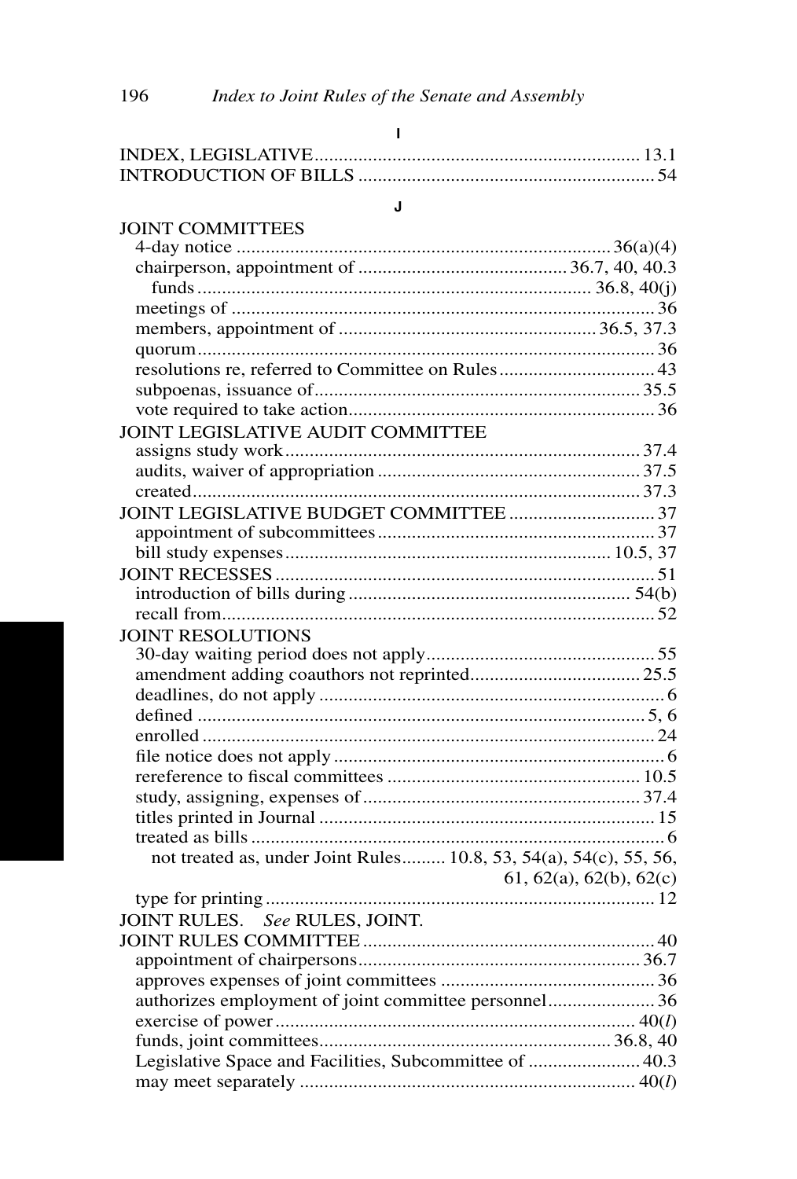## I

INDEX, LEGISLATIVE .................................................................. 13.1
INTRODUCTION OF BILLS ............................................................ 54

## J

JOINT COMMITTEES
- 4-day notice ............................................................................ 36(a)(4)
- chairperson, appointment of ........................................... 36.7, 40, 40.3
  - funds ............................................................................... 36.8, 40(j)
- meetings of ...................................................................................... 36
- members, appointment of ................................................... 36.5, 37.3
- quorum ............................................................................................. 36
- resolutions re, referred to Committee on Rules ............................... 43
- subpoenas, issuance of .................................................................. 35.5
- vote required to take action .............................................................. 36

JOINT LEGISLATIVE AUDIT COMMITTEE
- assigns study work ......................................................................... 37.4
- audits, waiver of appropriation ...................................................... 37.5
- created ............................................................................................ 37.3

JOINT LEGISLATIVE BUDGET COMMITTEE ............................. 37
- appointment of subcommittees ......................................................... 37
- bill study expenses ................................................................. 10.5, 37

JOINT RECESSES ............................................................................. 51
- introduction of bills during .......................................................... 54(b)
- recall from ........................................................................................ 52

JOINT RESOLUTIONS
- 30-day waiting period does not apply .............................................. 55
- amendment adding coauthors not reprinted .................................. 25.5
- deadlines, do not apply ...................................................................... 6
- defined ........................................................................................... 5, 6
- enrolled ............................................................................................. 24
- file notice does not apply ................................................................... 6
- rereference to fiscal committees .................................................... 10.5
- study, assigning, expenses of ......................................................... 37.4
- titles printed in Journal ..................................................................... 15
- treated as bills .................................................................................... 6
  - not treated as, under Joint Rules......... 10.8, 53, 54(a), 54(c), 55, 56, 61, 62(a), 62(b), 62(c)
- type for printing ................................................................................ 12

JOINT RULES. *See* RULES, JOINT.

JOINT RULES COMMITTEE ............................................................ 40
- appointment of chairpersons ........................................................... 36.7
- approves expenses of joint committees ............................................ 36
- authorizes employment of joint committee personnel ...................... 36
- exercise of power ........................................................................ 40(*l*)
- funds, joint committees ............................................................ 36.8, 40
- Legislative Space and Facilities, Subcommittee of ....................... 40.3
- may meet separately ................................................................... 40(*l*)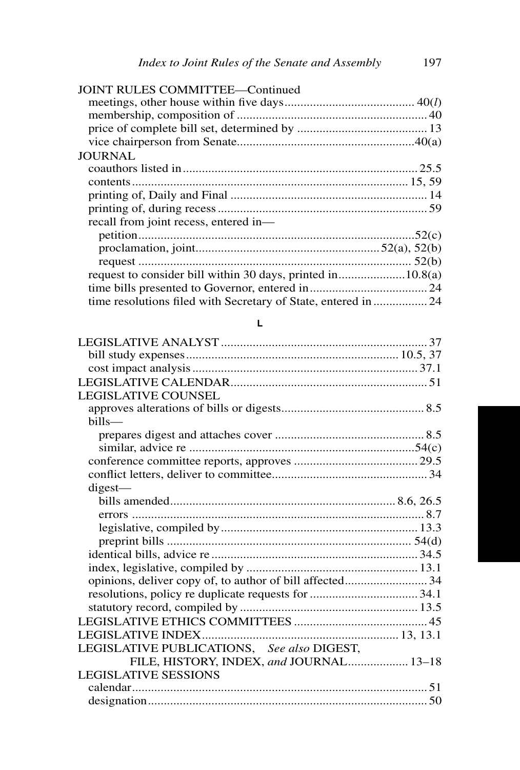JOINT RULES COMMITTEE—Continued

- meetings, other house within five days .......... 40(*l*)
- membership, composition of .......... 40
- price of complete bill set, determined by .......... 13
- vice chairperson from Senate .......... 40(a)

JOURNAL

- coauthors listed in .......... 25.5
- contents .......... 15, 59
- printing of, Daily and Final .......... 14
- printing of, during recess .......... 59
- recall from joint recess, entered in—
  - petition .......... 52(c)
  - proclamation, joint .......... 52(a), 52(b)
  - request .......... 52(b)
- request to consider bill within 30 days, printed in .......... 10.8(a)
- time bills presented to Governor, entered in .......... 24
- time resolutions filed with Secretary of State, entered in .......... 24

## L

LEGISLATIVE ANALYST .......... 37

- bill study expenses .......... 10.5, 37
- cost impact analysis .......... 37.1

LEGISLATIVE CALENDAR .......... 51

LEGISLATIVE COUNSEL

- approves alterations of bills or digests .......... 8.5
- bills—
  - prepares digest and attaches cover .......... 8.5
  - similar, advice re .......... 54(c)
- conference committee reports, approves .......... 29.5
- conflict letters, deliver to committee .......... 34
- digest—
  - bills amended .......... 8.6, 26.5
  - errors .......... 8.7
  - legislative, compiled by .......... 13.3
  - preprint bills .......... 54(d)
- identical bills, advice re .......... 34.5
- index, legislative, compiled by .......... 13.1
- opinions, deliver copy of, to author of bill affected .......... 34
- resolutions, policy re duplicate requests for .......... 34.1
- statutory record, compiled by .......... 13.5

LEGISLATIVE ETHICS COMMITTEES .......... 45

LEGISLATIVE INDEX .......... 13, 13.1

LEGISLATIVE PUBLICATIONS, *See also* DIGEST, FILE, HISTORY, INDEX, *and* JOURNAL .......... 13–18

LEGISLATIVE SESSIONS

- calendar .......... 51
- designation .......... 50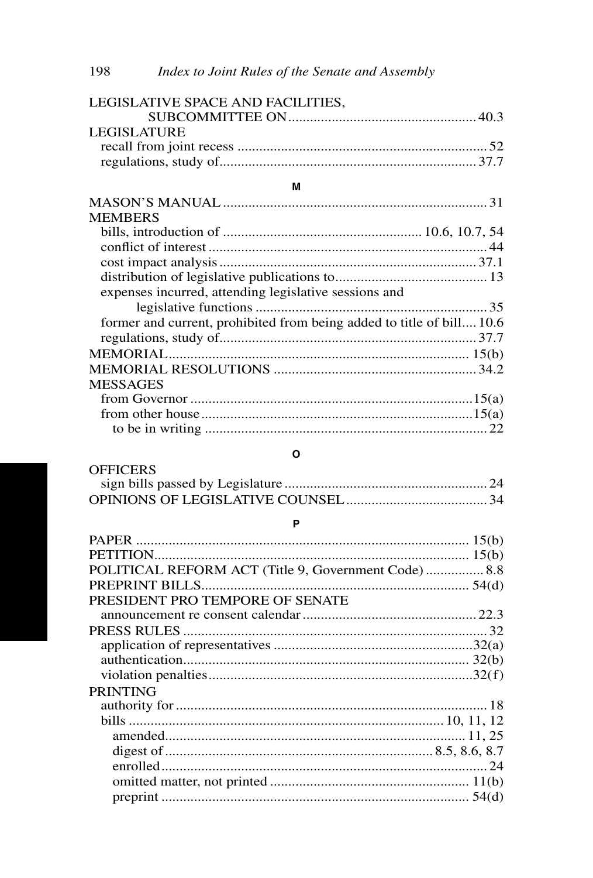LEGISLATIVE SPACE AND FACILITIES,
SUBCOMMITTEE ON ... 40.3

LEGISLATURE
- recall from joint recess ... 52
- regulations, study of ... 37.7

## M

MASON'S MANUAL ... 31

MEMBERS
- bills, introduction of ... 10.6, 10.7, 54
- conflict of interest ... 44
- cost impact analysis ... 37.1
- distribution of legislative publications to ... 13
- expenses incurred, attending legislative sessions and legislative functions ... 35
- former and current, prohibited from being added to title of bill ... 10.6
- regulations, study of ... 37.7

MEMORIAL ... 15(b)

MEMORIAL RESOLUTIONS ... 34.2

MESSAGES
- from Governor ... 15(a)
- from other house ... 15(a)
  - to be in writing ... 22

## O

OFFICERS
- sign bills passed by Legislature ... 24

OPINIONS OF LEGISLATIVE COUNSEL ... 34

## P

PAPER ... 15(b)

PETITION ... 15(b)

POLITICAL REFORM ACT (Title 9, Government Code) ... 8.8

PREPRINT BILLS ... 54(d)

PRESIDENT PRO TEMPORE OF SENATE
- announcement re consent calendar ... 22.3

PRESS RULES ... 32
- application of representatives ... 32(a)
- authentication ... 32(b)
- violation penalties ... 32(f)

PRINTING
- authority for ... 18
- bills ... 10, 11, 12
  - amended ... 11, 25
  - digest of ... 8.5, 8.6, 8.7
  - enrolled ... 24
  - omitted matter, not printed ... 11(b)
  - preprint ... 54(d)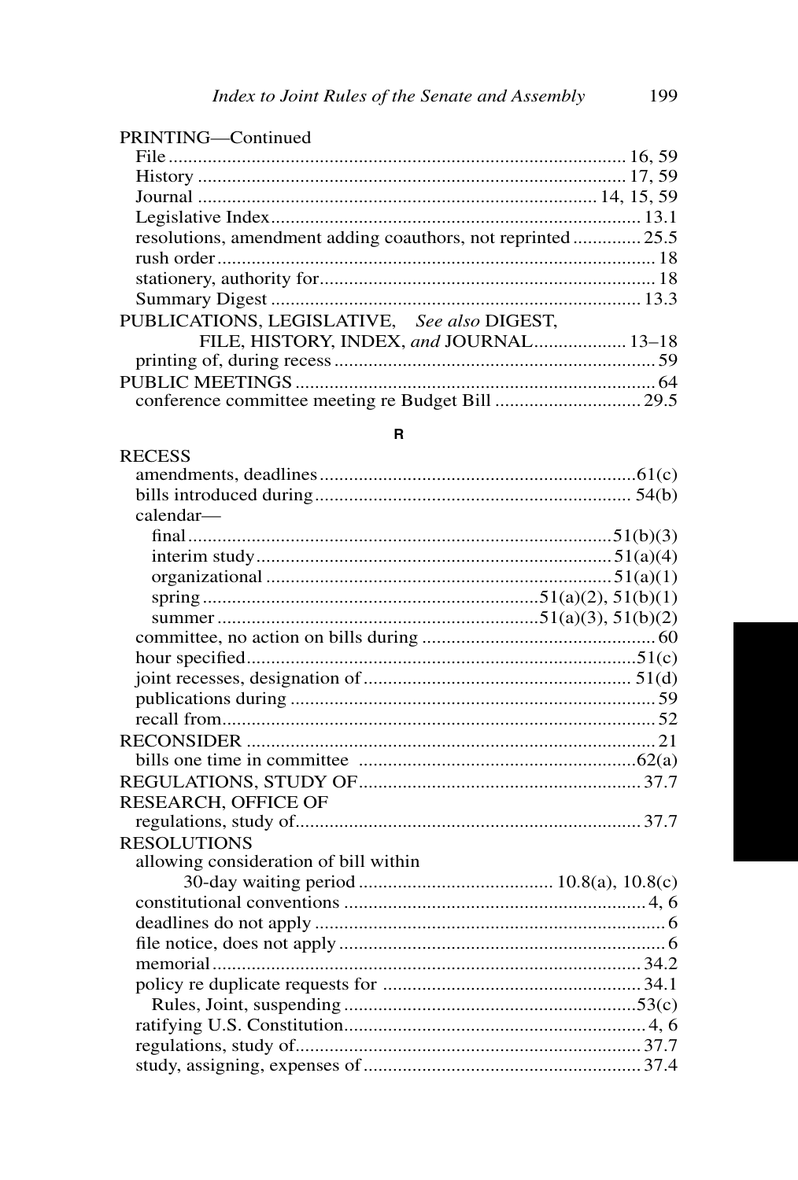PRINTING—Continued

- File ........ 16, 59
- History ........ 17, 59
- Journal ........ 14, 15, 59
- Legislative Index ........ 13.1
- resolutions, amendment adding coauthors, not reprinted ........ 25.5
- rush order ........ 18
- stationery, authority for ........ 18
- Summary Digest ........ 13.3

PUBLICATIONS, LEGISLATIVE, *See also* DIGEST, FILE, HISTORY, INDEX, *and* JOURNAL ........ 13–18

- printing of, during recess ........ 59

PUBLIC MEETINGS ........ 64

- conference committee meeting re Budget Bill ........ 29.5

**R**

RECESS

- amendments, deadlines ........ 61(c)
- bills introduced during ........ 54(b)
- calendar—
  - final ........ 51(b)(3)
  - interim study ........ 51(a)(4)
  - organizational ........ 51(a)(1)
  - spring ........ 51(a)(2), 51(b)(1)
  - summer ........ 51(a)(3), 51(b)(2)
- committee, no action on bills during ........ 60
- hour specified ........ 51(c)
- joint recesses, designation of ........ 51(d)
- publications during ........ 59
- recall from ........ 52

RECONSIDER ........ 21

- bills one time in committee ........ 62(a)

REGULATIONS, STUDY OF ........ 37.7

RESEARCH, OFFICE OF

- regulations, study of ........ 37.7

RESOLUTIONS

- allowing consideration of bill within 30-day waiting period ........ 10.8(a), 10.8(c)
- constitutional conventions ........ 4, 6
- deadlines do not apply ........ 6
- file notice, does not apply ........ 6
- memorial ........ 34.2
- policy re duplicate requests for ........ 34.1
  - Rules, Joint, suspending ........ 53(c)
- ratifying U.S. Constitution ........ 4, 6
- regulations, study of ........ 37.7
- study, assigning, expenses of ........ 37.4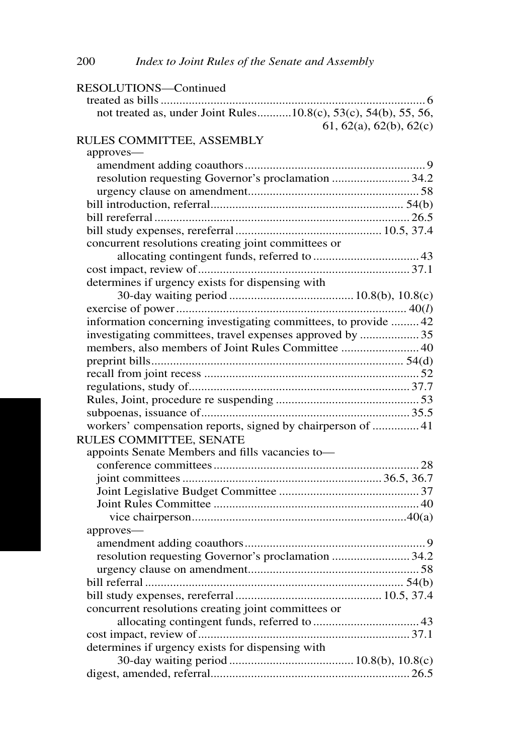RESOLUTIONS—Continued

treated as bills ........................................................................................ 6
  not treated as, under Joint Rules..........10.8(c), 53(c), 54(b), 55, 56, 61, 62(a), 62(b), 62(c)

RULES COMMITTEE, ASSEMBLY

approves—
  amendment adding coauthors.......................................................... 9
  resolution requesting Governor's proclamation ......................... 34.2
  urgency clause on amendment...................................................... 58
bill introduction, referral............................................................. 54(b)
bill rereferral ................................................................................. 26.5
bill study expenses, rereferral .............................................. 10.5, 37.4
concurrent resolutions creating joint committees or
    allocating contingent funds, referred to .................................. 43
cost impact, review of................................................................... 37.1
determines if urgency exists for dispensing with
    30-day waiting period ........................................ 10.8(b), 10.8(c)
exercise of power ......................................................................... 40(*l*)
information concerning investigating committees, to provide ......... 42
investigating committees, travel expenses approved by ................... 35
members, also members of Joint Rules Committee ......................... 40
preprint bills................................................................................. 54(d)
recall from joint recess .................................................................... 52
regulations, study of...................................................................... 37.7
Rules, Joint, procedure re suspending ............................................. 53
subpoenas, issuance of................................................................... 35.5
workers' compensation reports, signed by chairperson of ............... 41

RULES COMMITTEE, SENATE

appoints Senate Members and fills vacancies to—
  conference committees................................................................. 28
  joint committees ............................................................... 36.5, 36.7
  Joint Legislative Budget Committee ............................................. 37
  Joint Rules Committee ................................................................. 40
    vice chairperson.....................................................................40(a)
approves—
  amendment adding coauthors.......................................................... 9
  resolution requesting Governor's proclamation ......................... 34.2
  urgency clause on amendment...................................................... 58
bill referral ................................................................................... 54(b)
bill study expenses, rereferral .............................................. 10.5, 37.4
concurrent resolutions creating joint committees or
    allocating contingent funds, referred to .................................. 43
cost impact, review of................................................................... 37.1
determines if urgency exists for dispensing with
    30-day waiting period ........................................ 10.8(b), 10.8(c)
digest, amended, referral................................................................ 26.5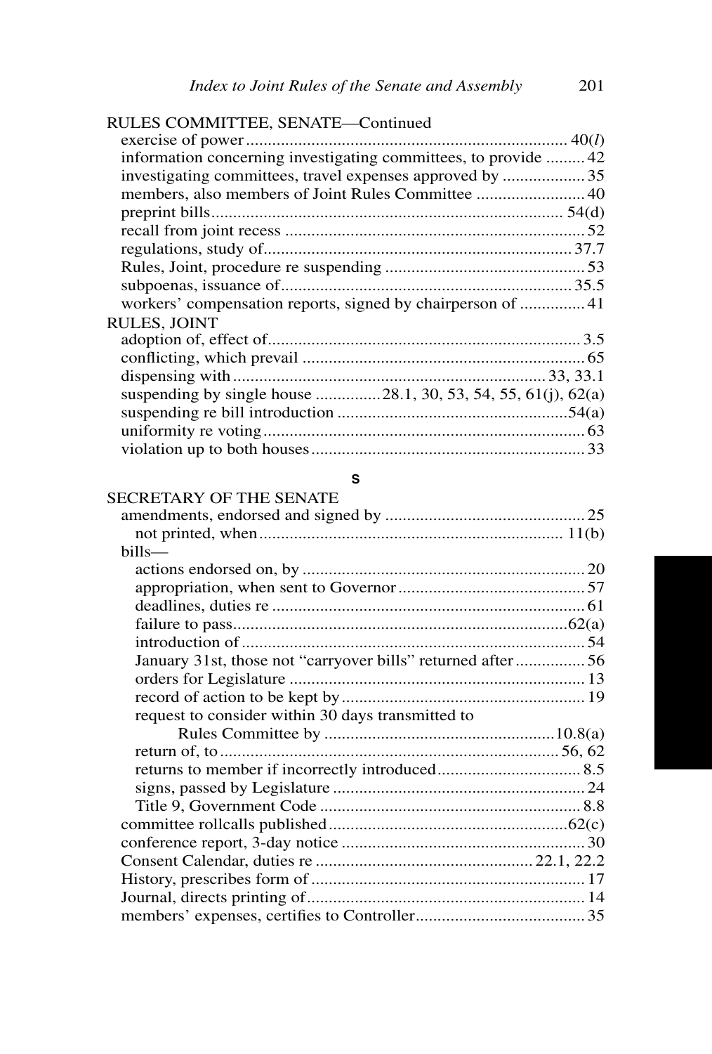RULES COMMITTEE, SENATE—Continued

- exercise of power .......... 40(*l*)
- information concerning investigating committees, to provide .......... 42
- investigating committees, travel expenses approved by .......... 35
- members, also members of Joint Rules Committee .......... 40
- preprint bills .......... 54(d)
- recall from joint recess .......... 52
- regulations, study of .......... 37.7
- Rules, Joint, procedure re suspending .......... 53
- subpoenas, issuance of .......... 35.5
- workers' compensation reports, signed by chairperson of .......... 41

RULES, JOINT

- adoption of, effect of .......... 3.5
- conflicting, which prevail .......... 65
- dispensing with .......... 33, 33.1
- suspending by single house .......... 28.1, 30, 53, 54, 55, 61(j), 62(a)
- suspending re bill introduction .......... 54(a)
- uniformity re voting .......... 63
- violation up to both houses .......... 33

## S

SECRETARY OF THE SENATE

- amendments, endorsed and signed by .......... 25
  - not printed, when .......... 11(b)
- bills—
  - actions endorsed on, by .......... 20
  - appropriation, when sent to Governor .......... 57
  - deadlines, duties re .......... 61
  - failure to pass .......... 62(a)
  - introduction of .......... 54
  - January 31st, those not "carryover bills" returned after .......... 56
  - orders for Legislature .......... 13
  - record of action to be kept by .......... 19
  - request to consider within 30 days transmitted to Rules Committee by .......... 10.8(a)
  - return of, to .......... 56, 62
  - returns to member if incorrectly introduced .......... 8.5
  - signs, passed by Legislature .......... 24
  - Title 9, Government Code .......... 8.8
- committee rollcalls published .......... 62(c)
- conference report, 3-day notice .......... 30
- Consent Calendar, duties re .......... 22.1, 22.2
- History, prescribes form of .......... 17
- Journal, directs printing of .......... 14
- members' expenses, certifies to Controller .......... 35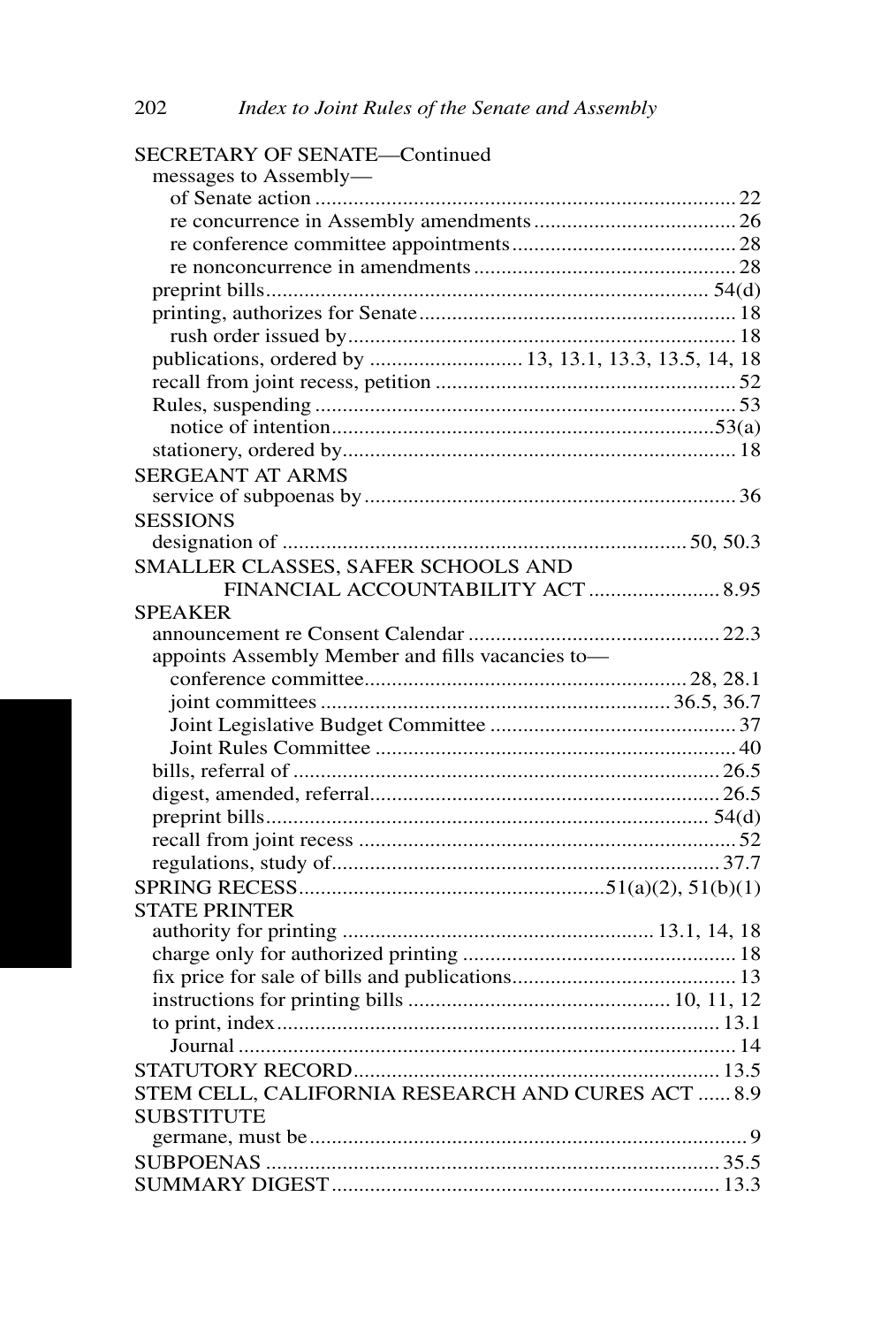SECRETARY OF SENATE—Continued

- messages to Assembly—
  - of Senate action ........ 22
  - re concurrence in Assembly amendments ........ 26
  - re conference committee appointments ........ 28
  - re nonconcurrence in amendments ........ 28
- preprint bills ........ 54(d)
- printing, authorizes for Senate ........ 18
  - rush order issued by ........ 18
- publications, ordered by ........ 13, 13.1, 13.3, 13.5, 14, 18
- recall from joint recess, petition ........ 52
- Rules, suspending ........ 53
  - notice of intention ........ 53(a)
- stationery, ordered by ........ 18

SERGEANT AT ARMS

- service of subpoenas by ........ 36

SESSIONS

- designation of ........ 50, 50.3

SMALLER CLASSES, SAFER SCHOOLS AND FINANCIAL ACCOUNTABILITY ACT ........ 8.95

SPEAKER

- announcement re Consent Calendar ........ 22.3
- appoints Assembly Member and fills vacancies to—
  - conference committee ........ 28, 28.1
  - joint committees ........ 36.5, 36.7
  - Joint Legislative Budget Committee ........ 37
  - Joint Rules Committee ........ 40
- bills, referral of ........ 26.5
- digest, amended, referral ........ 26.5
- preprint bills ........ 54(d)
- recall from joint recess ........ 52
- regulations, study of ........ 37.7

SPRING RECESS ........ 51(a)(2), 51(b)(1)

STATE PRINTER

- authority for printing ........ 13.1, 14, 18
- charge only for authorized printing ........ 18
- fix price for sale of bills and publications ........ 13
- instructions for printing bills ........ 10, 11, 12
- to print, index ........ 13.1
  - Journal ........ 14

STATUTORY RECORD ........ 13.5

STEM CELL, CALIFORNIA RESEARCH AND CURES ACT ........ 8.9

SUBSTITUTE

- germane, must be ........ 9

SUBPOENAS ........ 35.5

SUMMARY DIGEST ........ 13.3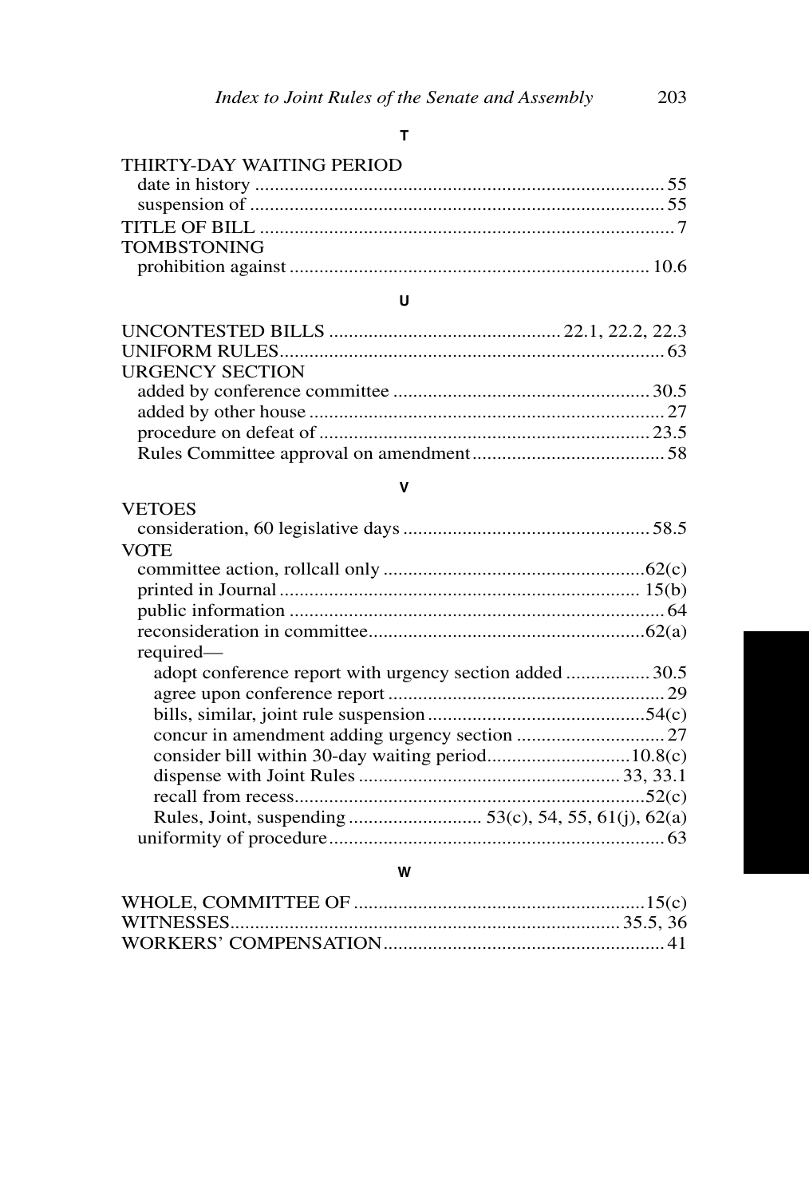## T

THIRTY-DAY WAITING PERIOD
- date in history ... 55
- suspension of ... 55

TITLE OF BILL ... 7

TOMBSTONING
- prohibition against ... 10.6

## U

UNCONTESTED BILLS ... 22.1, 22.2, 22.3

UNIFORM RULES ... 63

URGENCY SECTION
- added by conference committee ... 30.5
- added by other house ... 27
- procedure on defeat of ... 23.5
- Rules Committee approval on amendment ... 58

## V

VETOES
- consideration, 60 legislative days ... 58.5

VOTE
- committee action, rollcall only ... 62(c)
- printed in Journal ... 15(b)
- public information ... 64
- reconsideration in committee ... 62(a)
- required—
  - adopt conference report with urgency section added ... 30.5
  - agree upon conference report ... 29
  - bills, similar, joint rule suspension ... 54(c)
  - concur in amendment adding urgency section ... 27
  - consider bill within 30-day waiting period ... 10.8(c)
  - dispense with Joint Rules ... 33, 33.1
  - recall from recess ... 52(c)
  - Rules, Joint, suspending ... 53(c), 54, 55, 61(j), 62(a)
- uniformity of procedure ... 63

## W

WHOLE, COMMITTEE OF ... 15(c)

WITNESSES ... 35.5, 36

WORKERS' COMPENSATION ... 41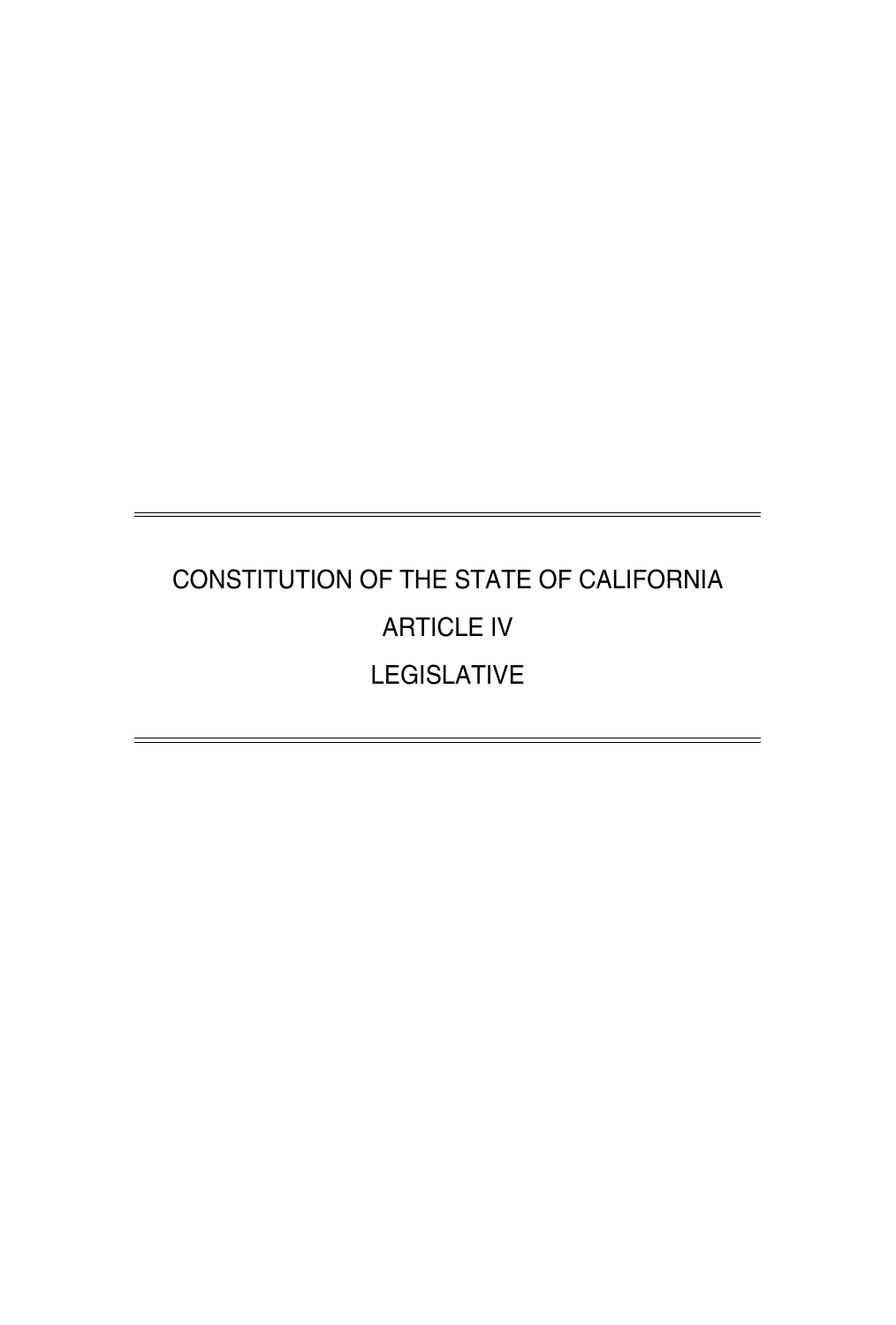# CONSTITUTION OF THE STATE OF CALIFORNIA

# ARTICLE IV

# LEGISLATIVE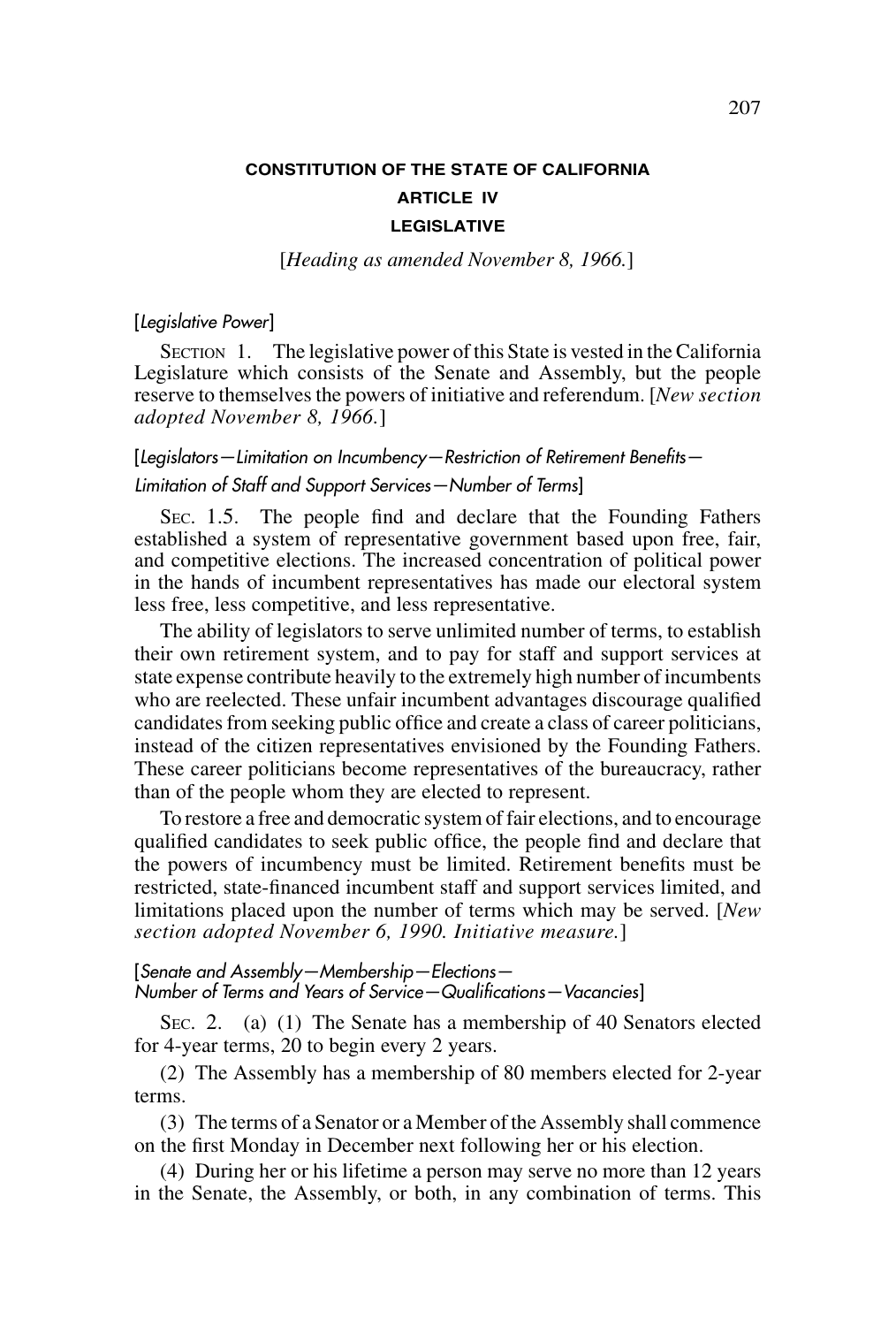**CONSTITUTION OF THE STATE OF CALIFORNIA**

**ARTICLE IV**

**LEGISLATIVE**

[*Heading as amended November 8, 1966.*]

[*Legislative Power*]

SECTION 1. The legislative power of this State is vested in the California Legislature which consists of the Senate and Assembly, but the people reserve to themselves the powers of initiative and referendum. [*New section adopted November 8, 1966.*]

[*Legislators—Limitation on Incumbency—Restriction of Retirement Benefits—Limitation of Staff and Support Services—Number of Terms*]

SEC. 1.5. The people find and declare that the Founding Fathers established a system of representative government based upon free, fair, and competitive elections. The increased concentration of political power in the hands of incumbent representatives has made our electoral system less free, less competitive, and less representative.

The ability of legislators to serve unlimited number of terms, to establish their own retirement system, and to pay for staff and support services at state expense contribute heavily to the extremely high number of incumbents who are reelected. These unfair incumbent advantages discourage qualified candidates from seeking public office and create a class of career politicians, instead of the citizen representatives envisioned by the Founding Fathers. These career politicians become representatives of the bureaucracy, rather than of the people whom they are elected to represent.

To restore a free and democratic system of fair elections, and to encourage qualified candidates to seek public office, the people find and declare that the powers of incumbency must be limited. Retirement benefits must be restricted, state-financed incumbent staff and support services limited, and limitations placed upon the number of terms which may be served. [*New section adopted November 6, 1990. Initiative measure.*]

[*Senate and Assembly—Membership—Elections—Number of Terms and Years of Service—Qualifications—Vacancies*]

SEC. 2. (a) (1) The Senate has a membership of 40 Senators elected for 4-year terms, 20 to begin every 2 years.

(2) The Assembly has a membership of 80 members elected for 2-year terms.

(3) The terms of a Senator or a Member of the Assembly shall commence on the first Monday in December next following her or his election.

(4) During her or his lifetime a person may serve no more than 12 years in the Senate, the Assembly, or both, in any combination of terms. This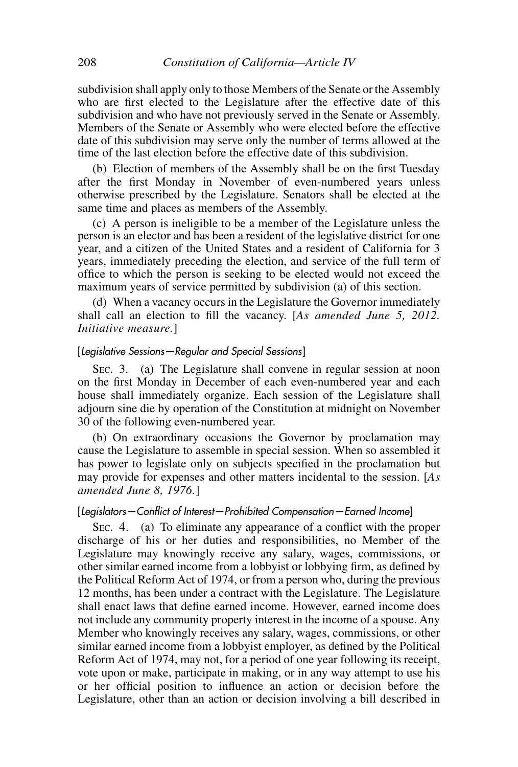subdivision shall apply only to those Members of the Senate or the Assembly who are first elected to the Legislature after the effective date of this subdivision and who have not previously served in the Senate or Assembly. Members of the Senate or Assembly who were elected before the effective date of this subdivision may serve only the number of terms allowed at the time of the last election before the effective date of this subdivision.

(b) Election of members of the Assembly shall be on the first Tuesday after the first Monday in November of even-numbered years unless otherwise prescribed by the Legislature. Senators shall be elected at the same time and places as members of the Assembly.

(c) A person is ineligible to be a member of the Legislature unless the person is an elector and has been a resident of the legislative district for one year, and a citizen of the United States and a resident of California for 3 years, immediately preceding the election, and service of the full term of office to which the person is seeking to be elected would not exceed the maximum years of service permitted by subdivision (a) of this section.

(d) When a vacancy occurs in the Legislature the Governor immediately shall call an election to fill the vacancy. [*As amended June 5, 2012. Initiative measure.*]

[*Legislative Sessions—Regular and Special Sessions*]

SEC. 3. (a) The Legislature shall convene in regular session at noon on the first Monday in December of each even-numbered year and each house shall immediately organize. Each session of the Legislature shall adjourn sine die by operation of the Constitution at midnight on November 30 of the following even-numbered year.

(b) On extraordinary occasions the Governor by proclamation may cause the Legislature to assemble in special session. When so assembled it has power to legislate only on subjects specified in the proclamation but may provide for expenses and other matters incidental to the session. [*As amended June 8, 1976.*]

[*Legislators—Conflict of Interest—Prohibited Compensation—Earned Income*]

SEC. 4. (a) To eliminate any appearance of a conflict with the proper discharge of his or her duties and responsibilities, no Member of the Legislature may knowingly receive any salary, wages, commissions, or other similar earned income from a lobbyist or lobbying firm, as defined by the Political Reform Act of 1974, or from a person who, during the previous 12 months, has been under a contract with the Legislature. The Legislature shall enact laws that define earned income. However, earned income does not include any community property interest in the income of a spouse. Any Member who knowingly receives any salary, wages, commissions, or other similar earned income from a lobbyist employer, as defined by the Political Reform Act of 1974, may not, for a period of one year following its receipt, vote upon or make, participate in making, or in any way attempt to use his or her official position to influence an action or decision before the Legislature, other than an action or decision involving a bill described in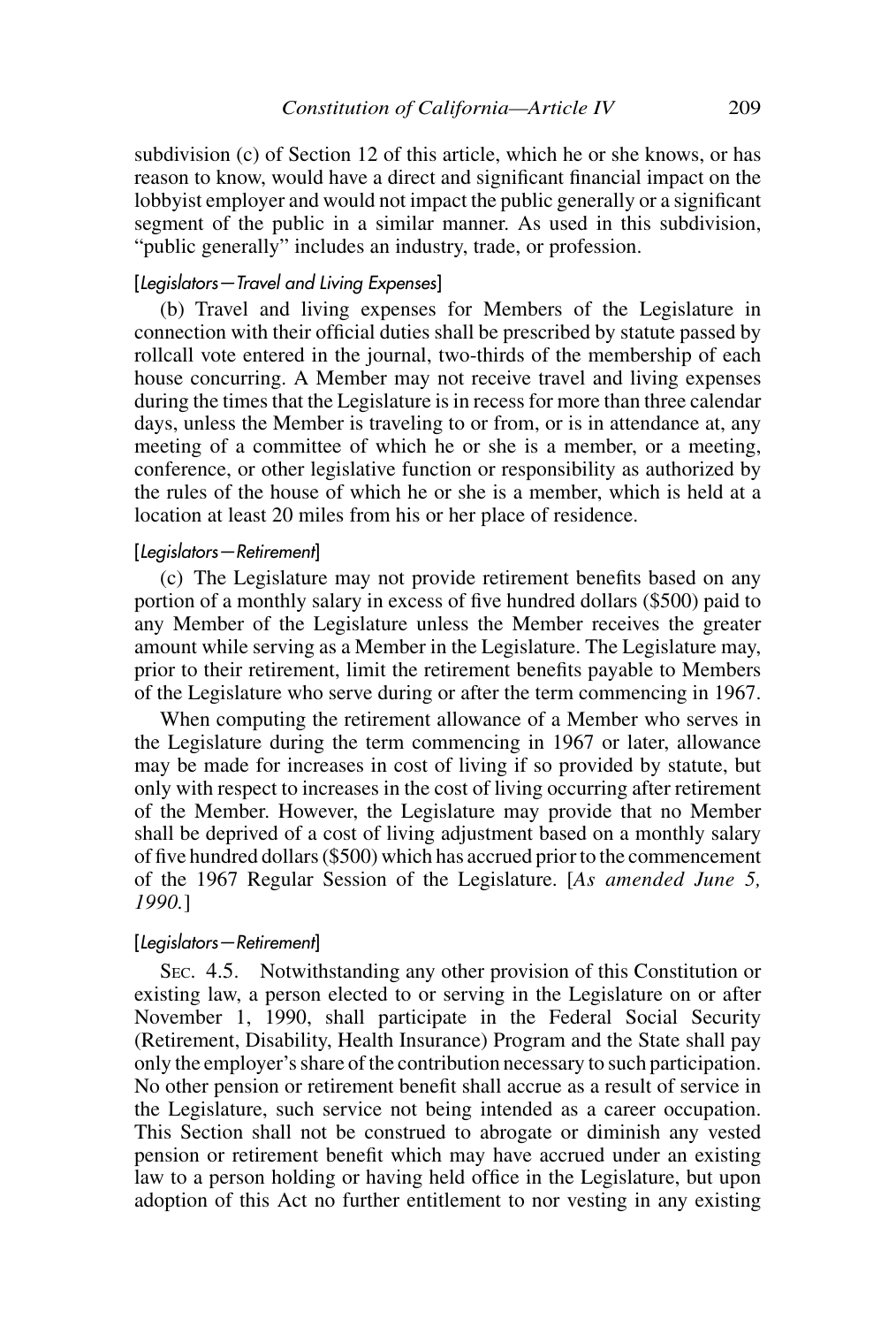subdivision (c) of Section 12 of this article, which he or she knows, or has reason to know, would have a direct and significant financial impact on the lobbyist employer and would not impact the public generally or a significant segment of the public in a similar manner. As used in this subdivision, "public generally" includes an industry, trade, or profession.

[*Legislators—Travel and Living Expenses*]

(b) Travel and living expenses for Members of the Legislature in connection with their official duties shall be prescribed by statute passed by rollcall vote entered in the journal, two-thirds of the membership of each house concurring. A Member may not receive travel and living expenses during the times that the Legislature is in recess for more than three calendar days, unless the Member is traveling to or from, or is in attendance at, any meeting of a committee of which he or she is a member, or a meeting, conference, or other legislative function or responsibility as authorized by the rules of the house of which he or she is a member, which is held at a location at least 20 miles from his or her place of residence.

[*Legislators—Retirement*]

(c) The Legislature may not provide retirement benefits based on any portion of a monthly salary in excess of five hundred dollars ($500) paid to any Member of the Legislature unless the Member receives the greater amount while serving as a Member in the Legislature. The Legislature may, prior to their retirement, limit the retirement benefits payable to Members of the Legislature who serve during or after the term commencing in 1967.

When computing the retirement allowance of a Member who serves in the Legislature during the term commencing in 1967 or later, allowance may be made for increases in cost of living if so provided by statute, but only with respect to increases in the cost of living occurring after retirement of the Member. However, the Legislature may provide that no Member shall be deprived of a cost of living adjustment based on a monthly salary of five hundred dollars ($500) which has accrued prior to the commencement of the 1967 Regular Session of the Legislature. [*As amended June 5, 1990.*]

[*Legislators—Retirement*]

SEC. 4.5. Notwithstanding any other provision of this Constitution or existing law, a person elected to or serving in the Legislature on or after November 1, 1990, shall participate in the Federal Social Security (Retirement, Disability, Health Insurance) Program and the State shall pay only the employer's share of the contribution necessary to such participation. No other pension or retirement benefit shall accrue as a result of service in the Legislature, such service not being intended as a career occupation. This Section shall not be construed to abrogate or diminish any vested pension or retirement benefit which may have accrued under an existing law to a person holding or having held office in the Legislature, but upon adoption of this Act no further entitlement to nor vesting in any existing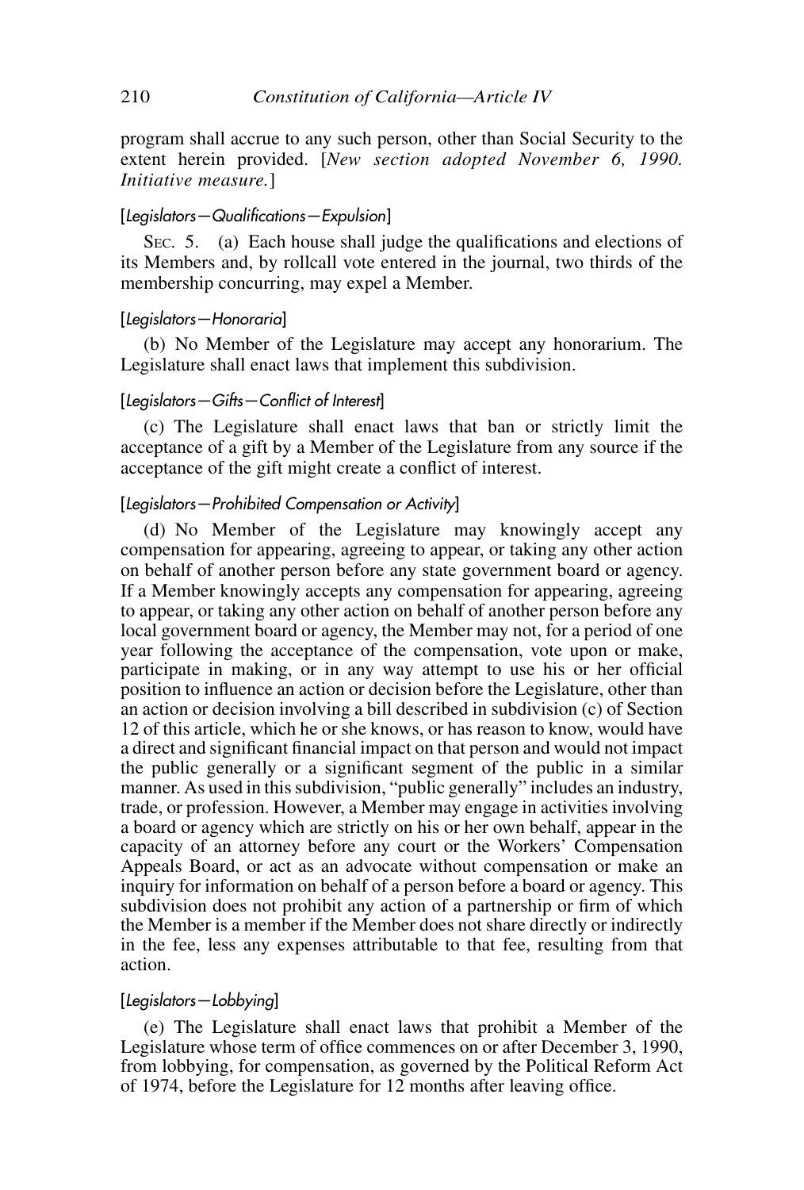program shall accrue to any such person, other than Social Security to the extent herein provided. [*New section adopted November 6, 1990. Initiative measure.*]

[*Legislators—Qualifications—Expulsion*]

SEC. 5. (a) Each house shall judge the qualifications and elections of its Members and, by rollcall vote entered in the journal, two thirds of the membership concurring, may expel a Member.

[*Legislators—Honoraria*]

(b) No Member of the Legislature may accept any honorarium. The Legislature shall enact laws that implement this subdivision.

[*Legislators—Gifts—Conflict of Interest*]

(c) The Legislature shall enact laws that ban or strictly limit the acceptance of a gift by a Member of the Legislature from any source if the acceptance of the gift might create a conflict of interest.

[*Legislators—Prohibited Compensation or Activity*]

(d) No Member of the Legislature may knowingly accept any compensation for appearing, agreeing to appear, or taking any other action on behalf of another person before any state government board or agency. If a Member knowingly accepts any compensation for appearing, agreeing to appear, or taking any other action on behalf of another person before any local government board or agency, the Member may not, for a period of one year following the acceptance of the compensation, vote upon or make, participate in making, or in any way attempt to use his or her official position to influence an action or decision before the Legislature, other than an action or decision involving a bill described in subdivision (c) of Section 12 of this article, which he or she knows, or has reason to know, would have a direct and significant financial impact on that person and would not impact the public generally or a significant segment of the public in a similar manner. As used in this subdivision, "public generally" includes an industry, trade, or profession. However, a Member may engage in activities involving a board or agency which are strictly on his or her own behalf, appear in the capacity of an attorney before any court or the Workers' Compensation Appeals Board, or act as an advocate without compensation or make an inquiry for information on behalf of a person before a board or agency. This subdivision does not prohibit any action of a partnership or firm of which the Member is a member if the Member does not share directly or indirectly in the fee, less any expenses attributable to that fee, resulting from that action.

[*Legislators—Lobbying*]

(e) The Legislature shall enact laws that prohibit a Member of the Legislature whose term of office commences on or after December 3, 1990, from lobbying, for compensation, as governed by the Political Reform Act of 1974, before the Legislature for 12 months after leaving office.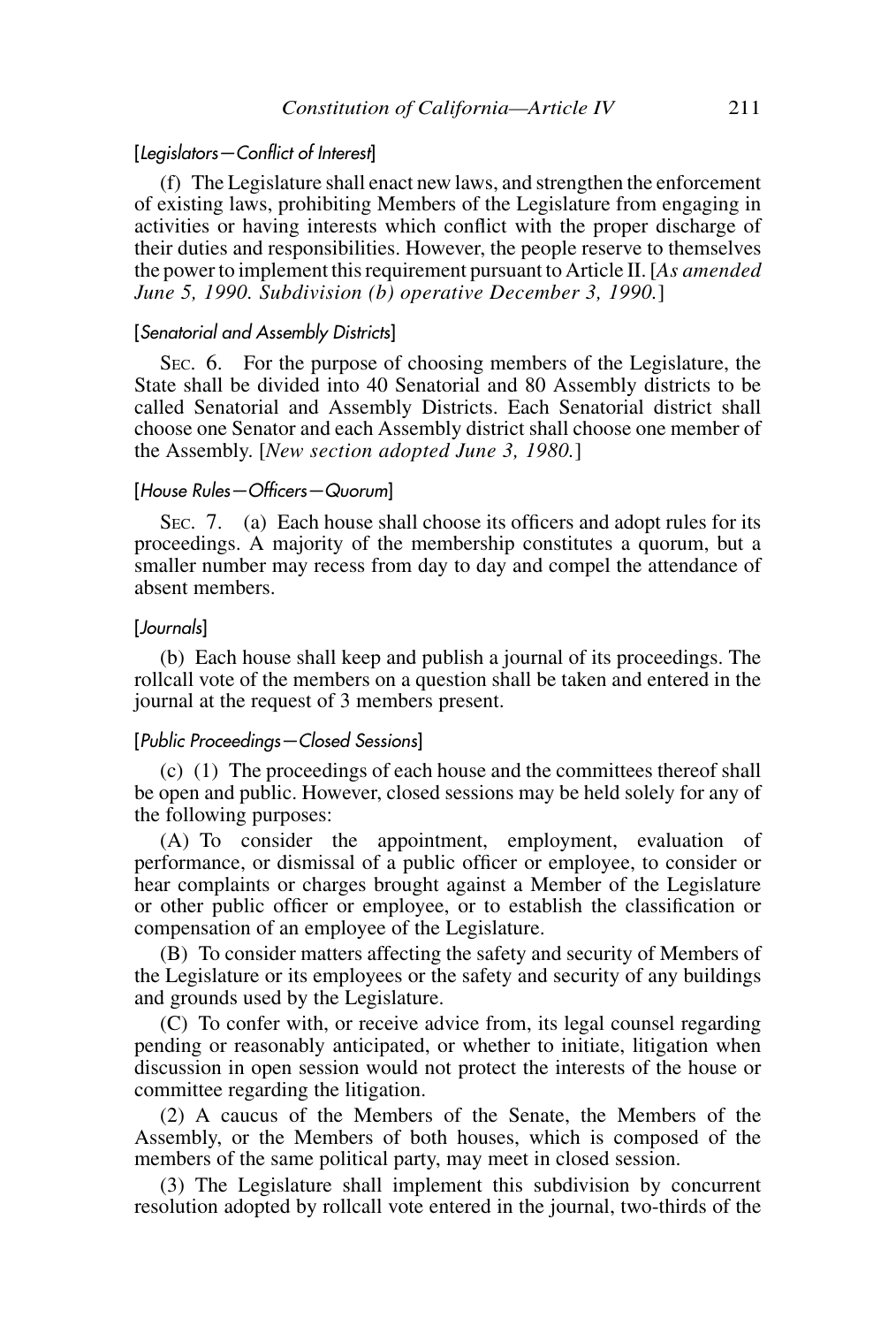[*Legislators—Conflict of Interest*]

(f) The Legislature shall enact new laws, and strengthen the enforcement of existing laws, prohibiting Members of the Legislature from engaging in activities or having interests which conflict with the proper discharge of their duties and responsibilities. However, the people reserve to themselves the power to implement this requirement pursuant to Article II. [*As amended June 5, 1990. Subdivision (b) operative December 3, 1990.*]

[*Senatorial and Assembly Districts*]

SEC. 6. For the purpose of choosing members of the Legislature, the State shall be divided into 40 Senatorial and 80 Assembly districts to be called Senatorial and Assembly Districts. Each Senatorial district shall choose one Senator and each Assembly district shall choose one member of the Assembly. [*New section adopted June 3, 1980.*]

[*House Rules—Officers—Quorum*]

SEC. 7. (a) Each house shall choose its officers and adopt rules for its proceedings. A majority of the membership constitutes a quorum, but a smaller number may recess from day to day and compel the attendance of absent members.

[*Journals*]

(b) Each house shall keep and publish a journal of its proceedings. The rollcall vote of the members on a question shall be taken and entered in the journal at the request of 3 members present.

[*Public Proceedings—Closed Sessions*]

(c) (1) The proceedings of each house and the committees thereof shall be open and public. However, closed sessions may be held solely for any of the following purposes:

(A) To consider the appointment, employment, evaluation of performance, or dismissal of a public officer or employee, to consider or hear complaints or charges brought against a Member of the Legislature or other public officer or employee, or to establish the classification or compensation of an employee of the Legislature.

(B) To consider matters affecting the safety and security of Members of the Legislature or its employees or the safety and security of any buildings and grounds used by the Legislature.

(C) To confer with, or receive advice from, its legal counsel regarding pending or reasonably anticipated, or whether to initiate, litigation when discussion in open session would not protect the interests of the house or committee regarding the litigation.

(2) A caucus of the Members of the Senate, the Members of the Assembly, or the Members of both houses, which is composed of the members of the same political party, may meet in closed session.

(3) The Legislature shall implement this subdivision by concurrent resolution adopted by rollcall vote entered in the journal, two-thirds of the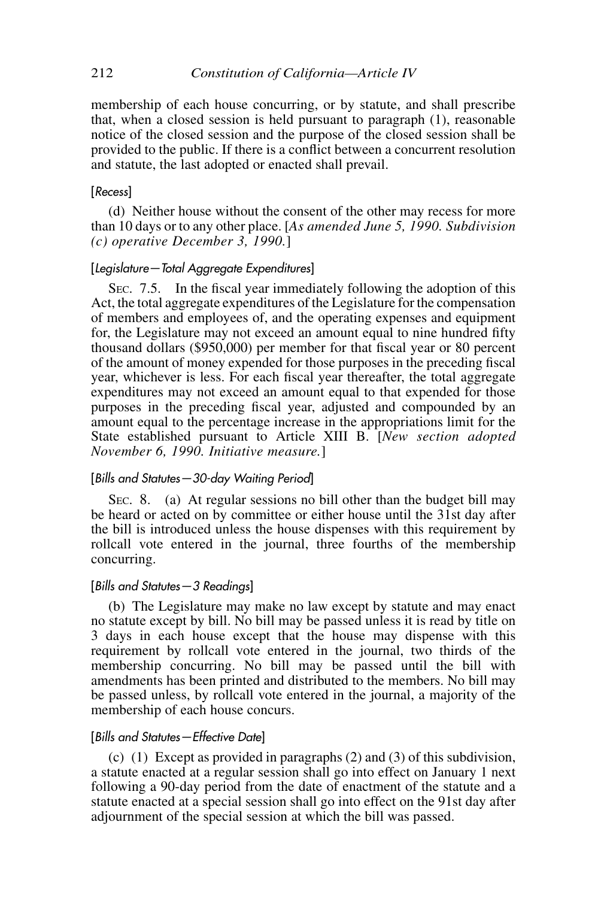membership of each house concurring, or by statute, and shall prescribe that, when a closed session is held pursuant to paragraph (1), reasonable notice of the closed session and the purpose of the closed session shall be provided to the public. If there is a conflict between a concurrent resolution and statute, the last adopted or enacted shall prevail.

[*Recess*]

(d) Neither house without the consent of the other may recess for more than 10 days or to any other place. [*As amended June 5, 1990. Subdivision (c) operative December 3, 1990.*]

[*Legislature—Total Aggregate Expenditures*]

SEC. 7.5. In the fiscal year immediately following the adoption of this Act, the total aggregate expenditures of the Legislature for the compensation of members and employees of, and the operating expenses and equipment for, the Legislature may not exceed an amount equal to nine hundred fifty thousand dollars ($950,000) per member for that fiscal year or 80 percent of the amount of money expended for those purposes in the preceding fiscal year, whichever is less. For each fiscal year thereafter, the total aggregate expenditures may not exceed an amount equal to that expended for those purposes in the preceding fiscal year, adjusted and compounded by an amount equal to the percentage increase in the appropriations limit for the State established pursuant to Article XIII B. [*New section adopted November 6, 1990. Initiative measure.*]

[*Bills and Statutes—30-day Waiting Period*]

SEC. 8. (a) At regular sessions no bill other than the budget bill may be heard or acted on by committee or either house until the 31st day after the bill is introduced unless the house dispenses with this requirement by rollcall vote entered in the journal, three fourths of the membership concurring.

[*Bills and Statutes—3 Readings*]

(b) The Legislature may make no law except by statute and may enact no statute except by bill. No bill may be passed unless it is read by title on 3 days in each house except that the house may dispense with this requirement by rollcall vote entered in the journal, two thirds of the membership concurring. No bill may be passed until the bill with amendments has been printed and distributed to the members. No bill may be passed unless, by rollcall vote entered in the journal, a majority of the membership of each house concurs.

[*Bills and Statutes—Effective Date*]

(c) (1) Except as provided in paragraphs (2) and (3) of this subdivision, a statute enacted at a regular session shall go into effect on January 1 next following a 90-day period from the date of enactment of the statute and a statute enacted at a special session shall go into effect on the 91st day after adjournment of the special session at which the bill was passed.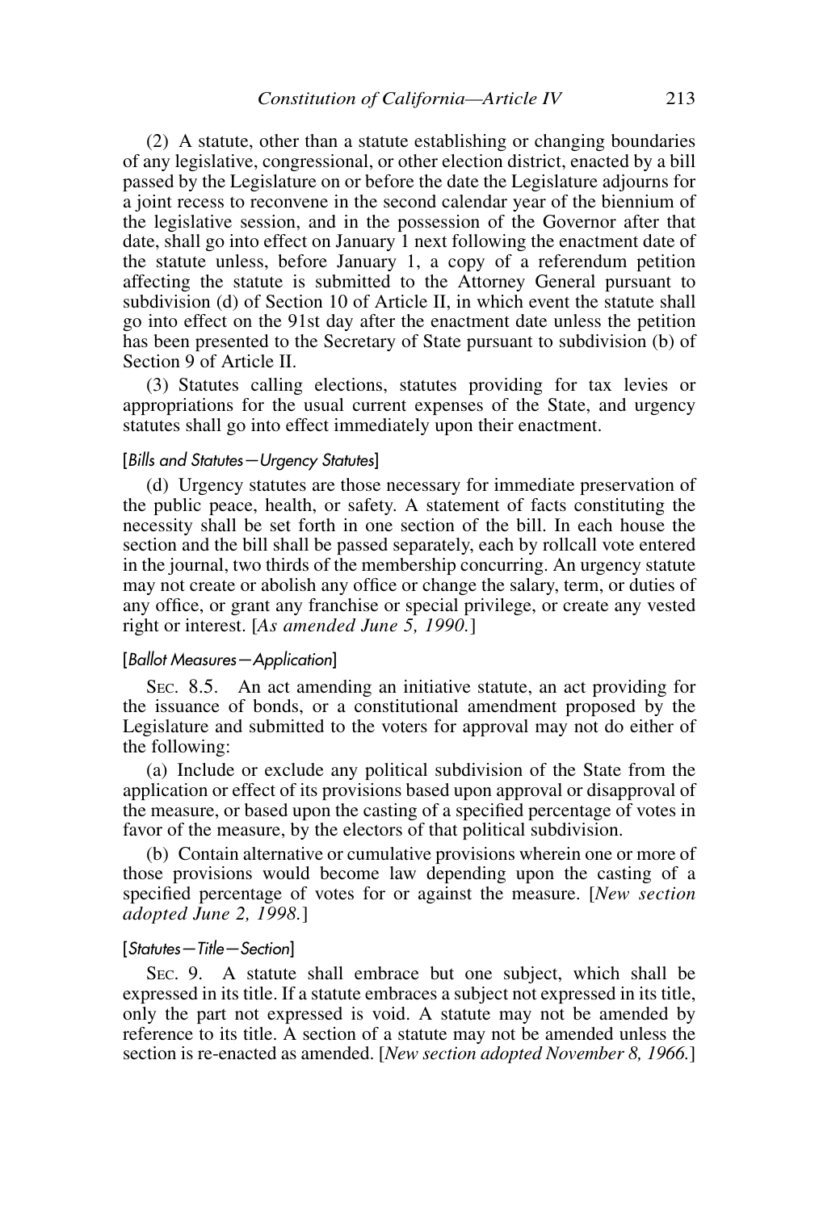(2) A statute, other than a statute establishing or changing boundaries of any legislative, congressional, or other election district, enacted by a bill passed by the Legislature on or before the date the Legislature adjourns for a joint recess to reconvene in the second calendar year of the biennium of the legislative session, and in the possession of the Governor after that date, shall go into effect on January 1 next following the enactment date of the statute unless, before January 1, a copy of a referendum petition affecting the statute is submitted to the Attorney General pursuant to subdivision (d) of Section 10 of Article II, in which event the statute shall go into effect on the 91st day after the enactment date unless the petition has been presented to the Secretary of State pursuant to subdivision (b) of Section 9 of Article II.

(3) Statutes calling elections, statutes providing for tax levies or appropriations for the usual current expenses of the State, and urgency statutes shall go into effect immediately upon their enactment.

[*Bills and Statutes—Urgency Statutes*]

(d) Urgency statutes are those necessary for immediate preservation of the public peace, health, or safety. A statement of facts constituting the necessity shall be set forth in one section of the bill. In each house the section and the bill shall be passed separately, each by rollcall vote entered in the journal, two thirds of the membership concurring. An urgency statute may not create or abolish any office or change the salary, term, or duties of any office, or grant any franchise or special privilege, or create any vested right or interest. [*As amended June 5, 1990.*]

[*Ballot Measures—Application*]

SEC. 8.5. An act amending an initiative statute, an act providing for the issuance of bonds, or a constitutional amendment proposed by the Legislature and submitted to the voters for approval may not do either of the following:

(a) Include or exclude any political subdivision of the State from the application or effect of its provisions based upon approval or disapproval of the measure, or based upon the casting of a specified percentage of votes in favor of the measure, by the electors of that political subdivision.

(b) Contain alternative or cumulative provisions wherein one or more of those provisions would become law depending upon the casting of a specified percentage of votes for or against the measure. [*New section adopted June 2, 1998.*]

[*Statutes—Title—Section*]

SEC. 9. A statute shall embrace but one subject, which shall be expressed in its title. If a statute embraces a subject not expressed in its title, only the part not expressed is void. A statute may not be amended by reference to its title. A section of a statute may not be amended unless the section is re-enacted as amended. [*New section adopted November 8, 1966.*]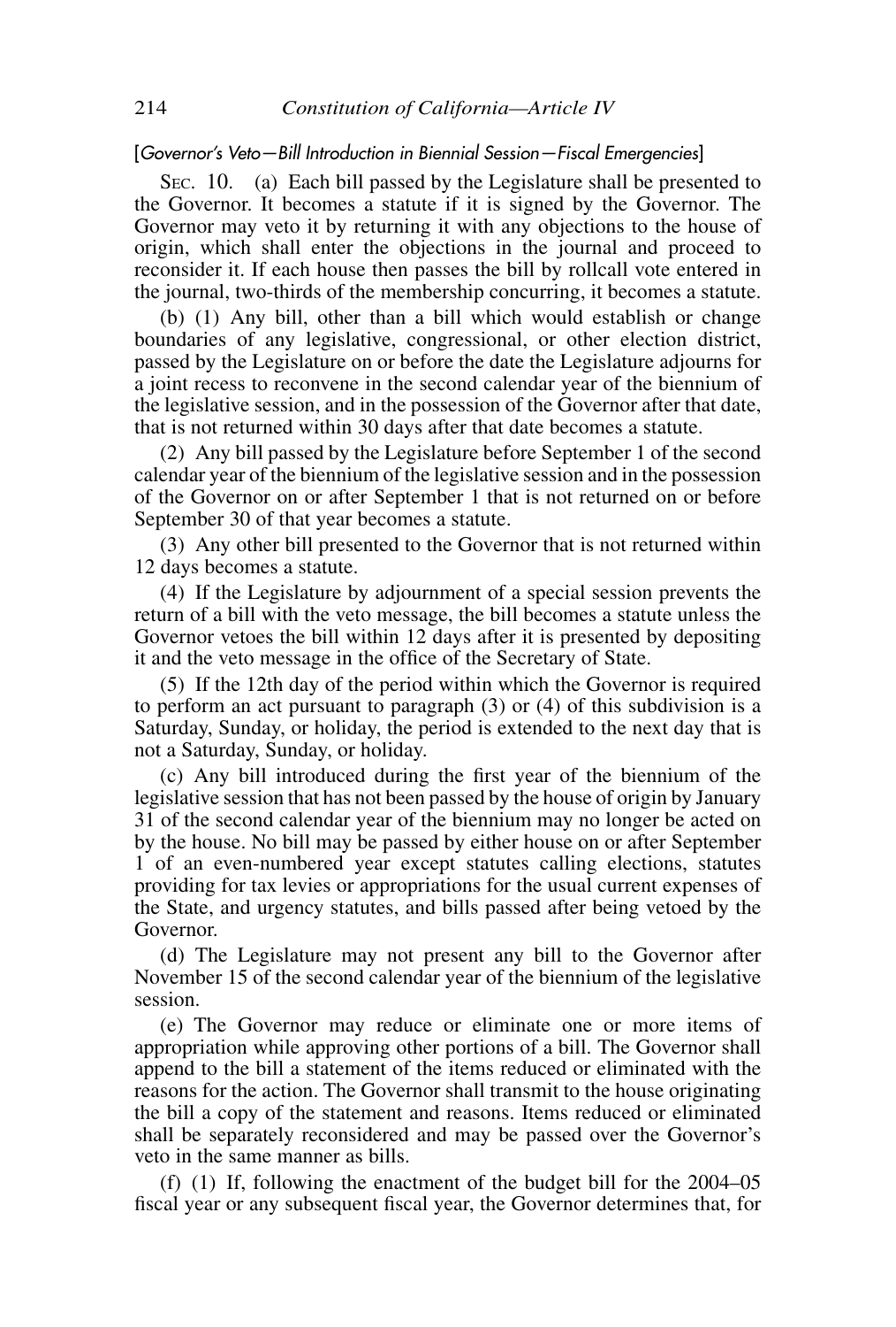[*Governor's Veto—Bill Introduction in Biennial Session—Fiscal Emergencies*]

SEC. 10. (a) Each bill passed by the Legislature shall be presented to the Governor. It becomes a statute if it is signed by the Governor. The Governor may veto it by returning it with any objections to the house of origin, which shall enter the objections in the journal and proceed to reconsider it. If each house then passes the bill by rollcall vote entered in the journal, two-thirds of the membership concurring, it becomes a statute.

(b) (1) Any bill, other than a bill which would establish or change boundaries of any legislative, congressional, or other election district, passed by the Legislature on or before the date the Legislature adjourns for a joint recess to reconvene in the second calendar year of the biennium of the legislative session, and in the possession of the Governor after that date, that is not returned within 30 days after that date becomes a statute.

(2) Any bill passed by the Legislature before September 1 of the second calendar year of the biennium of the legislative session and in the possession of the Governor on or after September 1 that is not returned on or before September 30 of that year becomes a statute.

(3) Any other bill presented to the Governor that is not returned within 12 days becomes a statute.

(4) If the Legislature by adjournment of a special session prevents the return of a bill with the veto message, the bill becomes a statute unless the Governor vetoes the bill within 12 days after it is presented by depositing it and the veto message in the office of the Secretary of State.

(5) If the 12th day of the period within which the Governor is required to perform an act pursuant to paragraph (3) or (4) of this subdivision is a Saturday, Sunday, or holiday, the period is extended to the next day that is not a Saturday, Sunday, or holiday.

(c) Any bill introduced during the first year of the biennium of the legislative session that has not been passed by the house of origin by January 31 of the second calendar year of the biennium may no longer be acted on by the house. No bill may be passed by either house on or after September 1 of an even-numbered year except statutes calling elections, statutes providing for tax levies or appropriations for the usual current expenses of the State, and urgency statutes, and bills passed after being vetoed by the Governor.

(d) The Legislature may not present any bill to the Governor after November 15 of the second calendar year of the biennium of the legislative session.

(e) The Governor may reduce or eliminate one or more items of appropriation while approving other portions of a bill. The Governor shall append to the bill a statement of the items reduced or eliminated with the reasons for the action. The Governor shall transmit to the house originating the bill a copy of the statement and reasons. Items reduced or eliminated shall be separately reconsidered and may be passed over the Governor's veto in the same manner as bills.

(f) (1) If, following the enactment of the budget bill for the 2004–05 fiscal year or any subsequent fiscal year, the Governor determines that, for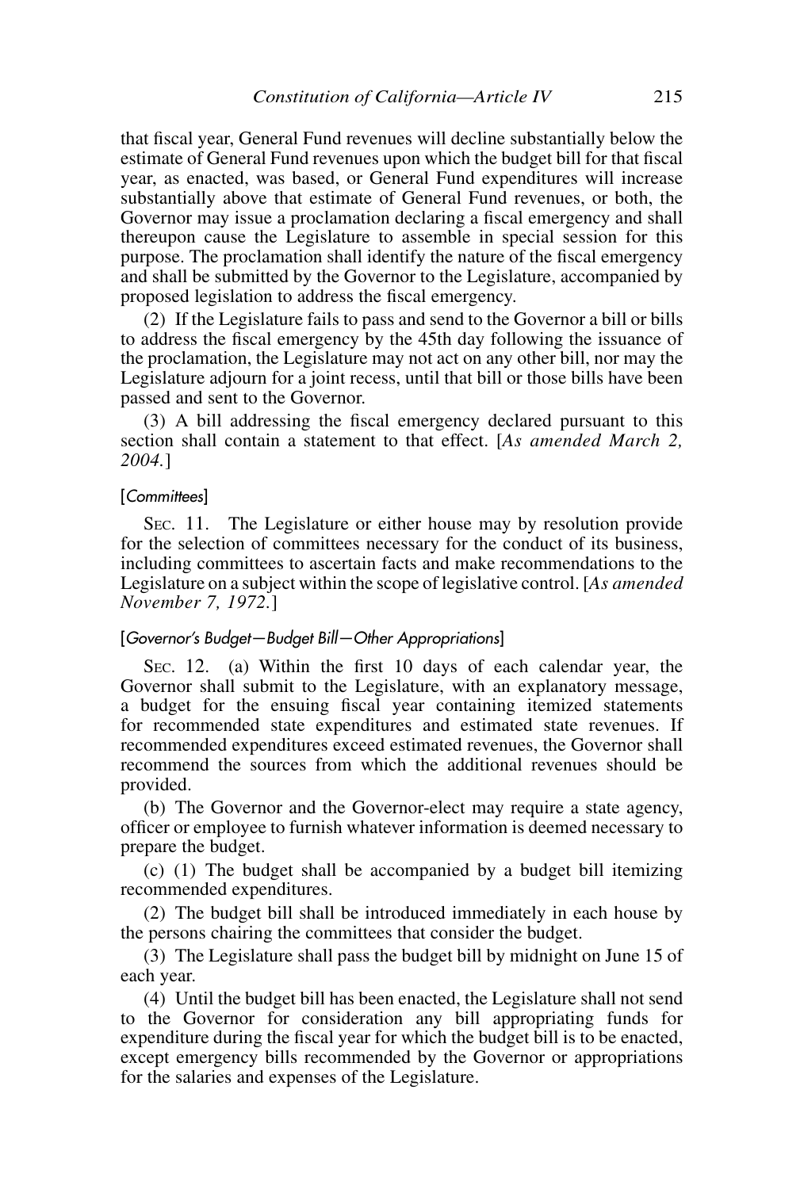that fiscal year, General Fund revenues will decline substantially below the estimate of General Fund revenues upon which the budget bill for that fiscal year, as enacted, was based, or General Fund expenditures will increase substantially above that estimate of General Fund revenues, or both, the Governor may issue a proclamation declaring a fiscal emergency and shall thereupon cause the Legislature to assemble in special session for this purpose. The proclamation shall identify the nature of the fiscal emergency and shall be submitted by the Governor to the Legislature, accompanied by proposed legislation to address the fiscal emergency.

(2) If the Legislature fails to pass and send to the Governor a bill or bills to address the fiscal emergency by the 45th day following the issuance of the proclamation, the Legislature may not act on any other bill, nor may the Legislature adjourn for a joint recess, until that bill or those bills have been passed and sent to the Governor.

(3) A bill addressing the fiscal emergency declared pursuant to this section shall contain a statement to that effect. [*As amended March 2, 2004.*]

[*Committees*]

SEC. 11. The Legislature or either house may by resolution provide for the selection of committees necessary for the conduct of its business, including committees to ascertain facts and make recommendations to the Legislature on a subject within the scope of legislative control. [*As amended November 7, 1972.*]

[*Governor's Budget—Budget Bill—Other Appropriations*]

SEC. 12. (a) Within the first 10 days of each calendar year, the Governor shall submit to the Legislature, with an explanatory message, a budget for the ensuing fiscal year containing itemized statements for recommended state expenditures and estimated state revenues. If recommended expenditures exceed estimated revenues, the Governor shall recommend the sources from which the additional revenues should be provided.

(b) The Governor and the Governor-elect may require a state agency, officer or employee to furnish whatever information is deemed necessary to prepare the budget.

(c) (1) The budget shall be accompanied by a budget bill itemizing recommended expenditures.

(2) The budget bill shall be introduced immediately in each house by the persons chairing the committees that consider the budget.

(3) The Legislature shall pass the budget bill by midnight on June 15 of each year.

(4) Until the budget bill has been enacted, the Legislature shall not send to the Governor for consideration any bill appropriating funds for expenditure during the fiscal year for which the budget bill is to be enacted, except emergency bills recommended by the Governor or appropriations for the salaries and expenses of the Legislature.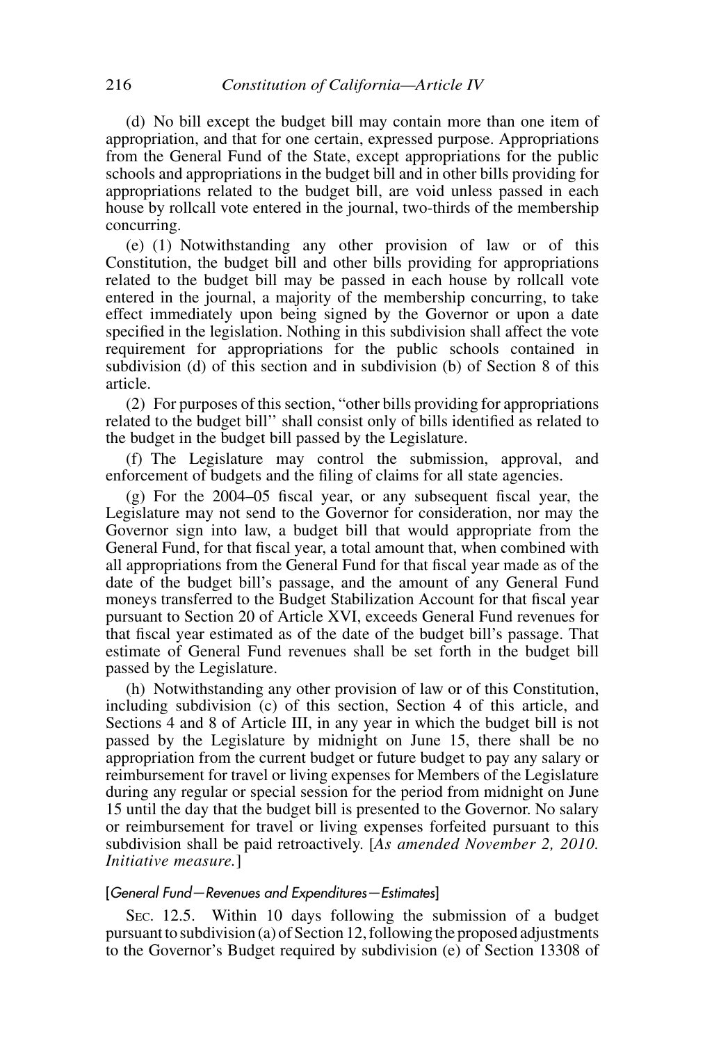(d) No bill except the budget bill may contain more than one item of appropriation, and that for one certain, expressed purpose. Appropriations from the General Fund of the State, except appropriations for the public schools and appropriations in the budget bill and in other bills providing for appropriations related to the budget bill, are void unless passed in each house by rollcall vote entered in the journal, two-thirds of the membership concurring.

(e) (1) Notwithstanding any other provision of law or of this Constitution, the budget bill and other bills providing for appropriations related to the budget bill may be passed in each house by rollcall vote entered in the journal, a majority of the membership concurring, to take effect immediately upon being signed by the Governor or upon a date specified in the legislation. Nothing in this subdivision shall affect the vote requirement for appropriations for the public schools contained in subdivision (d) of this section and in subdivision (b) of Section 8 of this article.

(2) For purposes of this section, "other bills providing for appropriations related to the budget bill'' shall consist only of bills identified as related to the budget in the budget bill passed by the Legislature.

(f) The Legislature may control the submission, approval, and enforcement of budgets and the filing of claims for all state agencies.

(g) For the 2004–05 fiscal year, or any subsequent fiscal year, the Legislature may not send to the Governor for consideration, nor may the Governor sign into law, a budget bill that would appropriate from the General Fund, for that fiscal year, a total amount that, when combined with all appropriations from the General Fund for that fiscal year made as of the date of the budget bill's passage, and the amount of any General Fund moneys transferred to the Budget Stabilization Account for that fiscal year pursuant to Section 20 of Article XVI, exceeds General Fund revenues for that fiscal year estimated as of the date of the budget bill's passage. That estimate of General Fund revenues shall be set forth in the budget bill passed by the Legislature.

(h) Notwithstanding any other provision of law or of this Constitution, including subdivision (c) of this section, Section 4 of this article, and Sections 4 and 8 of Article III, in any year in which the budget bill is not passed by the Legislature by midnight on June 15, there shall be no appropriation from the current budget or future budget to pay any salary or reimbursement for travel or living expenses for Members of the Legislature during any regular or special session for the period from midnight on June 15 until the day that the budget bill is presented to the Governor. No salary or reimbursement for travel or living expenses forfeited pursuant to this subdivision shall be paid retroactively. [*As amended November 2, 2010. Initiative measure.*]

[*General Fund—Revenues and Expenditures—Estimates*]

SEC. 12.5. Within 10 days following the submission of a budget pursuant to subdivision (a) of Section 12, following the proposed adjustments to the Governor's Budget required by subdivision (e) of Section 13308 of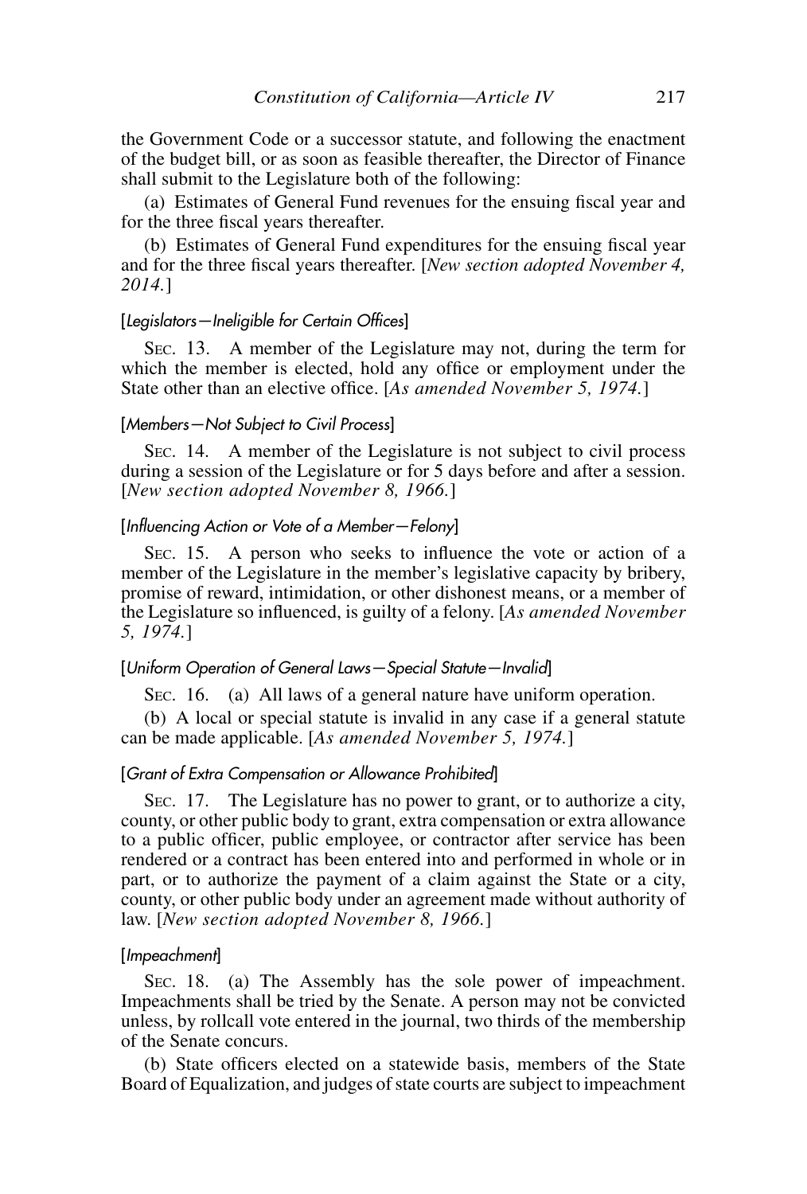the Government Code or a successor statute, and following the enactment of the budget bill, or as soon as feasible thereafter, the Director of Finance shall submit to the Legislature both of the following:

(a) Estimates of General Fund revenues for the ensuing fiscal year and for the three fiscal years thereafter.

(b) Estimates of General Fund expenditures for the ensuing fiscal year and for the three fiscal years thereafter. [*New section adopted November 4, 2014.*]

[*Legislators—Ineligible for Certain Offices*]

SEC. 13. A member of the Legislature may not, during the term for which the member is elected, hold any office or employment under the State other than an elective office. [*As amended November 5, 1974.*]

[*Members—Not Subject to Civil Process*]

SEC. 14. A member of the Legislature is not subject to civil process during a session of the Legislature or for 5 days before and after a session. [*New section adopted November 8, 1966.*]

[*Influencing Action or Vote of a Member—Felony*]

SEC. 15. A person who seeks to influence the vote or action of a member of the Legislature in the member's legislative capacity by bribery, promise of reward, intimidation, or other dishonest means, or a member of the Legislature so influenced, is guilty of a felony. [*As amended November 5, 1974.*]

[*Uniform Operation of General Laws—Special Statute—Invalid*]

SEC. 16. (a) All laws of a general nature have uniform operation.

(b) A local or special statute is invalid in any case if a general statute can be made applicable. [*As amended November 5, 1974.*]

[*Grant of Extra Compensation or Allowance Prohibited*]

SEC. 17. The Legislature has no power to grant, or to authorize a city, county, or other public body to grant, extra compensation or extra allowance to a public officer, public employee, or contractor after service has been rendered or a contract has been entered into and performed in whole or in part, or to authorize the payment of a claim against the State or a city, county, or other public body under an agreement made without authority of law. [*New section adopted November 8, 1966.*]

[*Impeachment*]

SEC. 18. (a) The Assembly has the sole power of impeachment. Impeachments shall be tried by the Senate. A person may not be convicted unless, by rollcall vote entered in the journal, two thirds of the membership of the Senate concurs.

(b) State officers elected on a statewide basis, members of the State Board of Equalization, and judges of state courts are subject to impeachment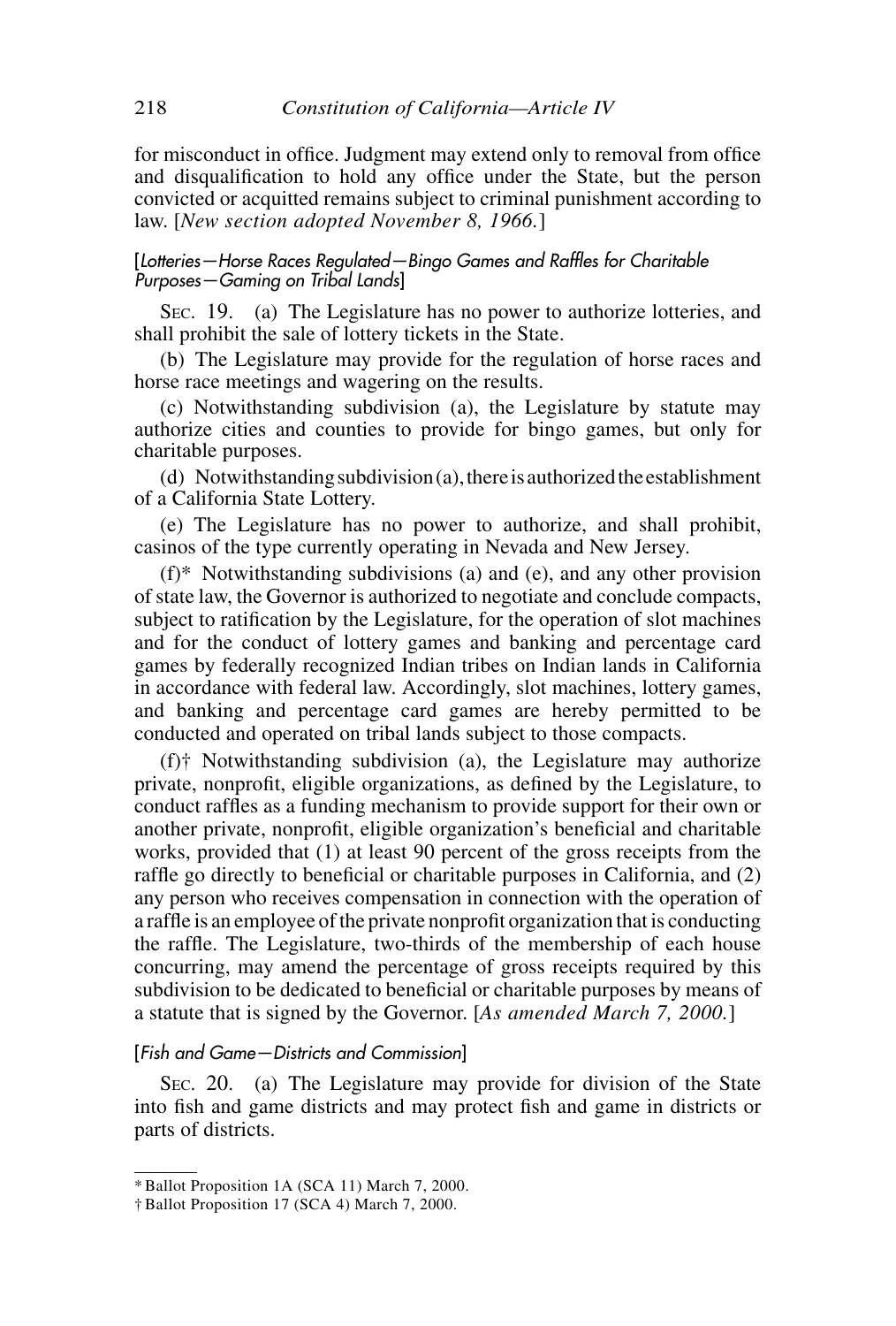for misconduct in office. Judgment may extend only to removal from office and disqualification to hold any office under the State, but the person convicted or acquitted remains subject to criminal punishment according to law. [*New section adopted November 8, 1966.*]

[*Lotteries—Horse Races Regulated—Bingo Games and Raffles for Charitable Purposes—Gaming on Tribal Lands*]

SEC. 19. (a) The Legislature has no power to authorize lotteries, and shall prohibit the sale of lottery tickets in the State.

(b) The Legislature may provide for the regulation of horse races and horse race meetings and wagering on the results.

(c) Notwithstanding subdivision (a), the Legislature by statute may authorize cities and counties to provide for bingo games, but only for charitable purposes.

(d) Notwithstanding subdivision (a), there is authorized the establishment of a California State Lottery.

(e) The Legislature has no power to authorize, and shall prohibit, casinos of the type currently operating in Nevada and New Jersey.

(f)* Notwithstanding subdivisions (a) and (e), and any other provision of state law, the Governor is authorized to negotiate and conclude compacts, subject to ratification by the Legislature, for the operation of slot machines and for the conduct of lottery games and banking and percentage card games by federally recognized Indian tribes on Indian lands in California in accordance with federal law. Accordingly, slot machines, lottery games, and banking and percentage card games are hereby permitted to be conducted and operated on tribal lands subject to those compacts.

(f)† Notwithstanding subdivision (a), the Legislature may authorize private, nonprofit, eligible organizations, as defined by the Legislature, to conduct raffles as a funding mechanism to provide support for their own or another private, nonprofit, eligible organization's beneficial and charitable works, provided that (1) at least 90 percent of the gross receipts from the raffle go directly to beneficial or charitable purposes in California, and (2) any person who receives compensation in connection with the operation of a raffle is an employee of the private nonprofit organization that is conducting the raffle. The Legislature, two-thirds of the membership of each house concurring, may amend the percentage of gross receipts required by this subdivision to be dedicated to beneficial or charitable purposes by means of a statute that is signed by the Governor. [*As amended March 7, 2000.*]

[*Fish and Game—Districts and Commission*]

SEC. 20. (a) The Legislature may provide for division of the State into fish and game districts and may protect fish and game in districts or parts of districts.

---

* Ballot Proposition 1A (SCA 11) March 7, 2000.

† Ballot Proposition 17 (SCA 4) March 7, 2000.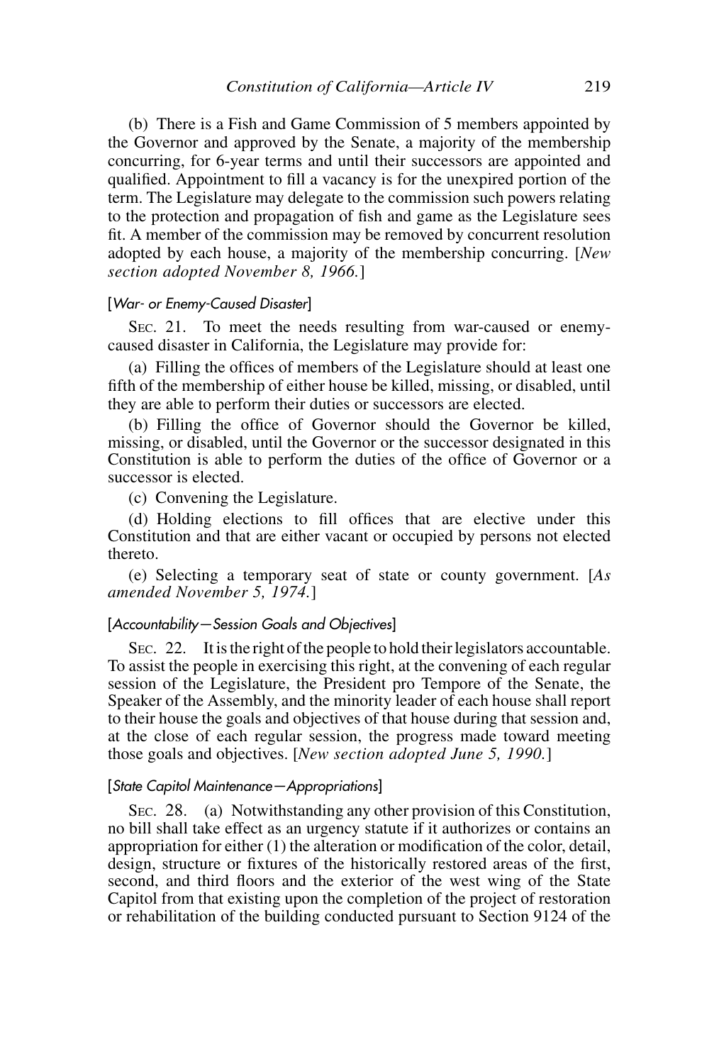(b) There is a Fish and Game Commission of 5 members appointed by the Governor and approved by the Senate, a majority of the membership concurring, for 6-year terms and until their successors are appointed and qualified. Appointment to fill a vacancy is for the unexpired portion of the term. The Legislature may delegate to the commission such powers relating to the protection and propagation of fish and game as the Legislature sees fit. A member of the commission may be removed by concurrent resolution adopted by each house, a majority of the membership concurring. [*New section adopted November 8, 1966.*]

[*War- or Enemy-Caused Disaster*]

SEC. 21. To meet the needs resulting from war-caused or enemy-caused disaster in California, the Legislature may provide for:

(a) Filling the offices of members of the Legislature should at least one fifth of the membership of either house be killed, missing, or disabled, until they are able to perform their duties or successors are elected.

(b) Filling the office of Governor should the Governor be killed, missing, or disabled, until the Governor or the successor designated in this Constitution is able to perform the duties of the office of Governor or a successor is elected.

(c) Convening the Legislature.

(d) Holding elections to fill offices that are elective under this Constitution and that are either vacant or occupied by persons not elected thereto.

(e) Selecting a temporary seat of state or county government. [*As amended November 5, 1974.*]

[*Accountability—Session Goals and Objectives*]

SEC. 22. It is the right of the people to hold their legislators accountable. To assist the people in exercising this right, at the convening of each regular session of the Legislature, the President pro Tempore of the Senate, the Speaker of the Assembly, and the minority leader of each house shall report to their house the goals and objectives of that house during that session and, at the close of each regular session, the progress made toward meeting those goals and objectives. [*New section adopted June 5, 1990.*]

[*State Capitol Maintenance—Appropriations*]

SEC. 28. (a) Notwithstanding any other provision of this Constitution, no bill shall take effect as an urgency statute if it authorizes or contains an appropriation for either (1) the alteration or modification of the color, detail, design, structure or fixtures of the historically restored areas of the first, second, and third floors and the exterior of the west wing of the State Capitol from that existing upon the completion of the project of restoration or rehabilitation of the building conducted pursuant to Section 9124 of the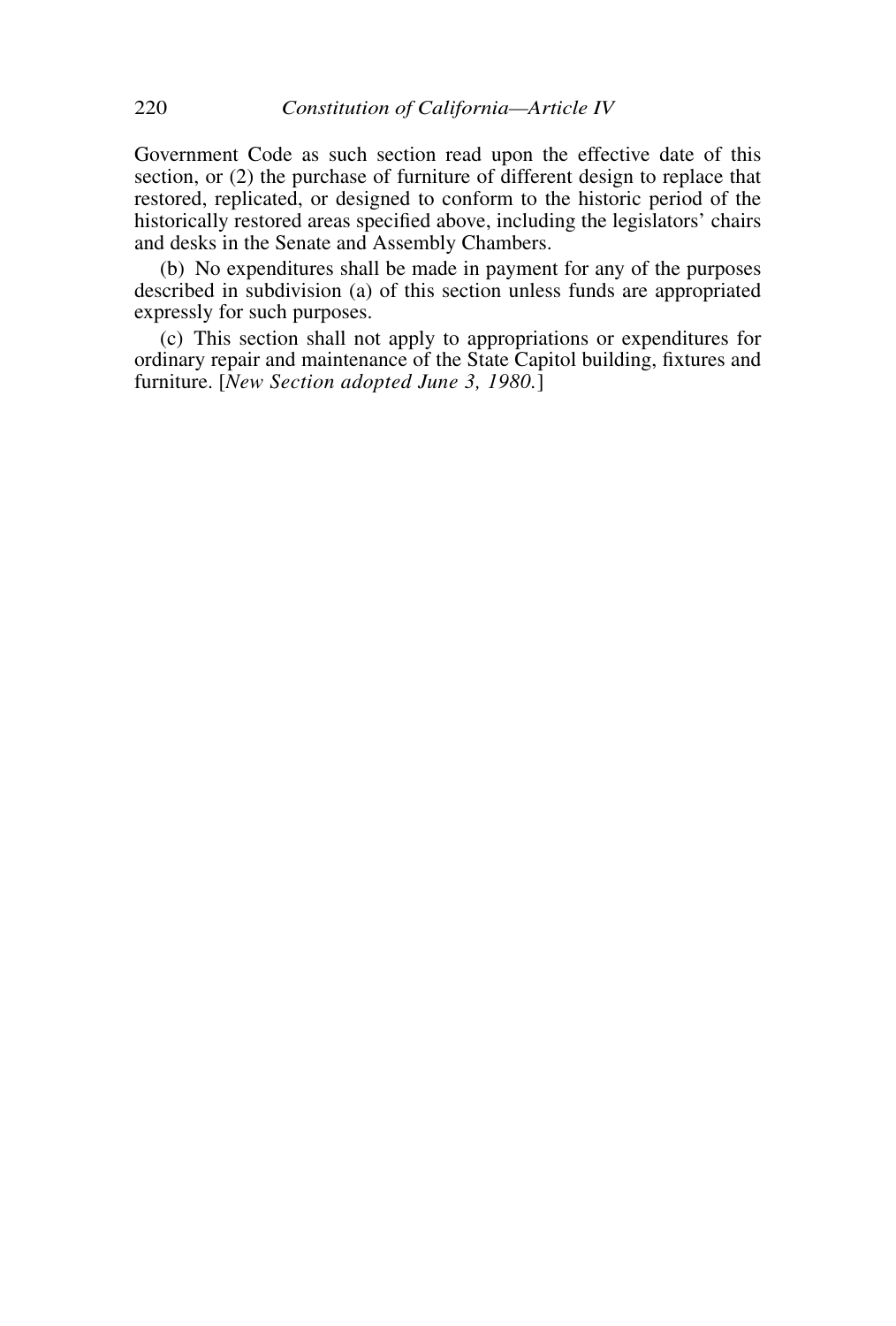Government Code as such section read upon the effective date of this section, or (2) the purchase of furniture of different design to replace that restored, replicated, or designed to conform to the historic period of the historically restored areas specified above, including the legislators' chairs and desks in the Senate and Assembly Chambers.

(b) No expenditures shall be made in payment for any of the purposes described in subdivision (a) of this section unless funds are appropriated expressly for such purposes.

(c) This section shall not apply to appropriations or expenditures for ordinary repair and maintenance of the State Capitol building, fixtures and furniture. [*New Section adopted June 3, 1980.*]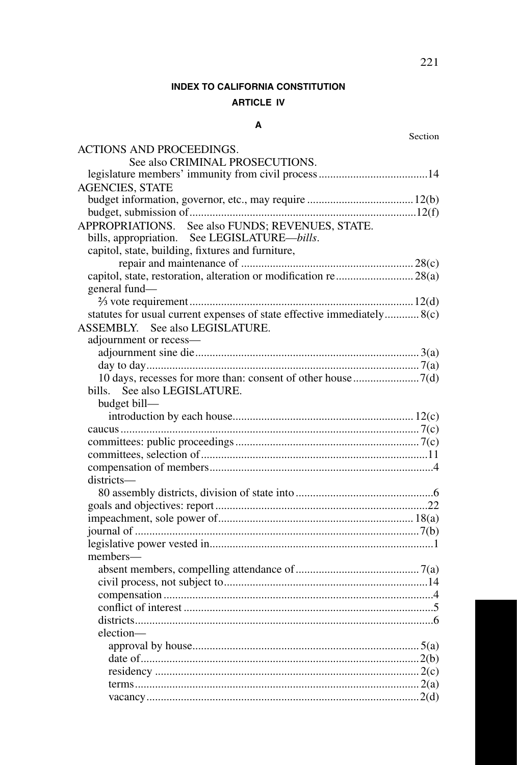# INDEX TO CALIFORNIA CONSTITUTION

## ARTICLE IV

### A

Section

ACTIONS AND PROCEEDINGS.
    See also CRIMINAL PROSECUTIONS.
  legislature members' immunity from civil process ...... 14

AGENCIES, STATE
  budget information, governor, etc., may require ...... 12(b)
  budget, submission of ...... 12(f)

APPROPRIATIONS.   See also FUNDS; REVENUES, STATE.
  bills, appropriation.   See LEGISLATURE—*bills*.
  capitol, state, building, fixtures and furniture,
      repair and maintenance of ...... 28(c)
  capitol, state, restoration, alteration or modification re ...... 28(a)
  general fund—
    ⅔ vote requirement ...... 12(d)
  statutes for usual current expenses of state effective immediately ...... 8(c)

ASSEMBLY.   See also LEGISLATURE.
  adjournment or recess—
    adjournment sine die ...... 3(a)
    day to day ...... 7(a)
    10 days, recesses for more than: consent of other house ...... 7(d)
  bills.   See also LEGISLATURE.
    budget bill—
      introduction by each house ...... 12(c)
  caucus ...... 7(c)
  committees: public proceedings ...... 7(c)
  committees, selection of ...... 11
  compensation of members ...... 4
  districts—
    80 assembly districts, division of state into ...... 6
  goals and objectives: report ...... 22
  impeachment, sole power of ...... 18(a)
  journal of ...... 7(b)
  legislative power vested in ...... 1
  members—
    absent members, compelling attendance of ...... 7(a)
    civil process, not subject to ...... 14
    compensation ...... 4
    conflict of interest ...... 5
    districts ...... 6
    election—
      approval by house ...... 5(a)
      date of ...... 2(b)
      residency ...... 2(c)
      terms ...... 2(a)
      vacancy ...... 2(d)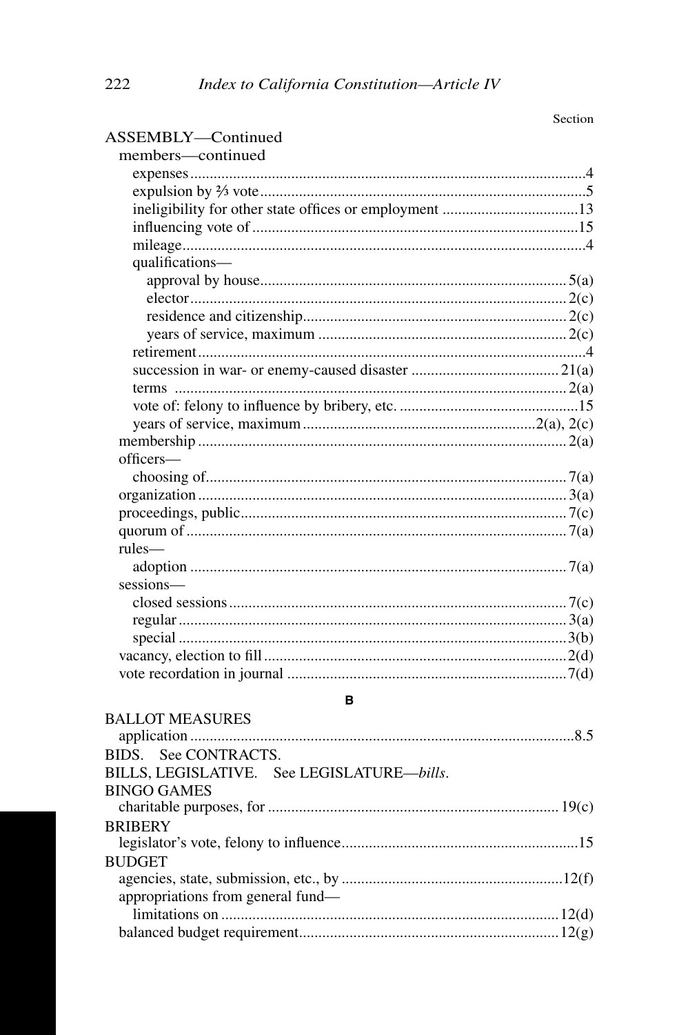Section

ASSEMBLY—Continued

members—continued

- expenses .......... 4
- expulsion by ⅔ vote .......... 5
- ineligibility for other state offices or employment .......... 13
- influencing vote of .......... 15
- mileage .......... 4
- qualifications—
  - approval by house .......... 5(a)
  - elector .......... 2(c)
  - residence and citizenship .......... 2(c)
  - years of service, maximum .......... 2(c)
- retirement .......... 4
- succession in war- or enemy-caused disaster .......... 21(a)
- terms .......... 2(a)
- vote of: felony to influence by bribery, etc. .......... 15
- years of service, maximum .......... 2(a), 2(c)

membership .......... 2(a)

officers—

- choosing of .......... 7(a)

organization .......... 3(a)

proceedings, public .......... 7(c)

quorum of .......... 7(a)

rules—

- adoption .......... 7(a)

sessions—

- closed sessions .......... 7(c)
- regular .......... 3(a)
- special .......... 3(b)

vacancy, election to fill .......... 2(d)

vote recordation in journal .......... 7(d)

## B

BALLOT MEASURES

- application .......... 8.5

BIDS. See CONTRACTS.

BILLS, LEGISLATIVE. See LEGISLATURE—*bills*.

BINGO GAMES

- charitable purposes, for .......... 19(c)

BRIBERY

- legislator's vote, felony to influence .......... 15

BUDGET

- agencies, state, submission, etc., by .......... 12(f)
- appropriations from general fund—
  - limitations on .......... 12(d)
- balanced budget requirement .......... 12(g)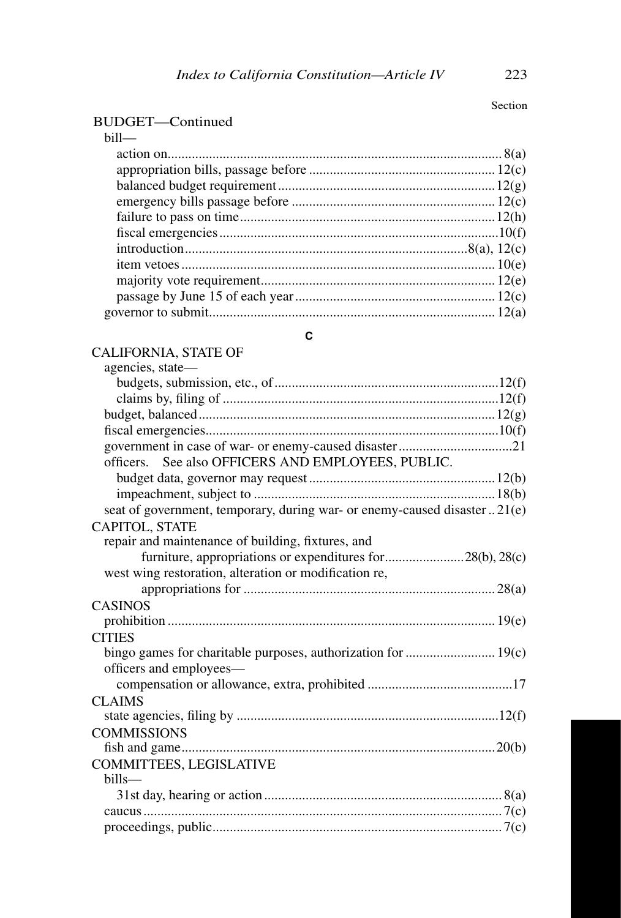Section

BUDGET—Continued

- bill—
  - action on .... 8(a)
  - appropriation bills, passage before .... 12(c)
  - balanced budget requirement .... 12(g)
  - emergency bills passage before .... 12(c)
  - failure to pass on time .... 12(h)
  - fiscal emergencies .... 10(f)
  - introduction .... 8(a), 12(c)
  - item vetoes .... 10(e)
  - majority vote requirement .... 12(e)
  - passage by June 15 of each year .... 12(c)
- governor to submit .... 12(a)

## C

CALIFORNIA, STATE OF

- agencies, state—
  - budgets, submission, etc., of .... 12(f)
  - claims by, filing of .... 12(f)
- budget, balanced .... 12(g)
- fiscal emergencies .... 10(f)
- government in case of war- or enemy-caused disaster .... 21
- officers. See also OFFICERS AND EMPLOYEES, PUBLIC.
  - budget data, governor may request .... 12(b)
  - impeachment, subject to .... 18(b)
- seat of government, temporary, during war- or enemy-caused disaster .. 21(e)

CAPITOL, STATE

- repair and maintenance of building, fixtures, and furniture, appropriations or expenditures for .... 28(b), 28(c)
- west wing restoration, alteration or modification re, appropriations for .... 28(a)

CASINOS

- prohibition .... 19(e)

CITIES

- bingo games for charitable purposes, authorization for .... 19(c)
- officers and employees—
  - compensation or allowance, extra, prohibited .... 17

CLAIMS

- state agencies, filing by .... 12(f)

COMMISSIONS

- fish and game .... 20(b)

COMMITTEES, LEGISLATIVE

- bills—
  - 31st day, hearing or action .... 8(a)
- caucus .... 7(c)
- proceedings, public .... 7(c)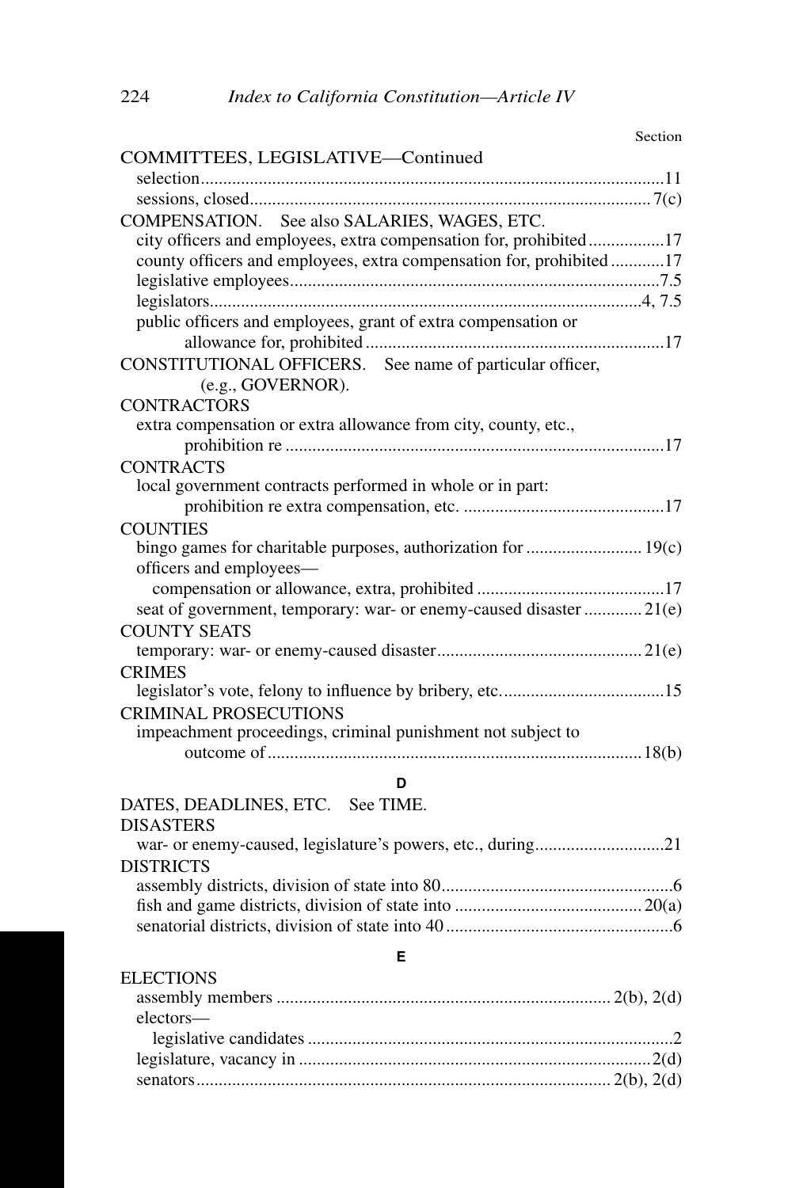Section

COMMITTEES, LEGISLATIVE—Continued
- selection ........ 11
- sessions, closed ........ 7(c)

COMPENSATION. See also SALARIES, WAGES, ETC.
- city officers and employees, extra compensation for, prohibited ........ 17
- county officers and employees, extra compensation for, prohibited ........ 17
- legislative employees ........ 7.5
- legislators ........ 4, 7.5
- public officers and employees, grant of extra compensation or allowance for, prohibited ........ 17

CONSTITUTIONAL OFFICERS. See name of particular officer, (e.g., GOVERNOR).

CONTRACTORS
- extra compensation or extra allowance from city, county, etc., prohibition re ........ 17

CONTRACTS
- local government contracts performed in whole or in part: prohibition re extra compensation, etc. ........ 17

COUNTIES
- bingo games for charitable purposes, authorization for ........ 19(c)
- officers and employees—
  - compensation or allowance, extra, prohibited ........ 17
- seat of government, temporary: war- or enemy-caused disaster ........ 21(e)

COUNTY SEATS
- temporary: war- or enemy-caused disaster ........ 21(e)

CRIMES
- legislator's vote, felony to influence by bribery, etc. ........ 15

CRIMINAL PROSECUTIONS
- impeachment proceedings, criminal punishment not subject to outcome of ........ 18(b)

## D

DATES, DEADLINES, ETC. See TIME.

DISASTERS
- war- or enemy-caused, legislature's powers, etc., during ........ 21

DISTRICTS
- assembly districts, division of state into 80 ........ 6
- fish and game districts, division of state into ........ 20(a)
- senatorial districts, division of state into 40 ........ 6

## E

ELECTIONS
- assembly members ........ 2(b), 2(d)
- electors—
  - legislative candidates ........ 2
- legislature, vacancy in ........ 2(d)
- senators ........ 2(b), 2(d)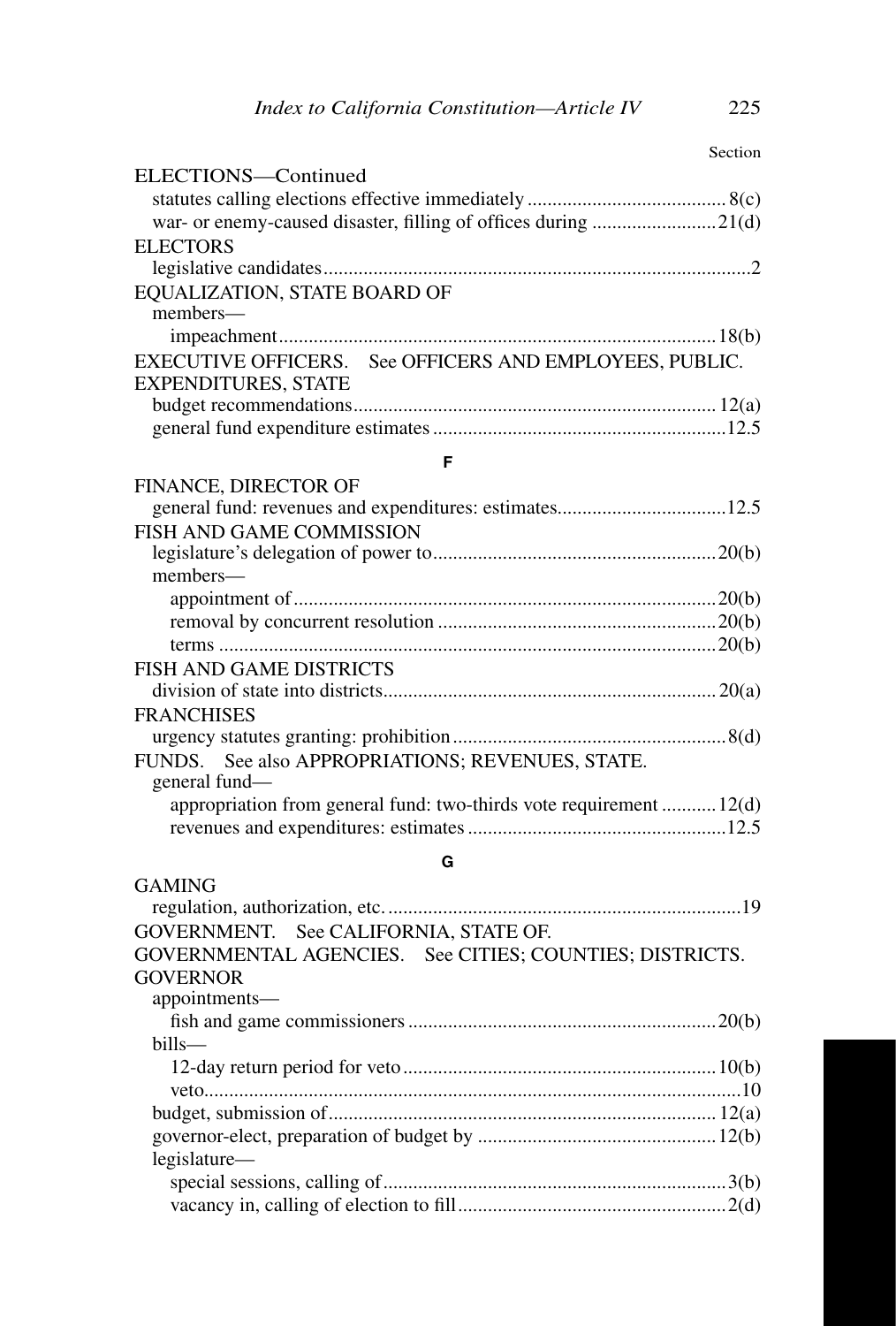Section

ELECTIONS—Continued
- statutes calling elections effective immediately .......... 8(c)
- war- or enemy-caused disaster, filling of offices during .......... 21(d)

ELECTORS
- legislative candidates .......... 2

EQUALIZATION, STATE BOARD OF
- members—
  - impeachment .......... 18(b)

EXECUTIVE OFFICERS. See OFFICERS AND EMPLOYEES, PUBLIC.

EXPENDITURES, STATE
- budget recommendations .......... 12(a)
- general fund expenditure estimates .......... 12.5

**F**

FINANCE, DIRECTOR OF
- general fund: revenues and expenditures: estimates .......... 12.5

FISH AND GAME COMMISSION
- legislature's delegation of power to .......... 20(b)
- members—
  - appointment of .......... 20(b)
  - removal by concurrent resolution .......... 20(b)
  - terms .......... 20(b)

FISH AND GAME DISTRICTS
- division of state into districts .......... 20(a)

FRANCHISES
- urgency statutes granting: prohibition .......... 8(d)

FUNDS. See also APPROPRIATIONS; REVENUES, STATE.
- general fund—
  - appropriation from general fund: two-thirds vote requirement .......... 12(d)
  - revenues and expenditures: estimates .......... 12.5

**G**

GAMING
- regulation, authorization, etc. .......... 19

GOVERNMENT. See CALIFORNIA, STATE OF.

GOVERNMENTAL AGENCIES. See CITIES; COUNTIES; DISTRICTS.

GOVERNOR
- appointments—
  - fish and game commissioners .......... 20(b)
- bills—
  - 12-day return period for veto .......... 10(b)
  - veto .......... 10
- budget, submission of .......... 12(a)
- governor-elect, preparation of budget by .......... 12(b)
- legislature—
  - special sessions, calling of .......... 3(b)
  - vacancy in, calling of election to fill .......... 2(d)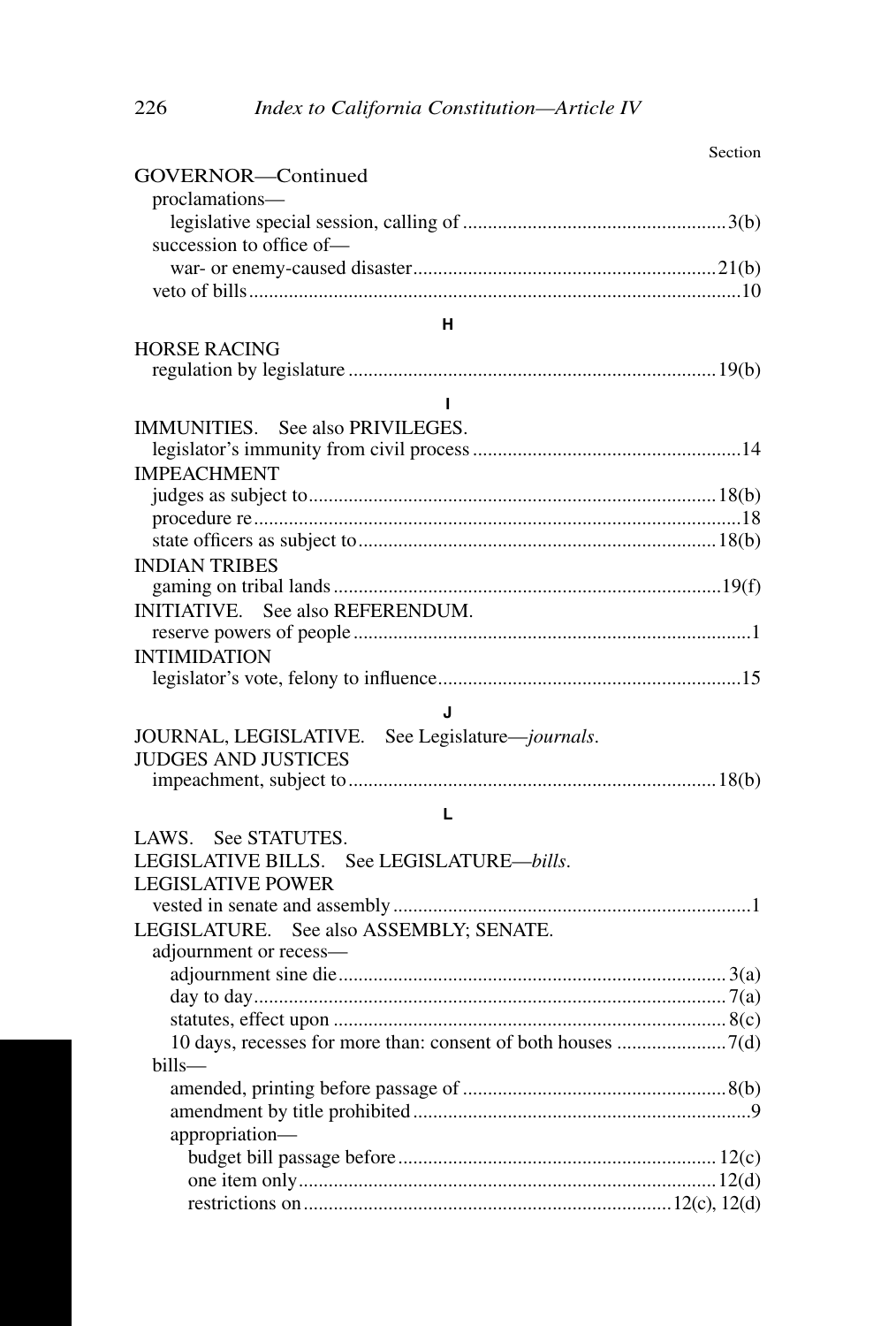Section

GOVERNOR—Continued
- proclamations—
  - legislative special session, calling of ....................................................3(b)
- succession to office of—
  - war- or enemy-caused disaster............................................................21(b)
- veto of bills.................................................................................................10

**H**

HORSE RACING
- regulation by legislature .........................................................................19(b)

**I**

IMMUNITIES. See also PRIVILEGES.
- legislator's immunity from civil process .....................................................14

IMPEACHMENT
- judges as subject to.................................................................................18(b)
- procedure re................................................................................................18
- state officers as subject to.......................................................................18(b)

INDIAN TRIBES
- gaming on tribal lands .............................................................................19(f)

INITIATIVE. See also REFERENDUM.
- reserve powers of people ..............................................................................1

INTIMIDATION
- legislator's vote, felony to influence............................................................15

**J**

JOURNAL, LEGISLATIVE. See Legislature—*journals*.

JUDGES AND JUSTICES
- impeachment, subject to.........................................................................18(b)

**L**

LAWS. See STATUTES.

LEGISLATIVE BILLS. See LEGISLATURE—*bills*.

LEGISLATIVE POWER
- vested in senate and assembly .......................................................................1

LEGISLATURE. See also ASSEMBLY; SENATE.
- adjournment or recess—
  - adjournment sine die.............................................................................3(a)
  - day to day..............................................................................................7(a)
  - statutes, effect upon ..............................................................................8(c)
  - 10 days, recesses for more than: consent of both houses ......................7(d)
- bills—
  - amended, printing before passage of ....................................................8(b)
  - amendment by title prohibited..................................................................9
  - appropriation—
    - budget bill passage before ..............................................................12(c)
    - one item only..................................................................................12(d)
    - restrictions on ........................................................................12(c), 12(d)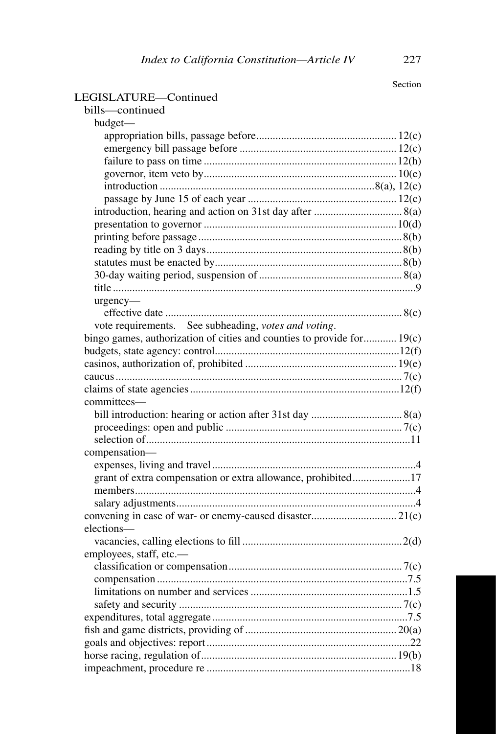Section

LEGISLATURE—Continued

- bills—continued
  - budget—
    - appropriation bills, passage before .................................................. 12(c)
    - emergency bill passage before ........................................................ 12(c)
    - failure to pass on time ..................................................................... 12(h)
    - governor, item veto by ..................................................................... 10(e)
    - introduction ............................................................................. 8(a), 12(c)
    - passage by June 15 of each year ...................................................... 12(c)
  - introduction, hearing and action on 31st day after ................................ 8(a)
  - presentation to governor ...................................................................... 10(d)
  - printing before passage .......................................................................... 8(b)
  - reading by title on 3 days ....................................................................... 8(b)
  - statutes must be enacted by .................................................................... 8(b)
  - 30-day waiting period, suspension of ..................................................... 8(a)
  - title ............................................................................................................. 9
  - urgency—
    - effective date ...................................................................................... 8(c)
  - vote requirements. See subheading, *votes and voting*.
- bingo games, authorization of cities and counties to provide for ............ 19(c)
- budgets, state agency: control ................................................................... 12(f)
- casinos, authorization of, prohibited ...................................................... 19(e)
- caucus ........................................................................................................ 7(c)
- claims of state agencies ........................................................................... 12(f)
- committees—
  - bill introduction: hearing or action after 31st day ................................. 8(a)
  - proceedings: open and public ................................................................ 7(c)
  - selection of .............................................................................................. 11
- compensation—
  - expenses, living and travel ......................................................................... 4
  - grant of extra compensation or extra allowance, prohibited ..................... 17
  - members ..................................................................................................... 4
  - salary adjustments ...................................................................................... 4
- convening in case of war- or enemy-caused disaster ............................... 21(c)
- elections—
  - vacancies, calling elections to fill .......................................................... 2(d)
- employees, staff, etc.—
  - classification or compensation ............................................................... 7(c)
  - compensation ........................................................................................... 7.5
  - limitations on number and services ......................................................... 1.5
  - safety and security ................................................................................. 7(c)
- expenditures, total aggregate ...................................................................... 7.5
- fish and game districts, providing of ....................................................... 20(a)
- goals and objectives: report ........................................................................ 22
- horse racing, regulation of ....................................................................... 19(b)
- impeachment, procedure re ......................................................................... 18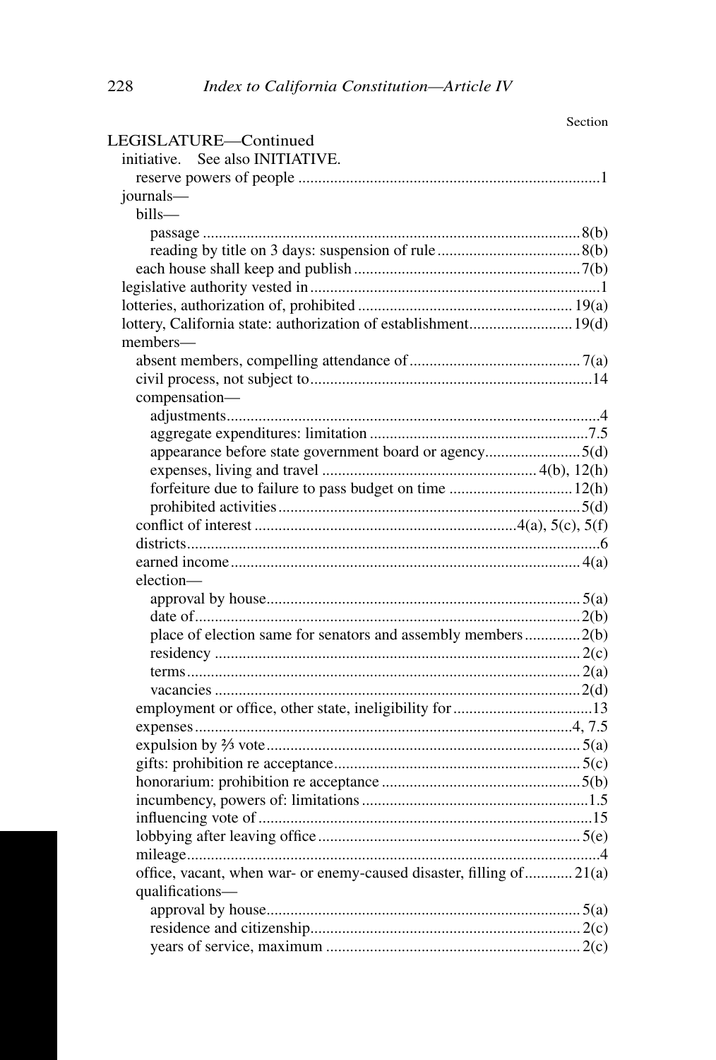Section

LEGISLATURE—Continued

- initiative. See also INITIATIVE.
  - reserve powers of people ... 1
- journals—
  - bills—
    - passage ... 8(b)
    - reading by title on 3 days: suspension of rule ... 8(b)
  - each house shall keep and publish ... 7(b)
- legislative authority vested in ... 1
- lotteries, authorization of, prohibited ... 19(a)
- lottery, California state: authorization of establishment ... 19(d)
- members—
  - absent members, compelling attendance of ... 7(a)
  - civil process, not subject to ... 14
  - compensation—
    - adjustments ... 4
    - aggregate expenditures: limitation ... 7.5
    - appearance before state government board or agency ... 5(d)
    - expenses, living and travel ... 4(b), 12(h)
    - forfeiture due to failure to pass budget on time ... 12(h)
    - prohibited activities ... 5(d)
  - conflict of interest ... 4(a), 5(c), 5(f)
  - districts ... 6
  - earned income ... 4(a)
  - election—
    - approval by house ... 5(a)
    - date of ... 2(b)
    - place of election same for senators and assembly members ... 2(b)
    - residency ... 2(c)
    - terms ... 2(a)
    - vacancies ... 2(d)
  - employment or office, other state, ineligibility for ... 13
  - expenses ... 4, 7.5
  - expulsion by ⅔ vote ... 5(a)
  - gifts: prohibition re acceptance ... 5(c)
  - honorarium: prohibition re acceptance ... 5(b)
  - incumbency, powers of: limitations ... 1.5
  - influencing vote of ... 15
  - lobbying after leaving office ... 5(e)
  - mileage ... 4
  - office, vacant, when war- or enemy-caused disaster, filling of ... 21(a)
  - qualifications—
    - approval by house ... 5(a)
    - residence and citizenship ... 2(c)
    - years of service, maximum ... 2(c)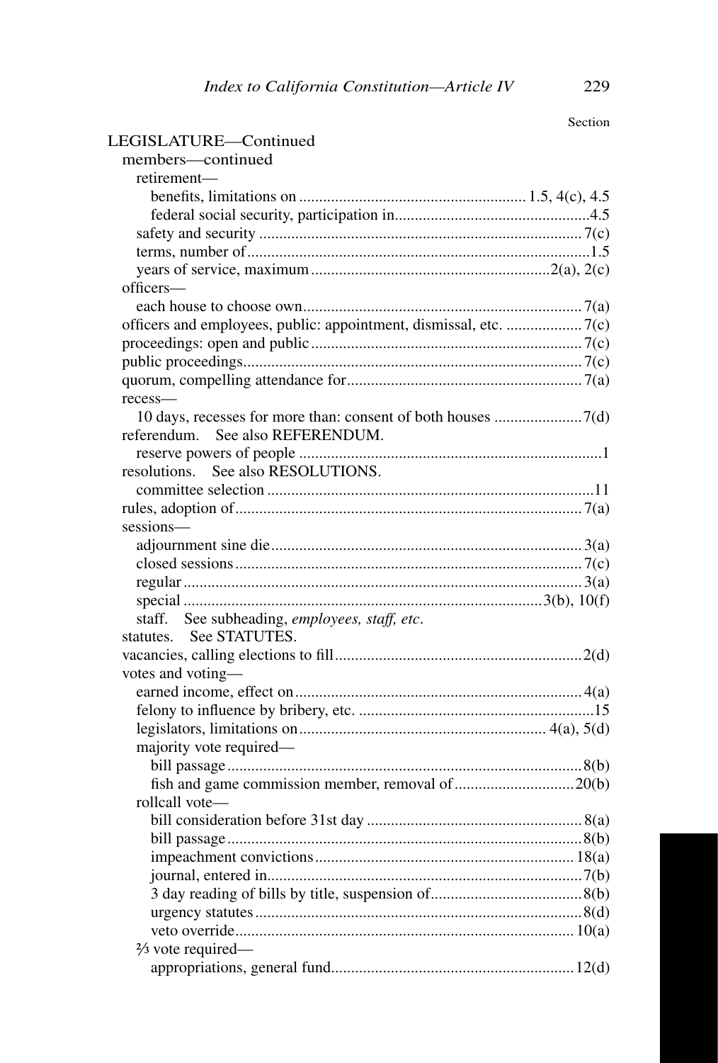Section

LEGISLATURE—Continued

- members—continued
  - retirement—
    - benefits, limitations on ........ 1.5, 4(c), 4.5
    - federal social security, participation in ........ 4.5
  - safety and security ........ 7(c)
  - terms, number of ........ 1.5
  - years of service, maximum ........ 2(a), 2(c)
- officers—
  - each house to choose own ........ 7(a)
- officers and employees, public: appointment, dismissal, etc. ........ 7(c)
- proceedings: open and public ........ 7(c)
- public proceedings ........ 7(c)
- quorum, compelling attendance for ........ 7(a)
- recess—
  - 10 days, recesses for more than: consent of both houses ........ 7(d)
- referendum. See also REFERENDUM.
  - reserve powers of people ........ 1
- resolutions. See also RESOLUTIONS.
  - committee selection ........ 11
- rules, adoption of ........ 7(a)
- sessions—
  - adjournment sine die ........ 3(a)
  - closed sessions ........ 7(c)
  - regular ........ 3(a)
  - special ........ 3(b), 10(f)
  - staff. See subheading, *employees, staff, etc*.
- statutes. See STATUTES.
- vacancies, calling elections to fill ........ 2(d)
- votes and voting—
  - earned income, effect on ........ 4(a)
  - felony to influence by bribery, etc. ........ 15
  - legislators, limitations on ........ 4(a), 5(d)
  - majority vote required—
    - bill passage ........ 8(b)
    - fish and game commission member, removal of ........ 20(b)
  - rollcall vote—
    - bill consideration before 31st day ........ 8(a)
    - bill passage ........ 8(b)
    - impeachment convictions ........ 18(a)
    - journal, entered in ........ 7(b)
    - 3 day reading of bills by title, suspension of ........ 8(b)
    - urgency statutes ........ 8(d)
    - veto override ........ 10(a)
  - ⅔ vote required—
    - appropriations, general fund ........ 12(d)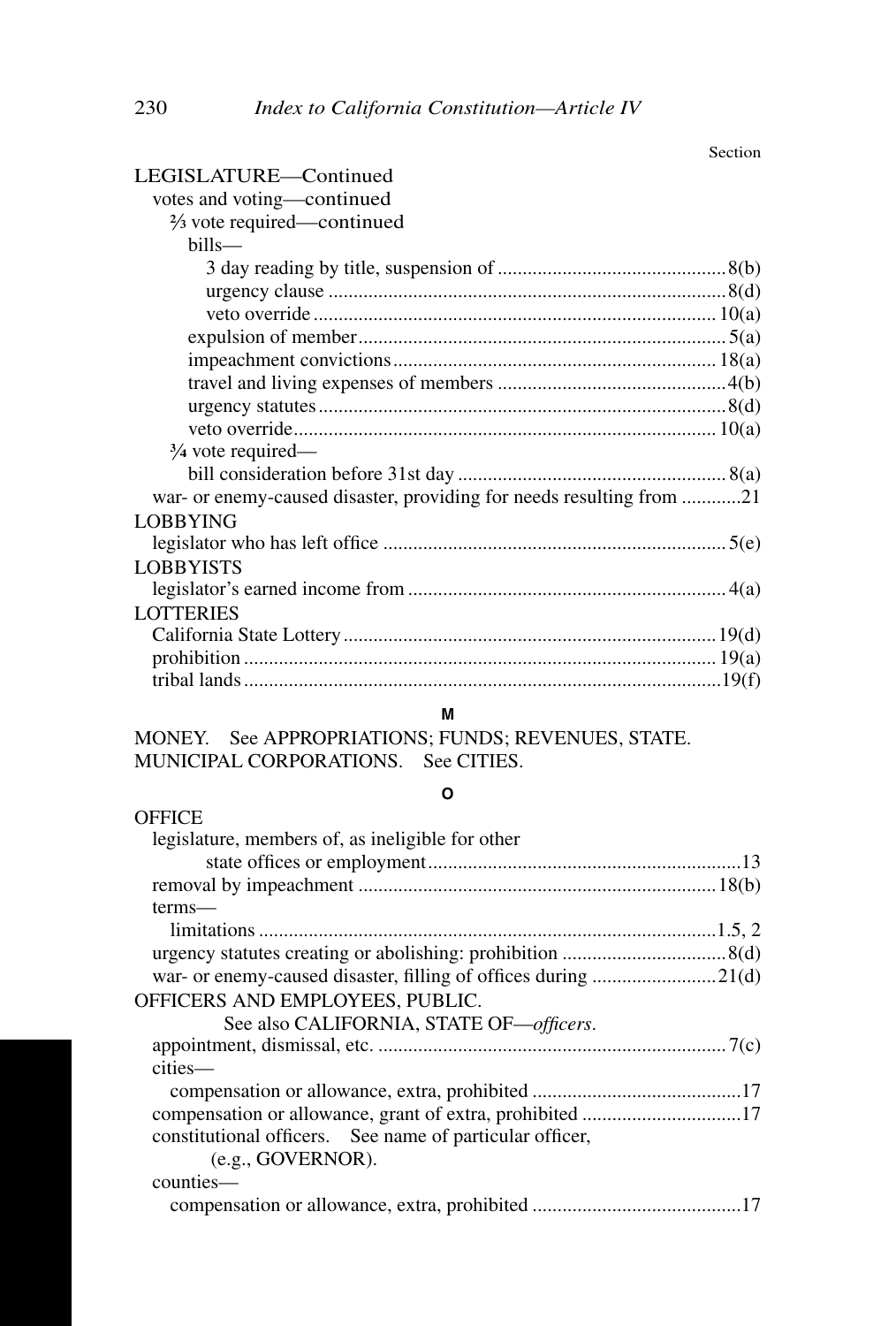Section

LEGISLATURE—Continued
- votes and voting—continued
  - ⅔ vote required—continued
    - bills—
      - 3 day reading by title, suspension of .......... 8(b)
      - urgency clause .......... 8(d)
      - veto override .......... 10(a)
    - expulsion of member .......... 5(a)
    - impeachment convictions .......... 18(a)
    - travel and living expenses of members .......... 4(b)
    - urgency statutes .......... 8(d)
    - veto override .......... 10(a)
  - ¾ vote required—
    - bill consideration before 31st day .......... 8(a)
- war- or enemy-caused disaster, providing for needs resulting from .......... 21

LOBBYING
- legislator who has left office .......... 5(e)

LOBBYISTS
- legislator's earned income from .......... 4(a)

LOTTERIES
- California State Lottery .......... 19(d)
- prohibition .......... 19(a)
- tribal lands .......... 19(f)

**M**

MONEY. See APPROPRIATIONS; FUNDS; REVENUES, STATE.
MUNICIPAL CORPORATIONS. See CITIES.

**O**

OFFICE
- legislature, members of, as ineligible for other state offices or employment .......... 13
- removal by impeachment .......... 18(b)
- terms—
  - limitations .......... 1.5, 2
- urgency statutes creating or abolishing: prohibition .......... 8(d)
- war- or enemy-caused disaster, filling of offices during .......... 21(d)

OFFICERS AND EMPLOYEES, PUBLIC.
See also CALIFORNIA, STATE OF—*officers*.
- appointment, dismissal, etc. .......... 7(c)
- cities—
  - compensation or allowance, extra, prohibited .......... 17
- compensation or allowance, grant of extra, prohibited .......... 17
- constitutional officers. See name of particular officer, (e.g., GOVERNOR).
- counties—
  - compensation or allowance, extra, prohibited .......... 17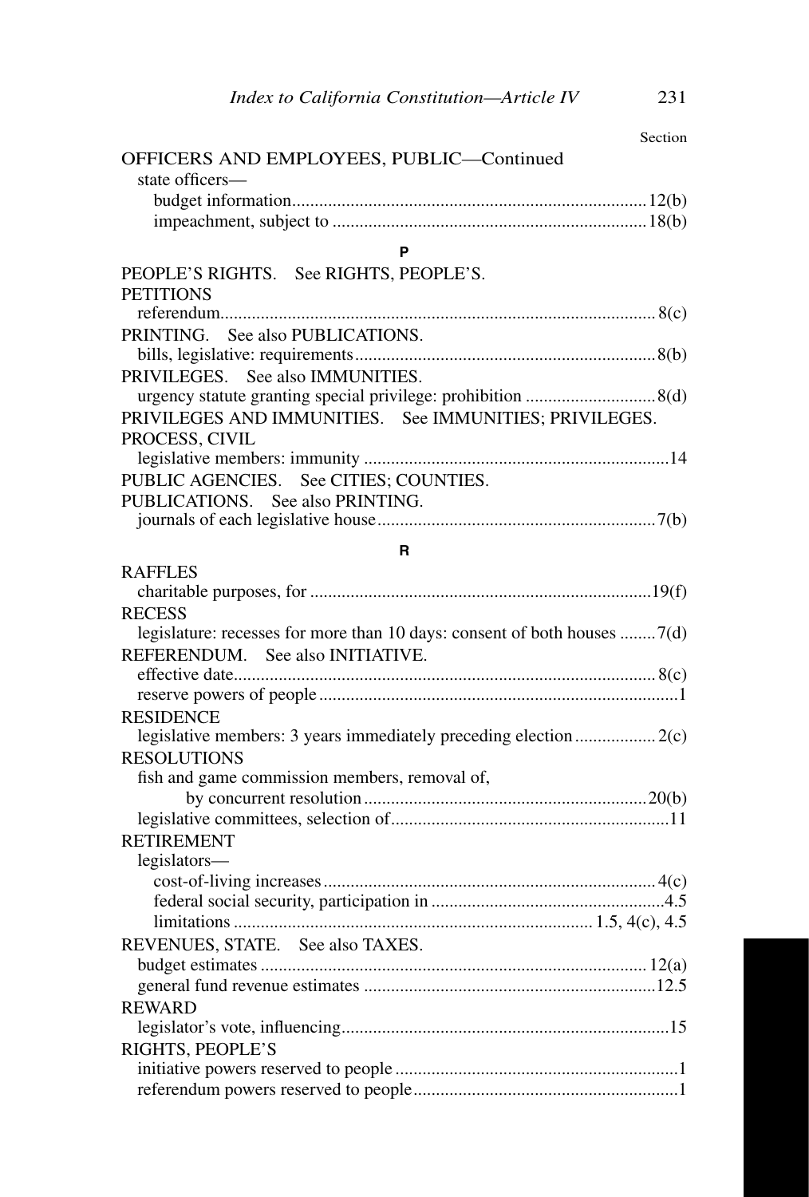Section

OFFICERS AND EMPLOYEES, PUBLIC—Continued

- state officers—
  - budget information .......... 12(b)
  - impeachment, subject to .......... 18(b)

**P**

PEOPLE'S RIGHTS. See RIGHTS, PEOPLE'S.

PETITIONS

- referendum .......... 8(c)

PRINTING. See also PUBLICATIONS.

- bills, legislative: requirements .......... 8(b)

PRIVILEGES. See also IMMUNITIES.

- urgency statute granting special privilege: prohibition .......... 8(d)

PRIVILEGES AND IMMUNITIES. See IMMUNITIES; PRIVILEGES.

PROCESS, CIVIL

- legislative members: immunity .......... 14

PUBLIC AGENCIES. See CITIES; COUNTIES.

PUBLICATIONS. See also PRINTING.

- journals of each legislative house .......... 7(b)

**R**

RAFFLES

- charitable purposes, for .......... 19(f)

RECESS

- legislature: recesses for more than 10 days: consent of both houses .......... 7(d)

REFERENDUM. See also INITIATIVE.

- effective date .......... 8(c)
- reserve powers of people .......... 1

RESIDENCE

- legislative members: 3 years immediately preceding election .......... 2(c)

RESOLUTIONS

- fish and game commission members, removal of, by concurrent resolution .......... 20(b)
- legislative committees, selection of .......... 11

RETIREMENT

- legislators—
  - cost-of-living increases .......... 4(c)
  - federal social security, participation in .......... 4.5
  - limitations .......... 1.5, 4(c), 4.5

REVENUES, STATE. See also TAXES.

- budget estimates .......... 12(a)
- general fund revenue estimates .......... 12.5

REWARD

- legislator's vote, influencing .......... 15

RIGHTS, PEOPLE'S

- initiative powers reserved to people .......... 1
- referendum powers reserved to people .......... 1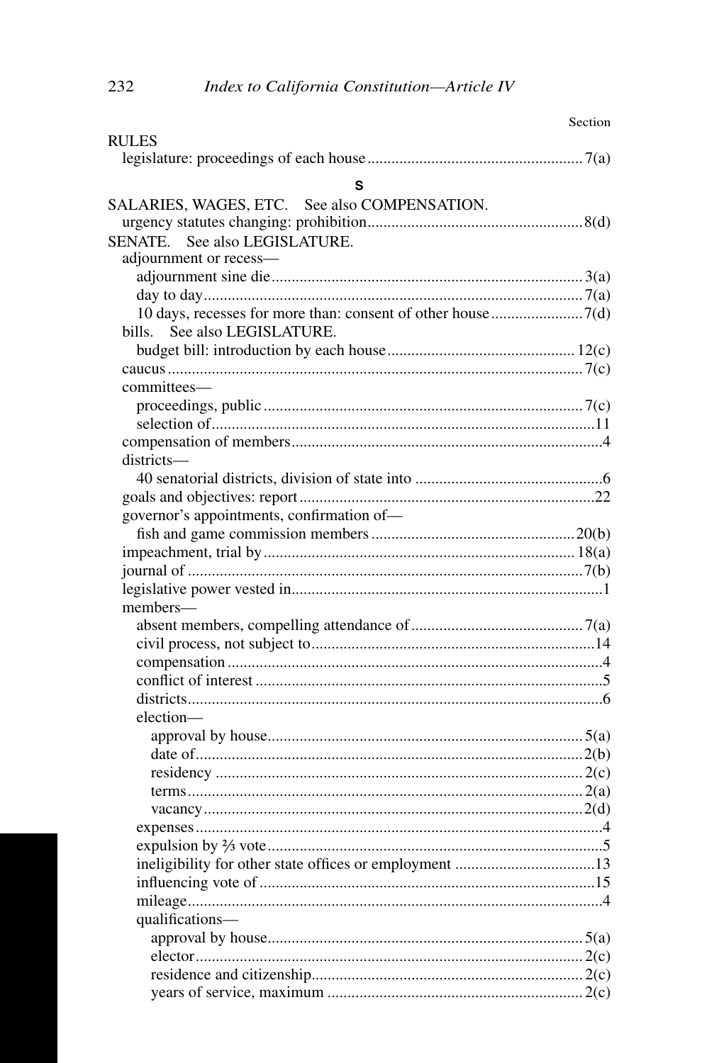Section

RULES
- legislature: proceedings of each house ...... 7(a)

### S

SALARIES, WAGES, ETC. See also COMPENSATION.
- urgency statutes changing: prohibition ...... 8(d)

SENATE. See also LEGISLATURE.
- adjournment or recess—
  - adjournment sine die ...... 3(a)
  - day to day ...... 7(a)
  - 10 days, recesses for more than: consent of other house ...... 7(d)
- bills. See also LEGISLATURE.
  - budget bill: introduction by each house ...... 12(c)
- caucus ...... 7(c)
- committees—
  - proceedings, public ...... 7(c)
  - selection of ...... 11
- compensation of members ...... 4
- districts—
  - 40 senatorial districts, division of state into ...... 6
- goals and objectives: report ...... 22
- governor's appointments, confirmation of—
  - fish and game commission members ...... 20(b)
- impeachment, trial by ...... 18(a)
- journal of ...... 7(b)
- legislative power vested in ...... 1
- members—
  - absent members, compelling attendance of ...... 7(a)
  - civil process, not subject to ...... 14
  - compensation ...... 4
  - conflict of interest ...... 5
  - districts ...... 6
  - election—
    - approval by house ...... 5(a)
    - date of ...... 2(b)
    - residency ...... 2(c)
    - terms ...... 2(a)
    - vacancy ...... 2(d)
  - expenses ...... 4
  - expulsion by ⅔ vote ...... 5
  - ineligibility for other state offices or employment ...... 13
  - influencing vote of ...... 15
  - mileage ...... 4
  - qualifications—
    - approval by house ...... 5(a)
    - elector ...... 2(c)
    - residence and citizenship ...... 2(c)
    - years of service, maximum ...... 2(c)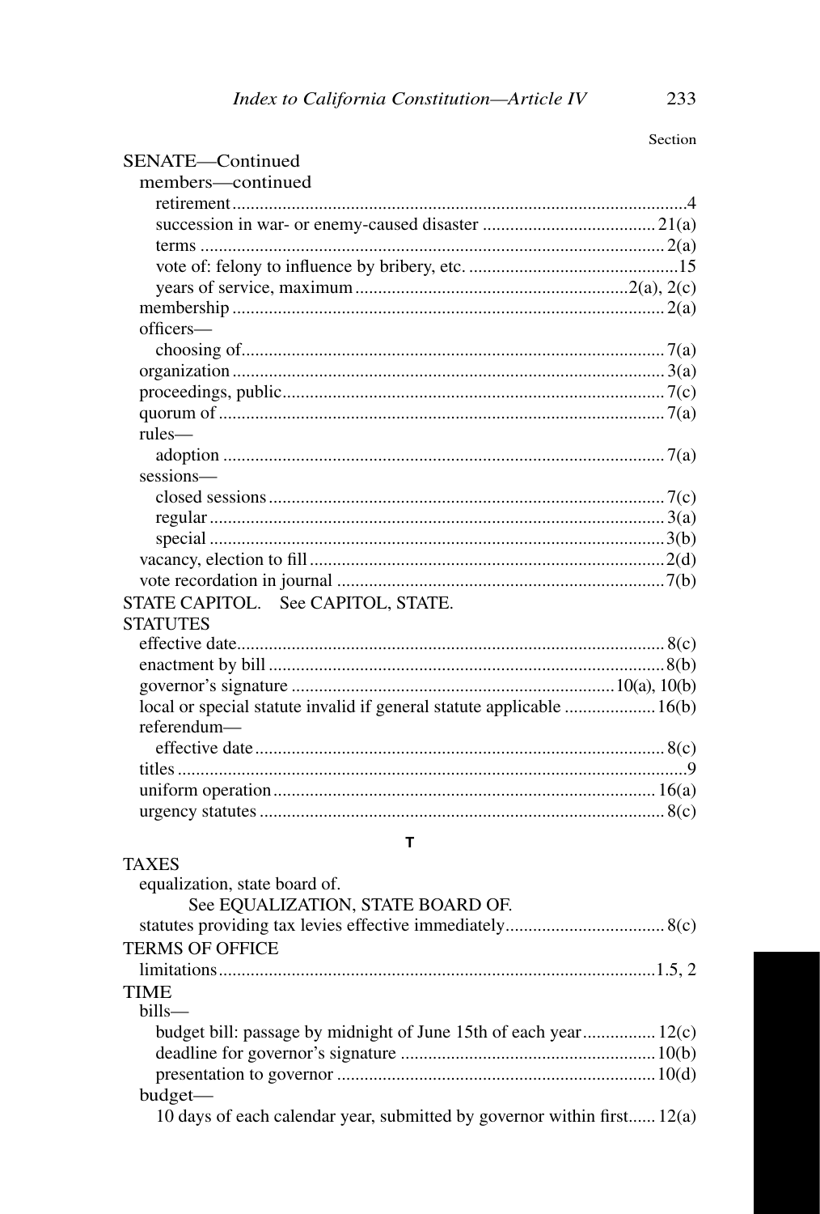Section

SENATE—Continued

- members—continued
  - retirement .... 4
  - succession in war- or enemy-caused disaster .... 21(a)
  - terms .... 2(a)
  - vote of: felony to influence by bribery, etc. .... 15
  - years of service, maximum .... 2(a), 2(c)
- membership .... 2(a)
- officers—
  - choosing of .... 7(a)
- organization .... 3(a)
- proceedings, public .... 7(c)
- quorum of .... 7(a)
- rules—
  - adoption .... 7(a)
- sessions—
  - closed sessions .... 7(c)
  - regular .... 3(a)
  - special .... 3(b)
- vacancy, election to fill .... 2(d)
- vote recordation in journal .... 7(b)

STATE CAPITOL. See CAPITOL, STATE.

STATUTES

- effective date .... 8(c)
- enactment by bill .... 8(b)
- governor's signature .... 10(a), 10(b)
- local or special statute invalid if general statute applicable .... 16(b)
- referendum—
  - effective date .... 8(c)
- titles .... 9
- uniform operation .... 16(a)
- urgency statutes .... 8(c)

## T

TAXES

- equalization, state board of.
  - See EQUALIZATION, STATE BOARD OF.
- statutes providing tax levies effective immediately .... 8(c)

TERMS OF OFFICE

- limitations .... 1.5, 2

TIME

- bills—
  - budget bill: passage by midnight of June 15th of each year .... 12(c)
  - deadline for governor's signature .... 10(b)
  - presentation to governor .... 10(d)
- budget—
  - 10 days of each calendar year, submitted by governor within first .... 12(a)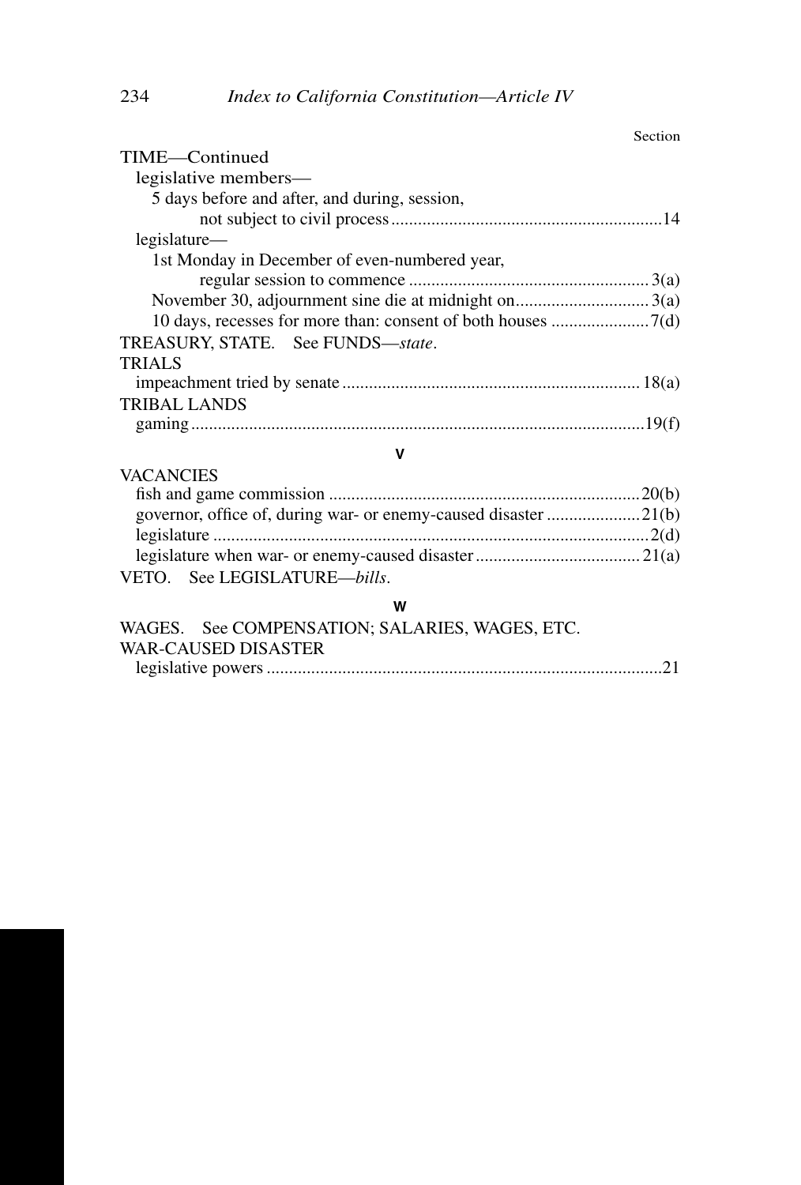Section

TIME—Continued

legislative members—

5 days before and after, and during, session, not subject to civil process ............................................................14

legislature—

1st Monday in December of even-numbered year, regular session to commence ...................................................... 3(a)

November 30, adjournment sine die at midnight on.............................. 3(a)

10 days, recesses for more than: consent of both houses ...................... 7(d)

TREASURY, STATE. See FUNDS—*state*.

TRIALS

impeachment tried by senate .................................................................. 18(a)

TRIBAL LANDS

gaming......................................................................................................19(f)

**V**

VACANCIES

fish and game commission ......................................................................20(b)

governor, office of, during war- or enemy-caused disaster .....................21(b)

legislature ..................................................................................................2(d)

legislature when war- or enemy-caused disaster..................................... 21(a)

VETO. See LEGISLATURE—*bills*.

**W**

WAGES. See COMPENSATION; SALARIES, WAGES, ETC.

WAR-CAUSED DISASTER

legislative powers ........................................................................................21